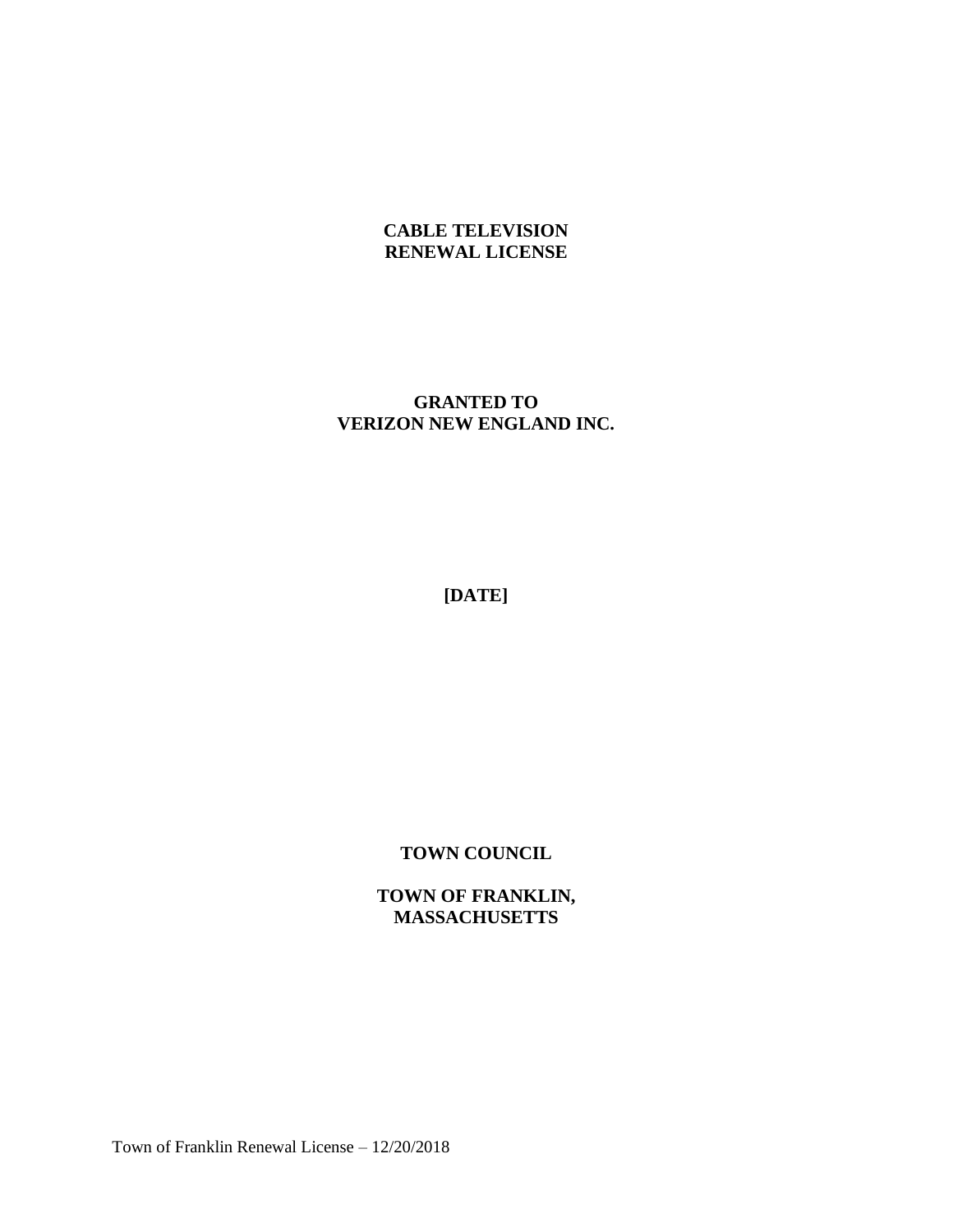# CABLE TELEVISION RENEWAL LICENSE

## GRANTED TO VERIZON NEW ENGLAND INC.

**[DATE]**

**TOWN COUNCIL**

**TOWN OF FRANKLIN, MASSACHUSETTS**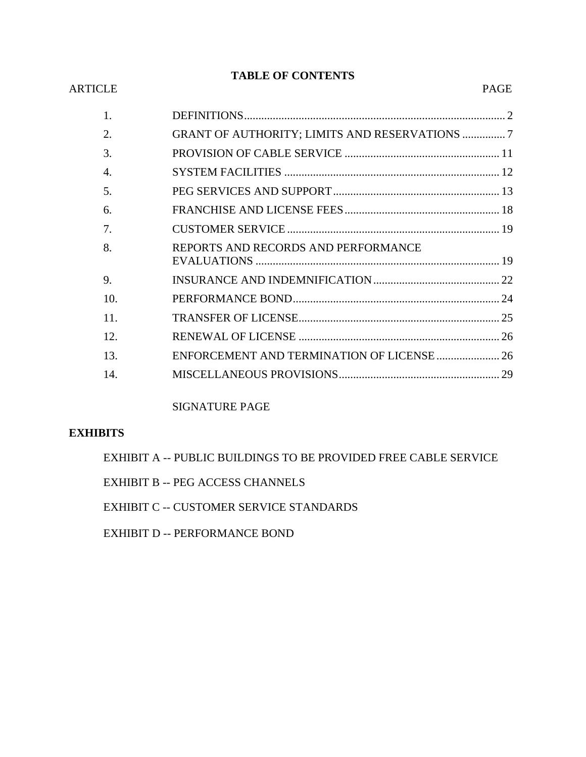# TABLE OF CONTENTS

| ARTICLE | | PAGE |
|---|---|---|
| 1. | DEFINITIONS | 2 |
| 2. | GRANT OF AUTHORITY; LIMITS AND RESERVATIONS | 7 |
| 3. | PROVISION OF CABLE SERVICE | 11 |
| 4. | SYSTEM FACILITIES | 12 |
| 5. | PEG SERVICES AND SUPPORT | 13 |
| 6. | FRANCHISE AND LICENSE FEES | 18 |
| 7. | CUSTOMER SERVICE | 19 |
| 8. | REPORTS AND RECORDS AND PERFORMANCE EVALUATIONS | 19 |
| 9. | INSURANCE AND INDEMNIFICATION | 22 |
| 10. | PERFORMANCE BOND | 24 |
| 11. | TRANSFER OF LICENSE | 25 |
| 12. | RENEWAL OF LICENSE | 26 |
| 13. | ENFORCEMENT AND TERMINATION OF LICENSE | 26 |
| 14. | MISCELLANEOUS PROVISIONS | 29 |
| | SIGNATURE PAGE | |

**EXHIBITS**

EXHIBIT A -- PUBLIC BUILDINGS TO BE PROVIDED FREE CABLE SERVICE

EXHIBIT B -- PEG ACCESS CHANNELS

EXHIBIT C -- CUSTOMER SERVICE STANDARDS

EXHIBIT D -- PERFORMANCE BOND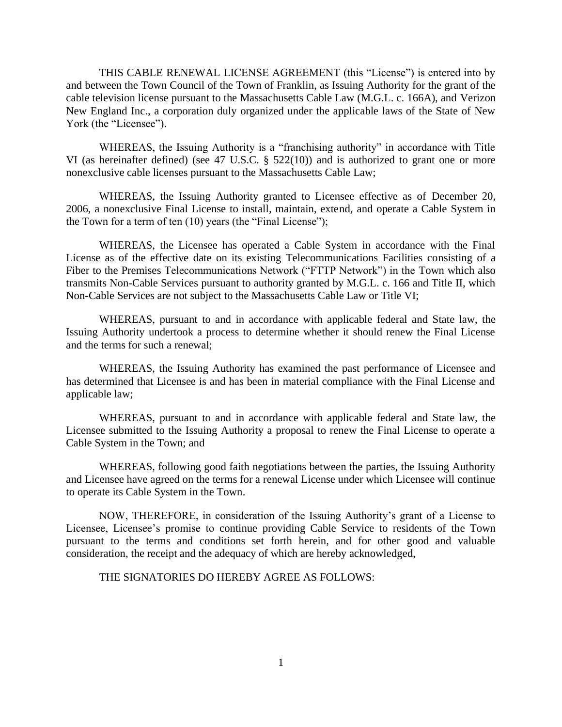THIS CABLE RENEWAL LICENSE AGREEMENT (this "License") is entered into by and between the Town Council of the Town of Franklin, as Issuing Authority for the grant of the cable television license pursuant to the Massachusetts Cable Law (M.G.L. c. 166A), and Verizon New England Inc., a corporation duly organized under the applicable laws of the State of New York (the "Licensee").

WHEREAS, the Issuing Authority is a "franchising authority" in accordance with Title VI (as hereinafter defined) (see 47 U.S.C. § 522(10)) and is authorized to grant one or more nonexclusive cable licenses pursuant to the Massachusetts Cable Law;

WHEREAS, the Issuing Authority granted to Licensee effective as of December 20, 2006, a nonexclusive Final License to install, maintain, extend, and operate a Cable System in the Town for a term of ten (10) years (the "Final License");

WHEREAS, the Licensee has operated a Cable System in accordance with the Final License as of the effective date on its existing Telecommunications Facilities consisting of a Fiber to the Premises Telecommunications Network ("FTTP Network") in the Town which also transmits Non-Cable Services pursuant to authority granted by M.G.L. c. 166 and Title II, which Non-Cable Services are not subject to the Massachusetts Cable Law or Title VI;

WHEREAS, pursuant to and in accordance with applicable federal and State law, the Issuing Authority undertook a process to determine whether it should renew the Final License and the terms for such a renewal;

WHEREAS, the Issuing Authority has examined the past performance of Licensee and has determined that Licensee is and has been in material compliance with the Final License and applicable law;

WHEREAS, pursuant to and in accordance with applicable federal and State law, the Licensee submitted to the Issuing Authority a proposal to renew the Final License to operate a Cable System in the Town; and

WHEREAS, following good faith negotiations between the parties, the Issuing Authority and Licensee have agreed on the terms for a renewal License under which Licensee will continue to operate its Cable System in the Town.

NOW, THEREFORE, in consideration of the Issuing Authority's grant of a License to Licensee, Licensee's promise to continue providing Cable Service to residents of the Town pursuant to the terms and conditions set forth herein, and for other good and valuable consideration, the receipt and the adequacy of which are hereby acknowledged,

THE SIGNATORIES DO HEREBY AGREE AS FOLLOWS: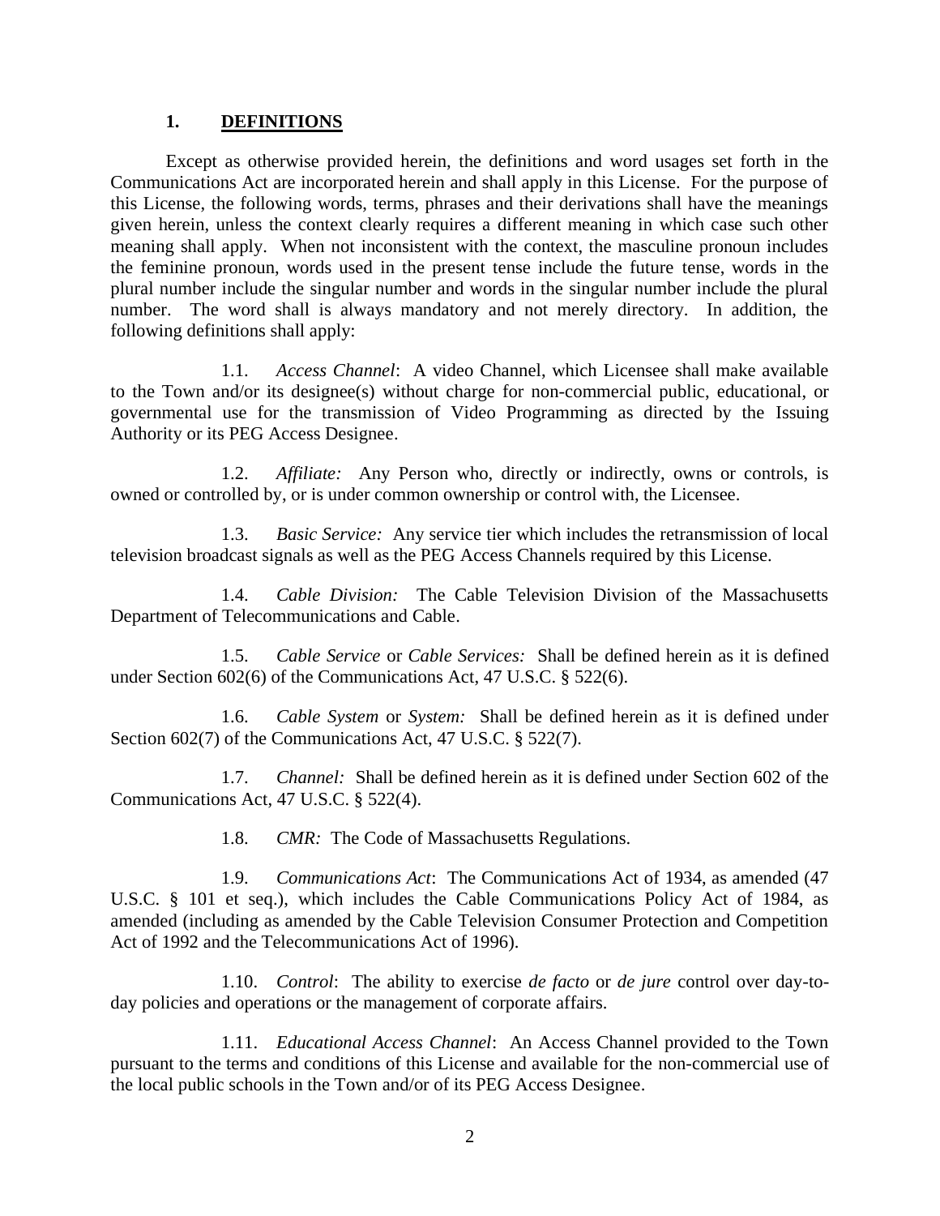## 1. <u>DEFINITIONS</u>

Except as otherwise provided herein, the definitions and word usages set forth in the Communications Act are incorporated herein and shall apply in this License. For the purpose of this License, the following words, terms, phrases and their derivations shall have the meanings given herein, unless the context clearly requires a different meaning in which case such other meaning shall apply. When not inconsistent with the context, the masculine pronoun includes the feminine pronoun, words used in the present tense include the future tense, words in the plural number include the singular number and words in the singular number include the plural number. The word shall is always mandatory and not merely directory. In addition, the following definitions shall apply:

1.1. *Access Channel*: A video Channel, which Licensee shall make available to the Town and/or its designee(s) without charge for non-commercial public, educational, or governmental use for the transmission of Video Programming as directed by the Issuing Authority or its PEG Access Designee.

1.2. *Affiliate:* Any Person who, directly or indirectly, owns or controls, is owned or controlled by, or is under common ownership or control with, the Licensee.

1.3. *Basic Service:* Any service tier which includes the retransmission of local television broadcast signals as well as the PEG Access Channels required by this License.

1.4. *Cable Division:* The Cable Television Division of the Massachusetts Department of Telecommunications and Cable.

1.5. *Cable Service* or *Cable Services:* Shall be defined herein as it is defined under Section 602(6) of the Communications Act, 47 U.S.C. § 522(6).

1.6. *Cable System* or *System:* Shall be defined herein as it is defined under Section 602(7) of the Communications Act, 47 U.S.C. § 522(7).

1.7. *Channel:* Shall be defined herein as it is defined under Section 602 of the Communications Act, 47 U.S.C. § 522(4).

1.8. *CMR:* The Code of Massachusetts Regulations.

1.9. *Communications Act*: The Communications Act of 1934, as amended (47 U.S.C. § 101 et seq.), which includes the Cable Communications Policy Act of 1984, as amended (including as amended by the Cable Television Consumer Protection and Competition Act of 1992 and the Telecommunications Act of 1996).

1.10. *Control*: The ability to exercise *de facto* or *de jure* control over day-to-day policies and operations or the management of corporate affairs.

1.11. *Educational Access Channel*: An Access Channel provided to the Town pursuant to the terms and conditions of this License and available for the non-commercial use of the local public schools in the Town and/or of its PEG Access Designee.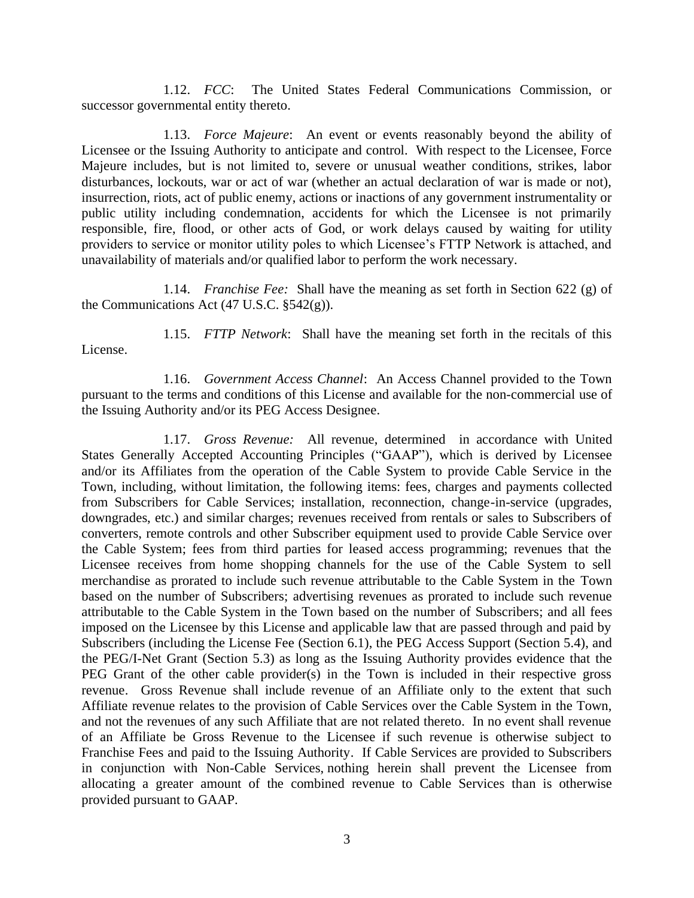1.12. *FCC*: The United States Federal Communications Commission, or successor governmental entity thereto.

1.13. *Force Majeure*: An event or events reasonably beyond the ability of Licensee or the Issuing Authority to anticipate and control. With respect to the Licensee, Force Majeure includes, but is not limited to, severe or unusual weather conditions, strikes, labor disturbances, lockouts, war or act of war (whether an actual declaration of war is made or not), insurrection, riots, act of public enemy, actions or inactions of any government instrumentality or public utility including condemnation, accidents for which the Licensee is not primarily responsible, fire, flood, or other acts of God, or work delays caused by waiting for utility providers to service or monitor utility poles to which Licensee's FTTP Network is attached, and unavailability of materials and/or qualified labor to perform the work necessary.

1.14. *Franchise Fee:* Shall have the meaning as set forth in Section 622 (g) of the Communications Act (47 U.S.C. §542(g)).

1.15. *FTTP Network*: Shall have the meaning set forth in the recitals of this License.

1.16. *Government Access Channel*: An Access Channel provided to the Town pursuant to the terms and conditions of this License and available for the non-commercial use of the Issuing Authority and/or its PEG Access Designee.

1.17. *Gross Revenue:* All revenue, determined in accordance with United States Generally Accepted Accounting Principles ("GAAP"), which is derived by Licensee and/or its Affiliates from the operation of the Cable System to provide Cable Service in the Town, including, without limitation, the following items: fees, charges and payments collected from Subscribers for Cable Services; installation, reconnection, change-in-service (upgrades, downgrades, etc.) and similar charges; revenues received from rentals or sales to Subscribers of converters, remote controls and other Subscriber equipment used to provide Cable Service over the Cable System; fees from third parties for leased access programming; revenues that the Licensee receives from home shopping channels for the use of the Cable System to sell merchandise as prorated to include such revenue attributable to the Cable System in the Town based on the number of Subscribers; advertising revenues as prorated to include such revenue attributable to the Cable System in the Town based on the number of Subscribers; and all fees imposed on the Licensee by this License and applicable law that are passed through and paid by Subscribers (including the License Fee (Section 6.1), the PEG Access Support (Section 5.4), and the PEG/I-Net Grant (Section 5.3) as long as the Issuing Authority provides evidence that the PEG Grant of the other cable provider(s) in the Town is included in their respective gross revenue. Gross Revenue shall include revenue of an Affiliate only to the extent that such Affiliate revenue relates to the provision of Cable Services over the Cable System in the Town, and not the revenues of any such Affiliate that are not related thereto. In no event shall revenue of an Affiliate be Gross Revenue to the Licensee if such revenue is otherwise subject to Franchise Fees and paid to the Issuing Authority. If Cable Services are provided to Subscribers in conjunction with Non-Cable Services, nothing herein shall prevent the Licensee from allocating a greater amount of the combined revenue to Cable Services than is otherwise provided pursuant to GAAP.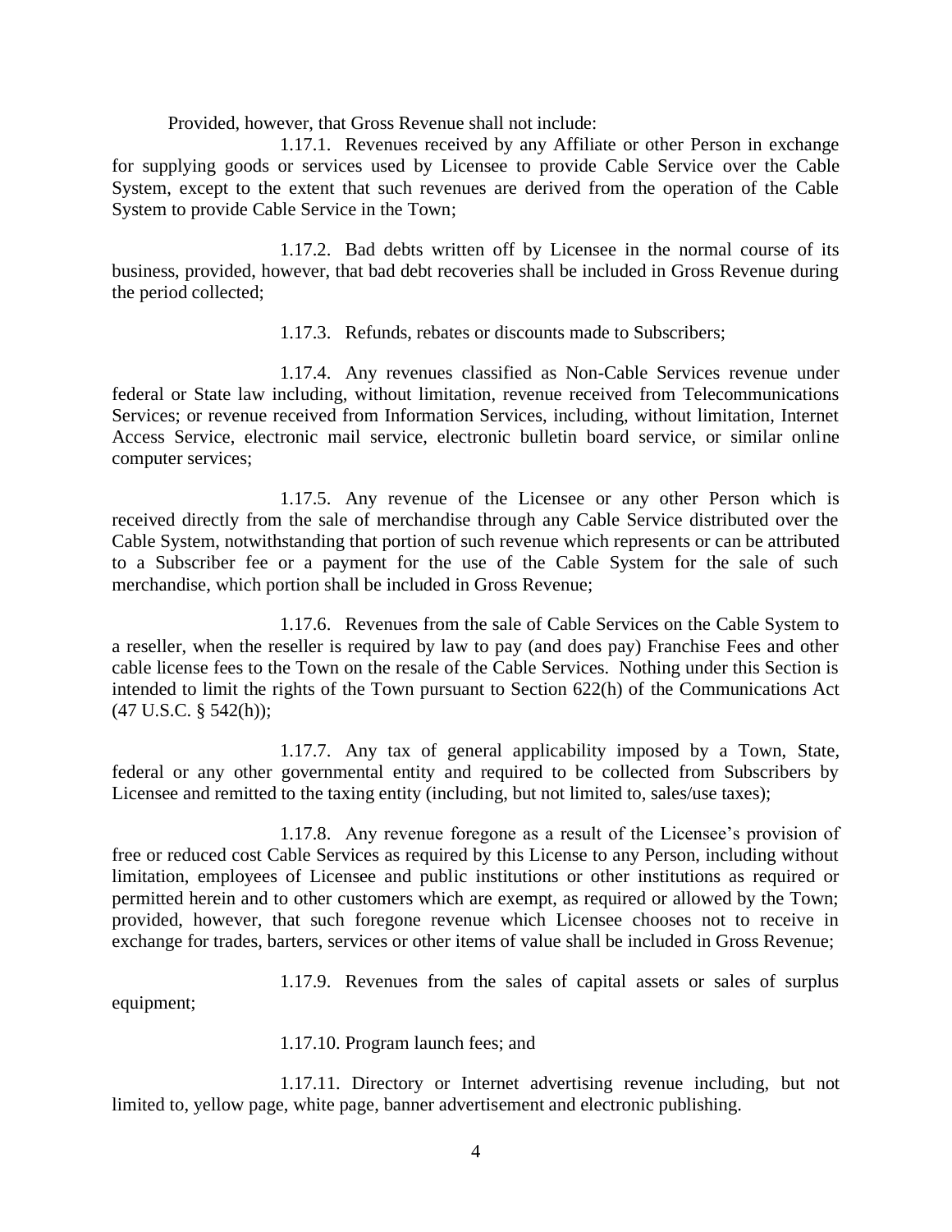Provided, however, that Gross Revenue shall not include:

1.17.1. Revenues received by any Affiliate or other Person in exchange for supplying goods or services used by Licensee to provide Cable Service over the Cable System, except to the extent that such revenues are derived from the operation of the Cable System to provide Cable Service in the Town;

1.17.2. Bad debts written off by Licensee in the normal course of its business, provided, however, that bad debt recoveries shall be included in Gross Revenue during the period collected;

1.17.3. Refunds, rebates or discounts made to Subscribers;

1.17.4. Any revenues classified as Non-Cable Services revenue under federal or State law including, without limitation, revenue received from Telecommunications Services; or revenue received from Information Services, including, without limitation, Internet Access Service, electronic mail service, electronic bulletin board service, or similar online computer services;

1.17.5. Any revenue of the Licensee or any other Person which is received directly from the sale of merchandise through any Cable Service distributed over the Cable System, notwithstanding that portion of such revenue which represents or can be attributed to a Subscriber fee or a payment for the use of the Cable System for the sale of such merchandise, which portion shall be included in Gross Revenue;

1.17.6. Revenues from the sale of Cable Services on the Cable System to a reseller, when the reseller is required by law to pay (and does pay) Franchise Fees and other cable license fees to the Town on the resale of the Cable Services. Nothing under this Section is intended to limit the rights of the Town pursuant to Section 622(h) of the Communications Act (47 U.S.C. § 542(h));

1.17.7. Any tax of general applicability imposed by a Town, State, federal or any other governmental entity and required to be collected from Subscribers by Licensee and remitted to the taxing entity (including, but not limited to, sales/use taxes);

1.17.8. Any revenue foregone as a result of the Licensee's provision of free or reduced cost Cable Services as required by this License to any Person, including without limitation, employees of Licensee and public institutions or other institutions as required or permitted herein and to other customers which are exempt, as required or allowed by the Town; provided, however, that such foregone revenue which Licensee chooses not to receive in exchange for trades, barters, services or other items of value shall be included in Gross Revenue;

1.17.9. Revenues from the sales of capital assets or sales of surplus equipment;

1.17.10. Program launch fees; and

1.17.11. Directory or Internet advertising revenue including, but not limited to, yellow page, white page, banner advertisement and electronic publishing.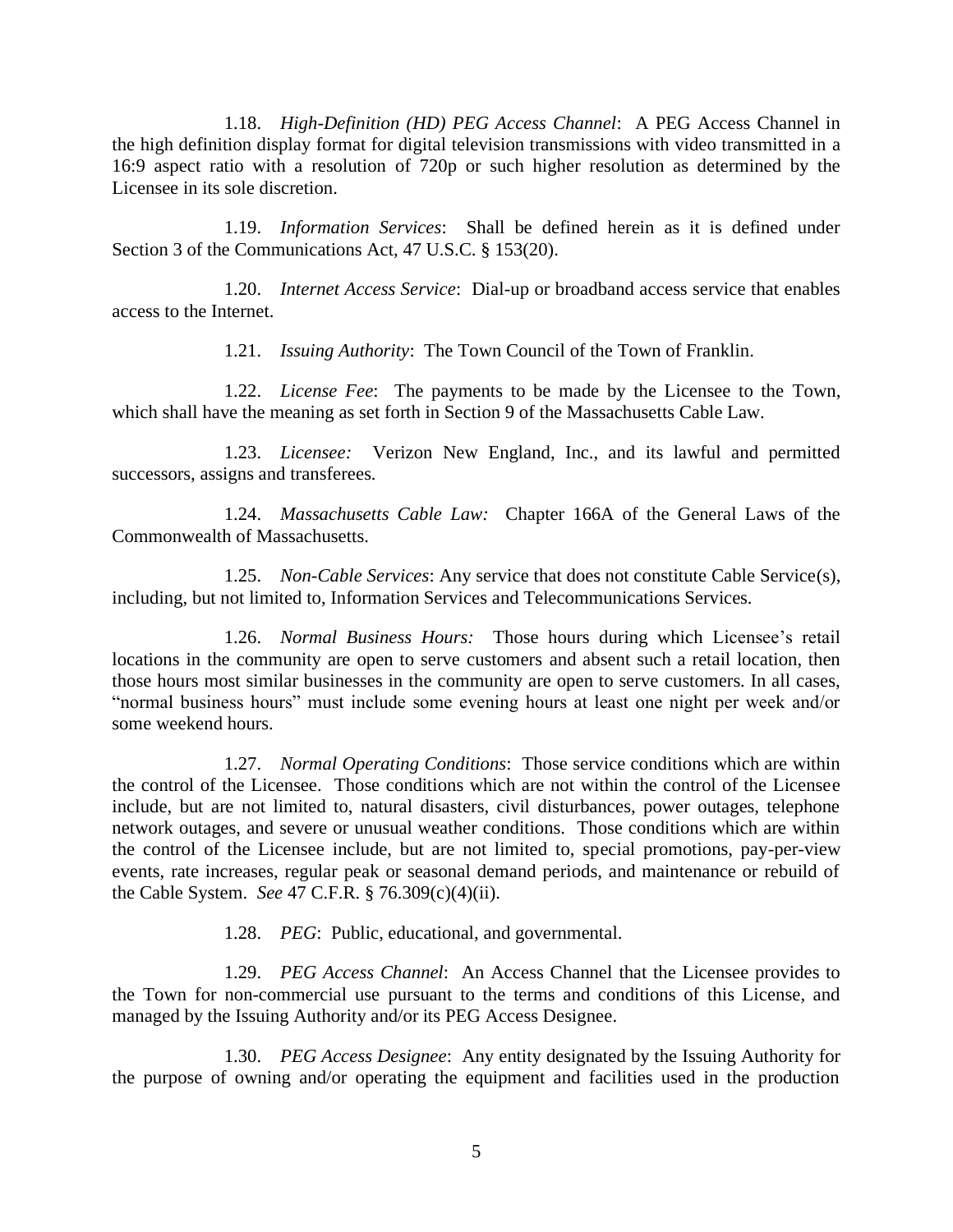1.18. *High-Definition (HD) PEG Access Channel*: A PEG Access Channel in the high definition display format for digital television transmissions with video transmitted in a 16:9 aspect ratio with a resolution of 720p or such higher resolution as determined by the Licensee in its sole discretion.

1.19. *Information Services*: Shall be defined herein as it is defined under Section 3 of the Communications Act, 47 U.S.C. § 153(20).

1.20. *Internet Access Service*: Dial-up or broadband access service that enables access to the Internet.

1.21. *Issuing Authority*: The Town Council of the Town of Franklin.

1.22. *License Fee*: The payments to be made by the Licensee to the Town, which shall have the meaning as set forth in Section 9 of the Massachusetts Cable Law.

1.23. *Licensee:* Verizon New England, Inc., and its lawful and permitted successors, assigns and transferees.

1.24. *Massachusetts Cable Law:* Chapter 166A of the General Laws of the Commonwealth of Massachusetts.

1.25. *Non-Cable Services*: Any service that does not constitute Cable Service(s), including, but not limited to, Information Services and Telecommunications Services.

1.26. *Normal Business Hours:* Those hours during which Licensee's retail locations in the community are open to serve customers and absent such a retail location, then those hours most similar businesses in the community are open to serve customers. In all cases, "normal business hours" must include some evening hours at least one night per week and/or some weekend hours.

1.27. *Normal Operating Conditions*: Those service conditions which are within the control of the Licensee. Those conditions which are not within the control of the Licensee include, but are not limited to, natural disasters, civil disturbances, power outages, telephone network outages, and severe or unusual weather conditions. Those conditions which are within the control of the Licensee include, but are not limited to, special promotions, pay-per-view events, rate increases, regular peak or seasonal demand periods, and maintenance or rebuild of the Cable System. *See* 47 C.F.R. § 76.309(c)(4)(ii).

1.28. *PEG*: Public, educational, and governmental.

1.29. *PEG Access Channel*: An Access Channel that the Licensee provides to the Town for non-commercial use pursuant to the terms and conditions of this License, and managed by the Issuing Authority and/or its PEG Access Designee.

1.30. *PEG Access Designee*: Any entity designated by the Issuing Authority for the purpose of owning and/or operating the equipment and facilities used in the production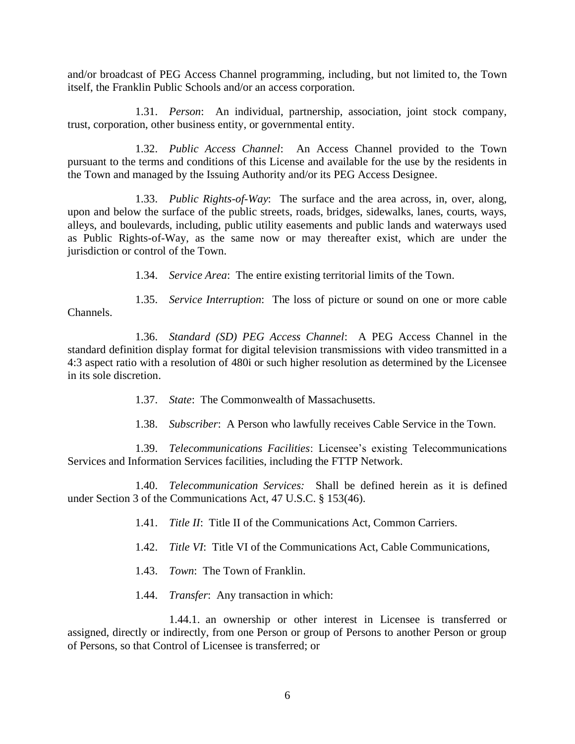and/or broadcast of PEG Access Channel programming, including, but not limited to, the Town itself, the Franklin Public Schools and/or an access corporation.

1.31. *Person*: An individual, partnership, association, joint stock company, trust, corporation, other business entity, or governmental entity.

1.32. *Public Access Channel*: An Access Channel provided to the Town pursuant to the terms and conditions of this License and available for the use by the residents in the Town and managed by the Issuing Authority and/or its PEG Access Designee.

1.33. *Public Rights-of-Way*: The surface and the area across, in, over, along, upon and below the surface of the public streets, roads, bridges, sidewalks, lanes, courts, ways, alleys, and boulevards, including, public utility easements and public lands and waterways used as Public Rights-of-Way, as the same now or may thereafter exist, which are under the jurisdiction or control of the Town.

1.34. *Service Area*: The entire existing territorial limits of the Town.

1.35. *Service Interruption*: The loss of picture or sound on one or more cable Channels.

1.36. *Standard (SD) PEG Access Channel*: A PEG Access Channel in the standard definition display format for digital television transmissions with video transmitted in a 4:3 aspect ratio with a resolution of 480i or such higher resolution as determined by the Licensee in its sole discretion.

1.37. *State*: The Commonwealth of Massachusetts.

1.38. *Subscriber*: A Person who lawfully receives Cable Service in the Town.

1.39. *Telecommunications Facilities*: Licensee's existing Telecommunications Services and Information Services facilities, including the FTTP Network.

1.40. *Telecommunication Services:* Shall be defined herein as it is defined under Section 3 of the Communications Act, 47 U.S.C. § 153(46).

1.41. *Title II*: Title II of the Communications Act, Common Carriers.

1.42. *Title VI*: Title VI of the Communications Act, Cable Communications,

1.43. *Town*: The Town of Franklin.

1.44. *Transfer*: Any transaction in which:

1.44.1. an ownership or other interest in Licensee is transferred or assigned, directly or indirectly, from one Person or group of Persons to another Person or group of Persons, so that Control of Licensee is transferred; or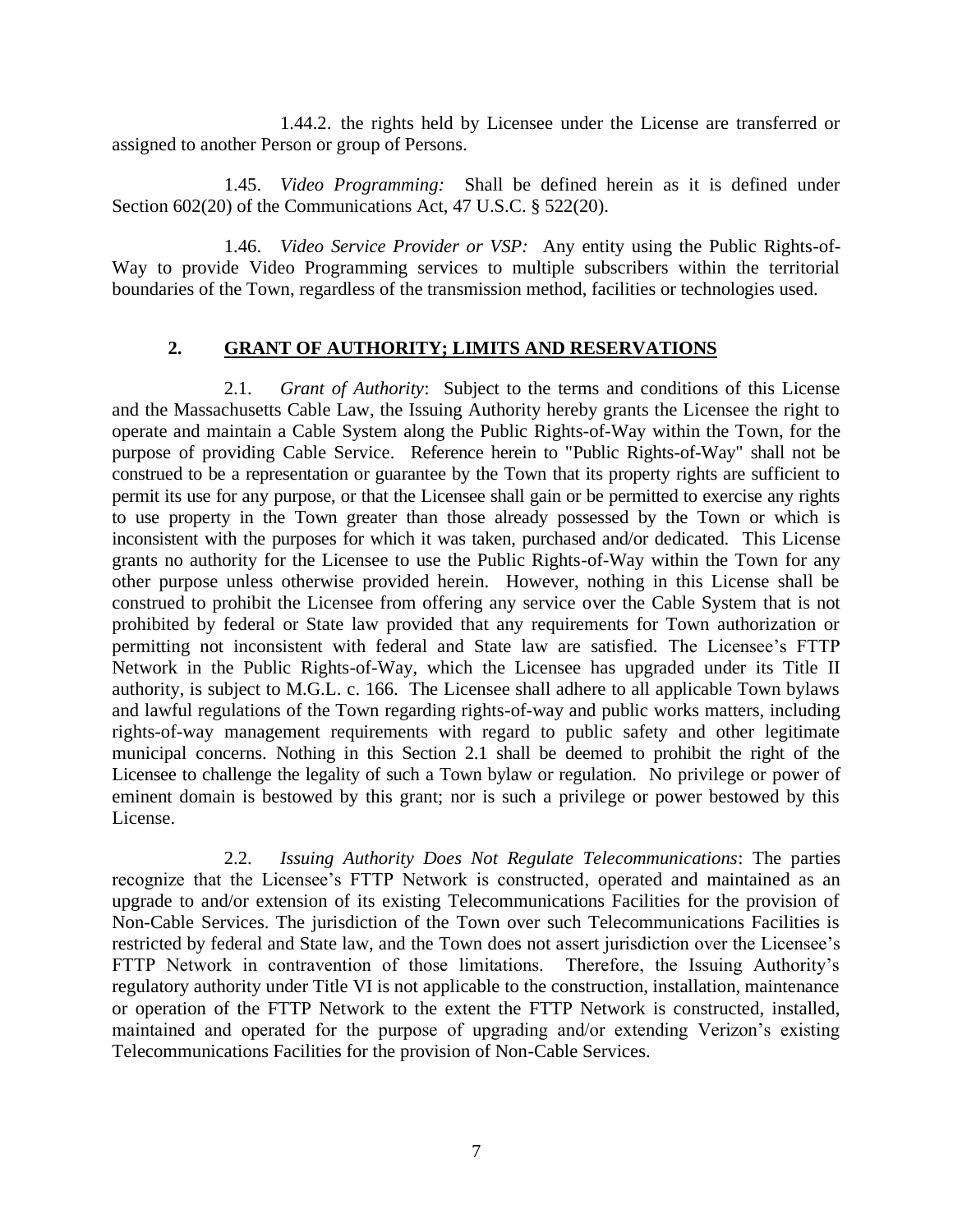1.44.2. the rights held by Licensee under the License are transferred or assigned to another Person or group of Persons.

1.45. *Video Programming:* Shall be defined herein as it is defined under Section 602(20) of the Communications Act, 47 U.S.C. § 522(20).

1.46. *Video Service Provider or VSP:* Any entity using the Public Rights-of-Way to provide Video Programming services to multiple subscribers within the territorial boundaries of the Town, regardless of the transmission method, facilities or technologies used.

## 2. GRANT OF AUTHORITY; LIMITS AND RESERVATIONS

2.1. *Grant of Authority*: Subject to the terms and conditions of this License and the Massachusetts Cable Law, the Issuing Authority hereby grants the Licensee the right to operate and maintain a Cable System along the Public Rights-of-Way within the Town, for the purpose of providing Cable Service. Reference herein to "Public Rights-of-Way" shall not be construed to be a representation or guarantee by the Town that its property rights are sufficient to permit its use for any purpose, or that the Licensee shall gain or be permitted to exercise any rights to use property in the Town greater than those already possessed by the Town or which is inconsistent with the purposes for which it was taken, purchased and/or dedicated. This License grants no authority for the Licensee to use the Public Rights-of-Way within the Town for any other purpose unless otherwise provided herein. However, nothing in this License shall be construed to prohibit the Licensee from offering any service over the Cable System that is not prohibited by federal or State law provided that any requirements for Town authorization or permitting not inconsistent with federal and State law are satisfied. The Licensee's FTTP Network in the Public Rights-of-Way, which the Licensee has upgraded under its Title II authority, is subject to M.G.L. c. 166. The Licensee shall adhere to all applicable Town bylaws and lawful regulations of the Town regarding rights-of-way and public works matters, including rights-of-way management requirements with regard to public safety and other legitimate municipal concerns. Nothing in this Section 2.1 shall be deemed to prohibit the right of the Licensee to challenge the legality of such a Town bylaw or regulation. No privilege or power of eminent domain is bestowed by this grant; nor is such a privilege or power bestowed by this License.

2.2. *Issuing Authority Does Not Regulate Telecommunications*: The parties recognize that the Licensee's FTTP Network is constructed, operated and maintained as an upgrade to and/or extension of its existing Telecommunications Facilities for the provision of Non-Cable Services. The jurisdiction of the Town over such Telecommunications Facilities is restricted by federal and State law, and the Town does not assert jurisdiction over the Licensee's FTTP Network in contravention of those limitations. Therefore, the Issuing Authority's regulatory authority under Title VI is not applicable to the construction, installation, maintenance or operation of the FTTP Network to the extent the FTTP Network is constructed, installed, maintained and operated for the purpose of upgrading and/or extending Verizon's existing Telecommunications Facilities for the provision of Non-Cable Services.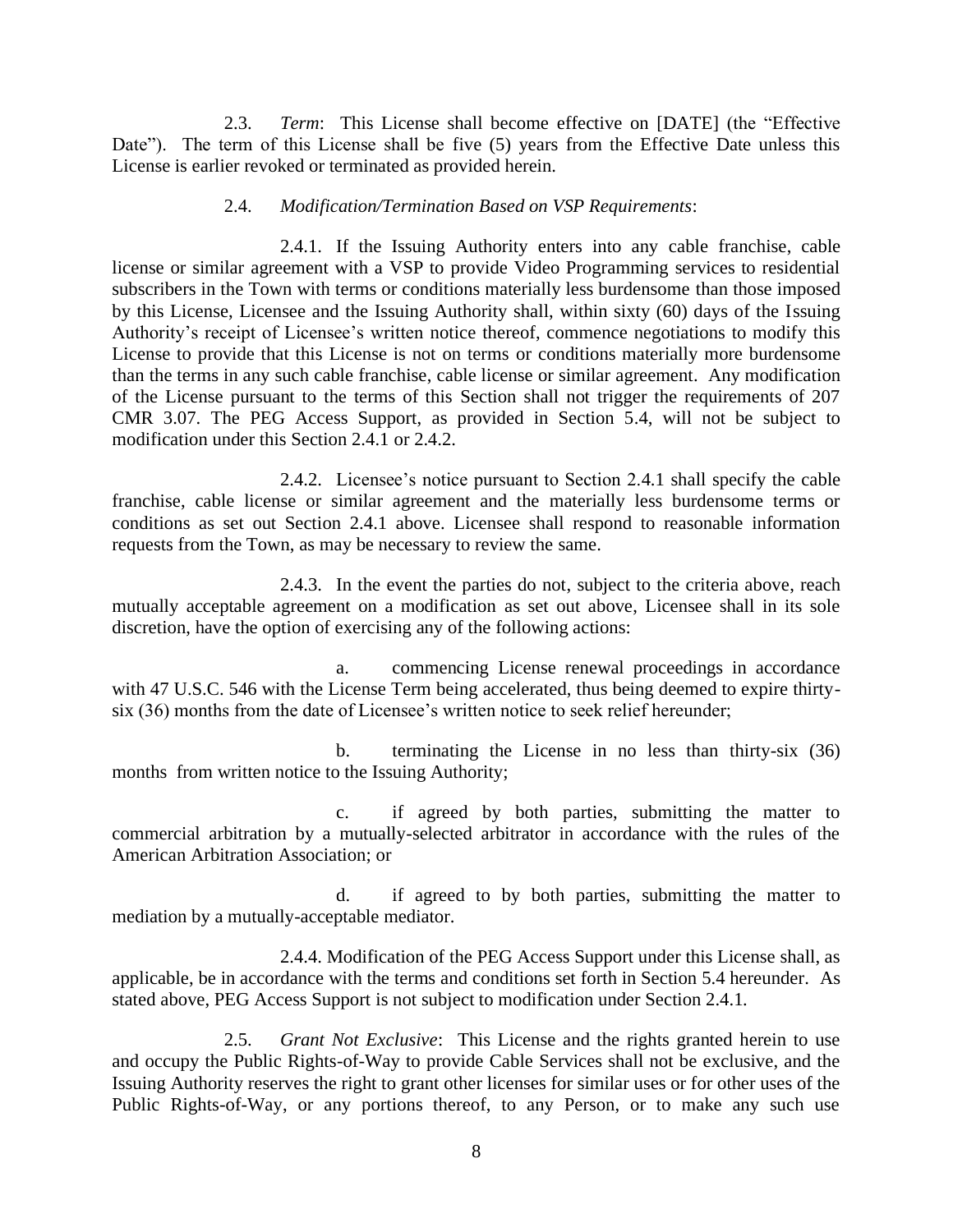2.3. *Term*: This License shall become effective on [DATE] (the "Effective Date"). The term of this License shall be five (5) years from the Effective Date unless this License is earlier revoked or terminated as provided herein.

2.4. *Modification/Termination Based on VSP Requirements*:

2.4.1. If the Issuing Authority enters into any cable franchise, cable license or similar agreement with a VSP to provide Video Programming services to residential subscribers in the Town with terms or conditions materially less burdensome than those imposed by this License, Licensee and the Issuing Authority shall, within sixty (60) days of the Issuing Authority's receipt of Licensee's written notice thereof, commence negotiations to modify this License to provide that this License is not on terms or conditions materially more burdensome than the terms in any such cable franchise, cable license or similar agreement. Any modification of the License pursuant to the terms of this Section shall not trigger the requirements of 207 CMR 3.07. The PEG Access Support, as provided in Section 5.4, will not be subject to modification under this Section 2.4.1 or 2.4.2.

2.4.2. Licensee's notice pursuant to Section 2.4.1 shall specify the cable franchise, cable license or similar agreement and the materially less burdensome terms or conditions as set out Section 2.4.1 above. Licensee shall respond to reasonable information requests from the Town, as may be necessary to review the same.

2.4.3. In the event the parties do not, subject to the criteria above, reach mutually acceptable agreement on a modification as set out above, Licensee shall in its sole discretion, have the option of exercising any of the following actions:

a. commencing License renewal proceedings in accordance with 47 U.S.C. 546 with the License Term being accelerated, thus being deemed to expire thirty-six (36) months from the date of Licensee's written notice to seek relief hereunder;

b. terminating the License in no less than thirty-six (36) months from written notice to the Issuing Authority;

c. if agreed by both parties, submitting the matter to commercial arbitration by a mutually-selected arbitrator in accordance with the rules of the American Arbitration Association; or

d. if agreed to by both parties, submitting the matter to mediation by a mutually-acceptable mediator.

2.4.4. Modification of the PEG Access Support under this License shall, as applicable, be in accordance with the terms and conditions set forth in Section 5.4 hereunder. As stated above, PEG Access Support is not subject to modification under Section 2.4.1.

2.5. *Grant Not Exclusive*: This License and the rights granted herein to use and occupy the Public Rights-of-Way to provide Cable Services shall not be exclusive, and the Issuing Authority reserves the right to grant other licenses for similar uses or for other uses of the Public Rights-of-Way, or any portions thereof, to any Person, or to make any such use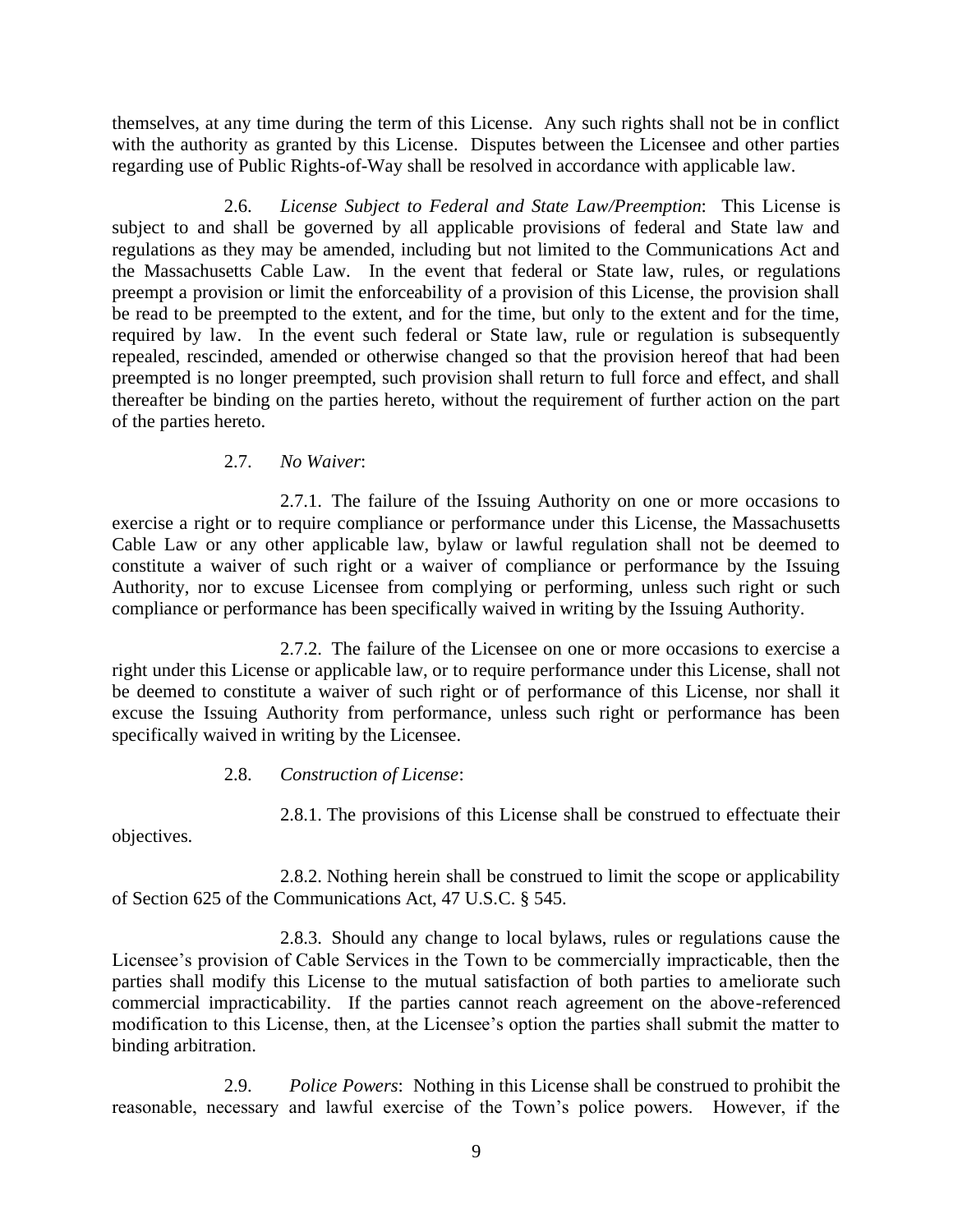themselves, at any time during the term of this License. Any such rights shall not be in conflict with the authority as granted by this License. Disputes between the Licensee and other parties regarding use of Public Rights-of-Way shall be resolved in accordance with applicable law.

2.6. *License Subject to Federal and State Law/Preemption*: This License is subject to and shall be governed by all applicable provisions of federal and State law and regulations as they may be amended, including but not limited to the Communications Act and the Massachusetts Cable Law. In the event that federal or State law, rules, or regulations preempt a provision or limit the enforceability of a provision of this License, the provision shall be read to be preempted to the extent, and for the time, but only to the extent and for the time, required by law. In the event such federal or State law, rule or regulation is subsequently repealed, rescinded, amended or otherwise changed so that the provision hereof that had been preempted is no longer preempted, such provision shall return to full force and effect, and shall thereafter be binding on the parties hereto, without the requirement of further action on the part of the parties hereto.

2.7. *No Waiver*:

2.7.1. The failure of the Issuing Authority on one or more occasions to exercise a right or to require compliance or performance under this License, the Massachusetts Cable Law or any other applicable law, bylaw or lawful regulation shall not be deemed to constitute a waiver of such right or a waiver of compliance or performance by the Issuing Authority, nor to excuse Licensee from complying or performing, unless such right or such compliance or performance has been specifically waived in writing by the Issuing Authority.

2.7.2. The failure of the Licensee on one or more occasions to exercise a right under this License or applicable law, or to require performance under this License, shall not be deemed to constitute a waiver of such right or of performance of this License, nor shall it excuse the Issuing Authority from performance, unless such right or performance has been specifically waived in writing by the Licensee.

2.8. *Construction of License*:

2.8.1. The provisions of this License shall be construed to effectuate their objectives.

2.8.2. Nothing herein shall be construed to limit the scope or applicability of Section 625 of the Communications Act, 47 U.S.C. § 545.

2.8.3. Should any change to local bylaws, rules or regulations cause the Licensee's provision of Cable Services in the Town to be commercially impracticable, then the parties shall modify this License to the mutual satisfaction of both parties to ameliorate such commercial impracticability. If the parties cannot reach agreement on the above-referenced modification to this License, then, at the Licensee's option the parties shall submit the matter to binding arbitration.

2.9. *Police Powers*: Nothing in this License shall be construed to prohibit the reasonable, necessary and lawful exercise of the Town's police powers. However, if the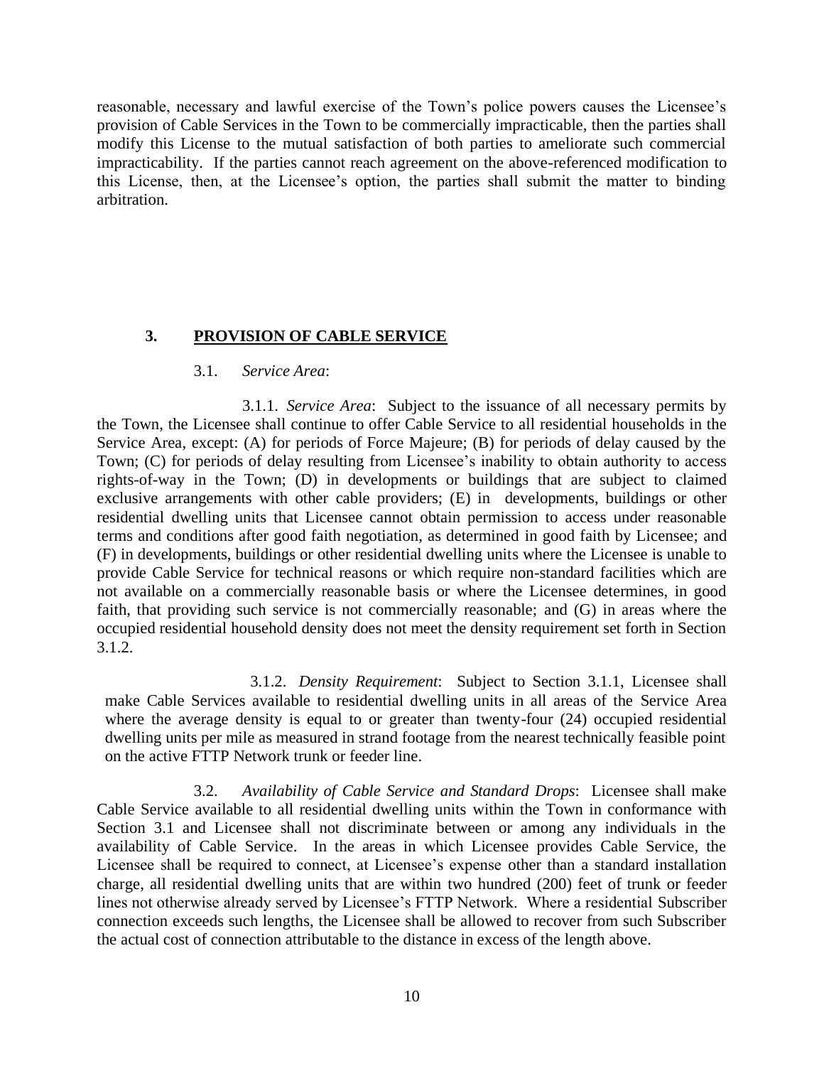reasonable, necessary and lawful exercise of the Town's police powers causes the Licensee's provision of Cable Services in the Town to be commercially impracticable, then the parties shall modify this License to the mutual satisfaction of both parties to ameliorate such commercial impracticability. If the parties cannot reach agreement on the above-referenced modification to this License, then, at the Licensee's option, the parties shall submit the matter to binding arbitration.

## 3. PROVISION OF CABLE SERVICE

3.1. *Service Area*:

3.1.1. *Service Area*: Subject to the issuance of all necessary permits by the Town, the Licensee shall continue to offer Cable Service to all residential households in the Service Area, except: (A) for periods of Force Majeure; (B) for periods of delay caused by the Town; (C) for periods of delay resulting from Licensee's inability to obtain authority to access rights-of-way in the Town; (D) in developments or buildings that are subject to claimed exclusive arrangements with other cable providers; (E) in developments, buildings or other residential dwelling units that Licensee cannot obtain permission to access under reasonable terms and conditions after good faith negotiation, as determined in good faith by Licensee; and (F) in developments, buildings or other residential dwelling units where the Licensee is unable to provide Cable Service for technical reasons or which require non-standard facilities which are not available on a commercially reasonable basis or where the Licensee determines, in good faith, that providing such service is not commercially reasonable; and (G) in areas where the occupied residential household density does not meet the density requirement set forth in Section 3.1.2.

3.1.2. *Density Requirement*: Subject to Section 3.1.1, Licensee shall make Cable Services available to residential dwelling units in all areas of the Service Area where the average density is equal to or greater than twenty-four (24) occupied residential dwelling units per mile as measured in strand footage from the nearest technically feasible point on the active FTTP Network trunk or feeder line.

3.2. *Availability of Cable Service and Standard Drops*: Licensee shall make Cable Service available to all residential dwelling units within the Town in conformance with Section 3.1 and Licensee shall not discriminate between or among any individuals in the availability of Cable Service. In the areas in which Licensee provides Cable Service, the Licensee shall be required to connect, at Licensee's expense other than a standard installation charge, all residential dwelling units that are within two hundred (200) feet of trunk or feeder lines not otherwise already served by Licensee's FTTP Network. Where a residential Subscriber connection exceeds such lengths, the Licensee shall be allowed to recover from such Subscriber the actual cost of connection attributable to the distance in excess of the length above.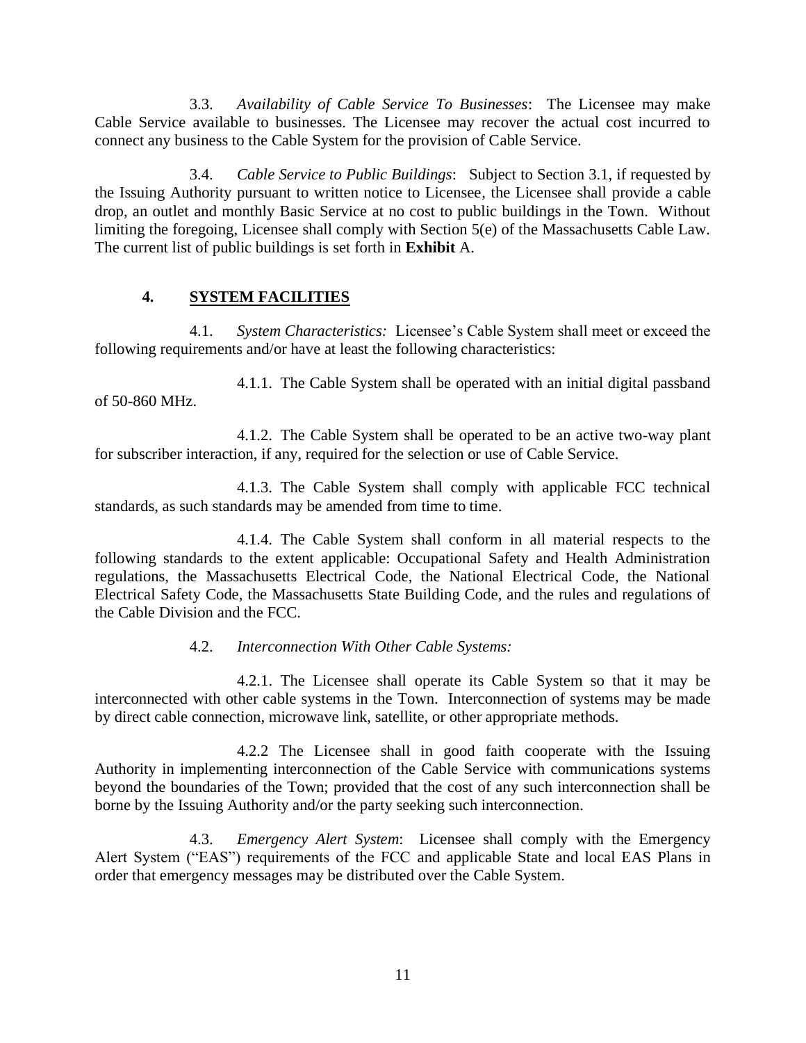3.3. *Availability of Cable Service To Businesses*: The Licensee may make Cable Service available to businesses. The Licensee may recover the actual cost incurred to connect any business to the Cable System for the provision of Cable Service.

3.4. *Cable Service to Public Buildings*: Subject to Section 3.1, if requested by the Issuing Authority pursuant to written notice to Licensee, the Licensee shall provide a cable drop, an outlet and monthly Basic Service at no cost to public buildings in the Town. Without limiting the foregoing, Licensee shall comply with Section 5(e) of the Massachusetts Cable Law. The current list of public buildings is set forth in **Exhibit** A.

## 4. SYSTEM FACILITIES

4.1. *System Characteristics:* Licensee's Cable System shall meet or exceed the following requirements and/or have at least the following characteristics:

4.1.1. The Cable System shall be operated with an initial digital passband of 50-860 MHz.

4.1.2. The Cable System shall be operated to be an active two-way plant for subscriber interaction, if any, required for the selection or use of Cable Service.

4.1.3. The Cable System shall comply with applicable FCC technical standards, as such standards may be amended from time to time.

4.1.4. The Cable System shall conform in all material respects to the following standards to the extent applicable: Occupational Safety and Health Administration regulations, the Massachusetts Electrical Code, the National Electrical Code, the National Electrical Safety Code, the Massachusetts State Building Code, and the rules and regulations of the Cable Division and the FCC.

4.2. *Interconnection With Other Cable Systems:*

4.2.1. The Licensee shall operate its Cable System so that it may be interconnected with other cable systems in the Town. Interconnection of systems may be made by direct cable connection, microwave link, satellite, or other appropriate methods.

4.2.2 The Licensee shall in good faith cooperate with the Issuing Authority in implementing interconnection of the Cable Service with communications systems beyond the boundaries of the Town; provided that the cost of any such interconnection shall be borne by the Issuing Authority and/or the party seeking such interconnection.

4.3. *Emergency Alert System*: Licensee shall comply with the Emergency Alert System ("EAS") requirements of the FCC and applicable State and local EAS Plans in order that emergency messages may be distributed over the Cable System.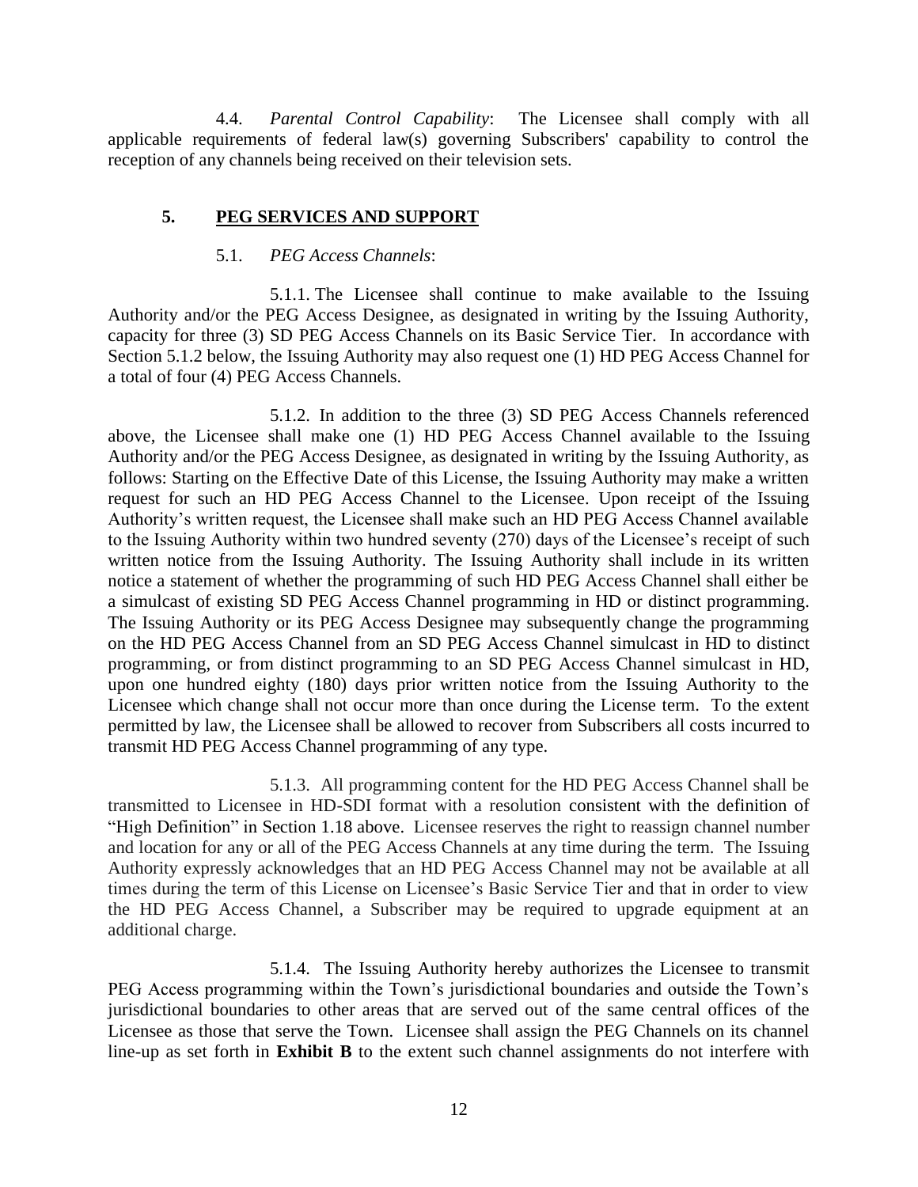4.4. *Parental Control Capability*: The Licensee shall comply with all applicable requirements of federal law(s) governing Subscribers' capability to control the reception of any channels being received on their television sets.

## 5. PEG SERVICES AND SUPPORT

5.1. *PEG Access Channels*:

5.1.1. The Licensee shall continue to make available to the Issuing Authority and/or the PEG Access Designee, as designated in writing by the Issuing Authority, capacity for three (3) SD PEG Access Channels on its Basic Service Tier. In accordance with Section 5.1.2 below, the Issuing Authority may also request one (1) HD PEG Access Channel for a total of four (4) PEG Access Channels.

5.1.2. In addition to the three (3) SD PEG Access Channels referenced above, the Licensee shall make one (1) HD PEG Access Channel available to the Issuing Authority and/or the PEG Access Designee, as designated in writing by the Issuing Authority, as follows: Starting on the Effective Date of this License, the Issuing Authority may make a written request for such an HD PEG Access Channel to the Licensee. Upon receipt of the Issuing Authority's written request, the Licensee shall make such an HD PEG Access Channel available to the Issuing Authority within two hundred seventy (270) days of the Licensee's receipt of such written notice from the Issuing Authority. The Issuing Authority shall include in its written notice a statement of whether the programming of such HD PEG Access Channel shall either be a simulcast of existing SD PEG Access Channel programming in HD or distinct programming. The Issuing Authority or its PEG Access Designee may subsequently change the programming on the HD PEG Access Channel from an SD PEG Access Channel simulcast in HD to distinct programming, or from distinct programming to an SD PEG Access Channel simulcast in HD, upon one hundred eighty (180) days prior written notice from the Issuing Authority to the Licensee which change shall not occur more than once during the License term. To the extent permitted by law, the Licensee shall be allowed to recover from Subscribers all costs incurred to transmit HD PEG Access Channel programming of any type.

5.1.3. All programming content for the HD PEG Access Channel shall be transmitted to Licensee in HD-SDI format with a resolution consistent with the definition of "High Definition" in Section 1.18 above. Licensee reserves the right to reassign channel number and location for any or all of the PEG Access Channels at any time during the term. The Issuing Authority expressly acknowledges that an HD PEG Access Channel may not be available at all times during the term of this License on Licensee's Basic Service Tier and that in order to view the HD PEG Access Channel, a Subscriber may be required to upgrade equipment at an additional charge.

5.1.4. The Issuing Authority hereby authorizes the Licensee to transmit PEG Access programming within the Town's jurisdictional boundaries and outside the Town's jurisdictional boundaries to other areas that are served out of the same central offices of the Licensee as those that serve the Town. Licensee shall assign the PEG Channels on its channel line-up as set forth in **Exhibit B** to the extent such channel assignments do not interfere with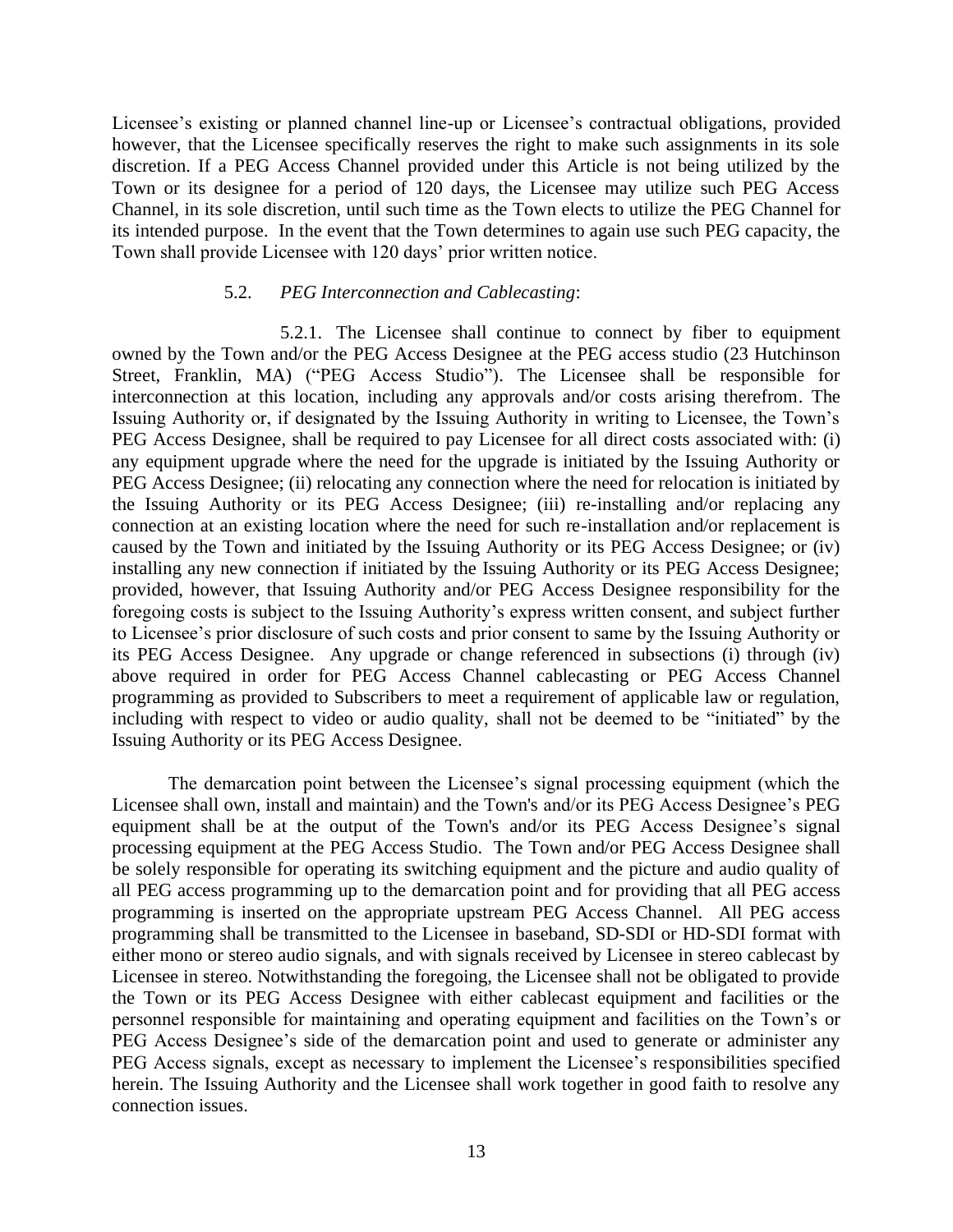Licensee's existing or planned channel line-up or Licensee's contractual obligations, provided however, that the Licensee specifically reserves the right to make such assignments in its sole discretion. If a PEG Access Channel provided under this Article is not being utilized by the Town or its designee for a period of 120 days, the Licensee may utilize such PEG Access Channel, in its sole discretion, until such time as the Town elects to utilize the PEG Channel for its intended purpose. In the event that the Town determines to again use such PEG capacity, the Town shall provide Licensee with 120 days' prior written notice.

5.2. *PEG Interconnection and Cablecasting*:

5.2.1. The Licensee shall continue to connect by fiber to equipment owned by the Town and/or the PEG Access Designee at the PEG access studio (23 Hutchinson Street, Franklin, MA) ("PEG Access Studio"). The Licensee shall be responsible for interconnection at this location, including any approvals and/or costs arising therefrom. The Issuing Authority or, if designated by the Issuing Authority in writing to Licensee, the Town's PEG Access Designee, shall be required to pay Licensee for all direct costs associated with: (i) any equipment upgrade where the need for the upgrade is initiated by the Issuing Authority or PEG Access Designee; (ii) relocating any connection where the need for relocation is initiated by the Issuing Authority or its PEG Access Designee; (iii) re-installing and/or replacing any connection at an existing location where the need for such re-installation and/or replacement is caused by the Town and initiated by the Issuing Authority or its PEG Access Designee; or (iv) installing any new connection if initiated by the Issuing Authority or its PEG Access Designee; provided, however, that Issuing Authority and/or PEG Access Designee responsibility for the foregoing costs is subject to the Issuing Authority's express written consent, and subject further to Licensee's prior disclosure of such costs and prior consent to same by the Issuing Authority or its PEG Access Designee. Any upgrade or change referenced in subsections (i) through (iv) above required in order for PEG Access Channel cablecasting or PEG Access Channel programming as provided to Subscribers to meet a requirement of applicable law or regulation, including with respect to video or audio quality, shall not be deemed to be "initiated" by the Issuing Authority or its PEG Access Designee.

The demarcation point between the Licensee's signal processing equipment (which the Licensee shall own, install and maintain) and the Town's and/or its PEG Access Designee's PEG equipment shall be at the output of the Town's and/or its PEG Access Designee's signal processing equipment at the PEG Access Studio. The Town and/or PEG Access Designee shall be solely responsible for operating its switching equipment and the picture and audio quality of all PEG access programming up to the demarcation point and for providing that all PEG access programming is inserted on the appropriate upstream PEG Access Channel. All PEG access programming shall be transmitted to the Licensee in baseband, SD-SDI or HD-SDI format with either mono or stereo audio signals, and with signals received by Licensee in stereo cablecast by Licensee in stereo. Notwithstanding the foregoing, the Licensee shall not be obligated to provide the Town or its PEG Access Designee with either cablecast equipment and facilities or the personnel responsible for maintaining and operating equipment and facilities on the Town's or PEG Access Designee's side of the demarcation point and used to generate or administer any PEG Access signals, except as necessary to implement the Licensee's responsibilities specified herein. The Issuing Authority and the Licensee shall work together in good faith to resolve any connection issues.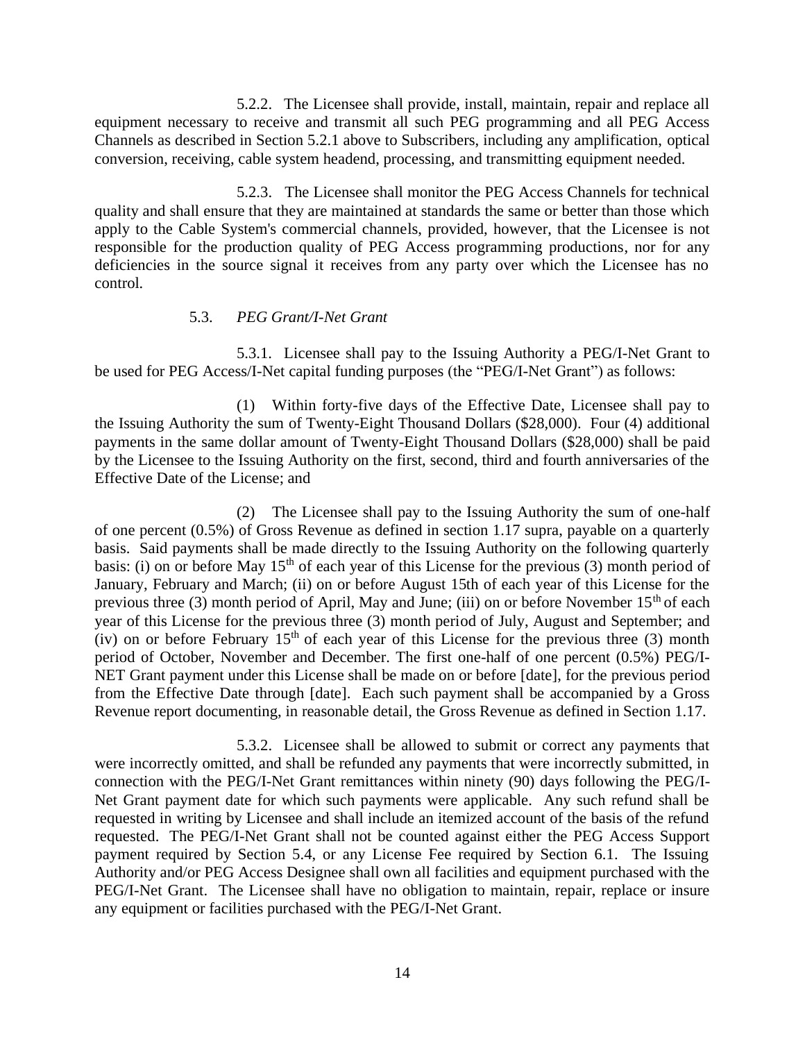5.2.2. The Licensee shall provide, install, maintain, repair and replace all equipment necessary to receive and transmit all such PEG programming and all PEG Access Channels as described in Section 5.2.1 above to Subscribers, including any amplification, optical conversion, receiving, cable system headend, processing, and transmitting equipment needed.

5.2.3. The Licensee shall monitor the PEG Access Channels for technical quality and shall ensure that they are maintained at standards the same or better than those which apply to the Cable System's commercial channels, provided, however, that the Licensee is not responsible for the production quality of PEG Access programming productions, nor for any deficiencies in the source signal it receives from any party over which the Licensee has no control.

5.3. *PEG Grant/I-Net Grant*

5.3.1. Licensee shall pay to the Issuing Authority a PEG/I-Net Grant to be used for PEG Access/I-Net capital funding purposes (the "PEG/I-Net Grant") as follows:

(1) Within forty-five days of the Effective Date, Licensee shall pay to the Issuing Authority the sum of Twenty-Eight Thousand Dollars ($28,000). Four (4) additional payments in the same dollar amount of Twenty-Eight Thousand Dollars ($28,000) shall be paid by the Licensee to the Issuing Authority on the first, second, third and fourth anniversaries of the Effective Date of the License; and

(2) The Licensee shall pay to the Issuing Authority the sum of one-half of one percent (0.5%) of Gross Revenue as defined in section 1.17 supra, payable on a quarterly basis. Said payments shall be made directly to the Issuing Authority on the following quarterly basis: (i) on or before May 15th of each year of this License for the previous (3) month period of January, February and March; (ii) on or before August 15th of each year of this License for the previous three (3) month period of April, May and June; (iii) on or before November 15th of each year of this License for the previous three (3) month period of July, August and September; and (iv) on or before February 15th of each year of this License for the previous three (3) month period of October, November and December. The first one-half of one percent (0.5%) PEG/I-NET Grant payment under this License shall be made on or before [date], for the previous period from the Effective Date through [date]. Each such payment shall be accompanied by a Gross Revenue report documenting, in reasonable detail, the Gross Revenue as defined in Section 1.17.

5.3.2. Licensee shall be allowed to submit or correct any payments that were incorrectly omitted, and shall be refunded any payments that were incorrectly submitted, in connection with the PEG/I-Net Grant remittances within ninety (90) days following the PEG/I-Net Grant payment date for which such payments were applicable. Any such refund shall be requested in writing by Licensee and shall include an itemized account of the basis of the refund requested. The PEG/I-Net Grant shall not be counted against either the PEG Access Support payment required by Section 5.4, or any License Fee required by Section 6.1. The Issuing Authority and/or PEG Access Designee shall own all facilities and equipment purchased with the PEG/I-Net Grant. The Licensee shall have no obligation to maintain, repair, replace or insure any equipment or facilities purchased with the PEG/I-Net Grant.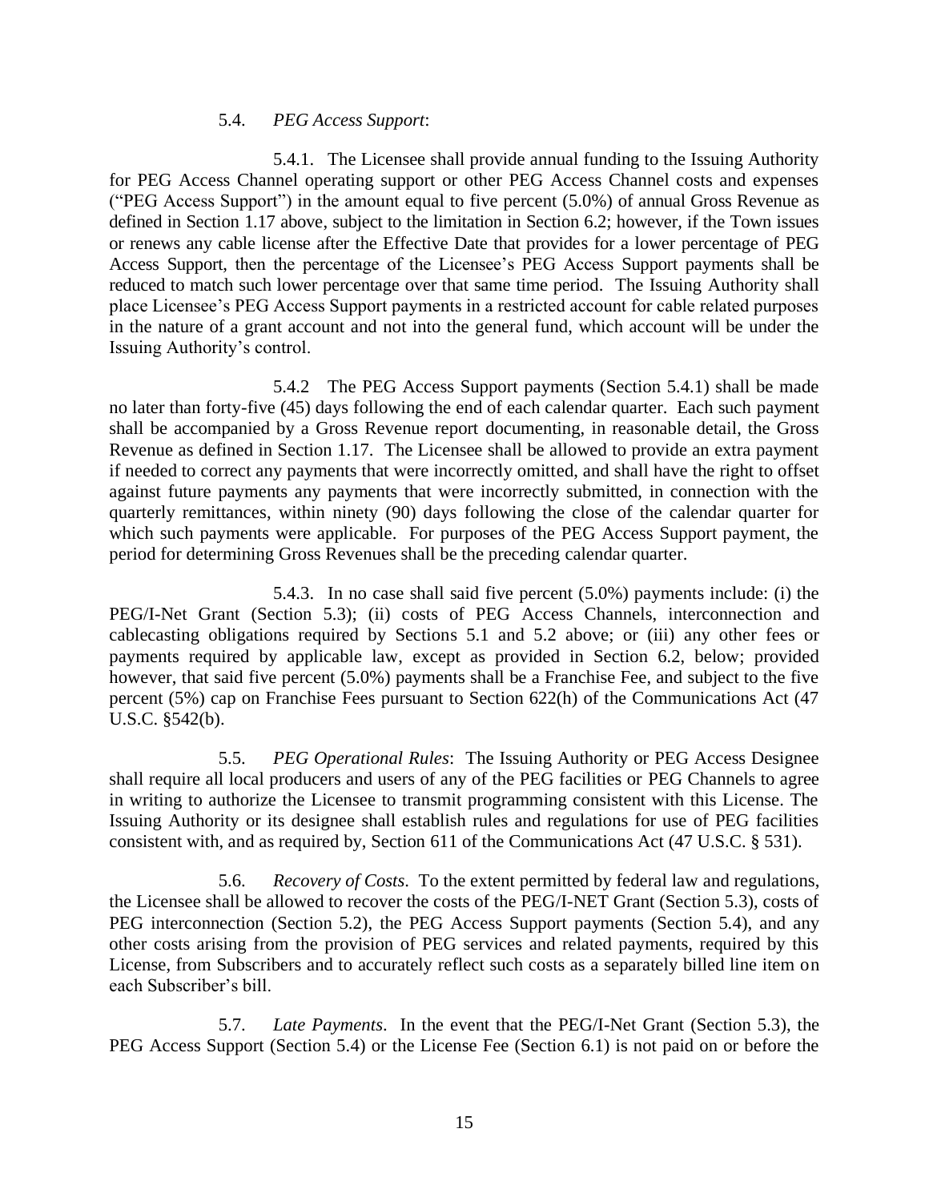5.4. *PEG Access Support*:

5.4.1. The Licensee shall provide annual funding to the Issuing Authority for PEG Access Channel operating support or other PEG Access Channel costs and expenses ("PEG Access Support") in the amount equal to five percent (5.0%) of annual Gross Revenue as defined in Section 1.17 above, subject to the limitation in Section 6.2; however, if the Town issues or renews any cable license after the Effective Date that provides for a lower percentage of PEG Access Support, then the percentage of the Licensee's PEG Access Support payments shall be reduced to match such lower percentage over that same time period. The Issuing Authority shall place Licensee's PEG Access Support payments in a restricted account for cable related purposes in the nature of a grant account and not into the general fund, which account will be under the Issuing Authority's control.

5.4.2 The PEG Access Support payments (Section 5.4.1) shall be made no later than forty-five (45) days following the end of each calendar quarter. Each such payment shall be accompanied by a Gross Revenue report documenting, in reasonable detail, the Gross Revenue as defined in Section 1.17. The Licensee shall be allowed to provide an extra payment if needed to correct any payments that were incorrectly omitted, and shall have the right to offset against future payments any payments that were incorrectly submitted, in connection with the quarterly remittances, within ninety (90) days following the close of the calendar quarter for which such payments were applicable. For purposes of the PEG Access Support payment, the period for determining Gross Revenues shall be the preceding calendar quarter.

5.4.3. In no case shall said five percent (5.0%) payments include: (i) the PEG/I-Net Grant (Section 5.3); (ii) costs of PEG Access Channels, interconnection and cablecasting obligations required by Sections 5.1 and 5.2 above; or (iii) any other fees or payments required by applicable law, except as provided in Section 6.2, below; provided however, that said five percent (5.0%) payments shall be a Franchise Fee, and subject to the five percent (5%) cap on Franchise Fees pursuant to Section 622(h) of the Communications Act (47 U.S.C. §542(b).

5.5. *PEG Operational Rules*: The Issuing Authority or PEG Access Designee shall require all local producers and users of any of the PEG facilities or PEG Channels to agree in writing to authorize the Licensee to transmit programming consistent with this License. The Issuing Authority or its designee shall establish rules and regulations for use of PEG facilities consistent with, and as required by, Section 611 of the Communications Act (47 U.S.C. § 531).

5.6. *Recovery of Costs*. To the extent permitted by federal law and regulations, the Licensee shall be allowed to recover the costs of the PEG/I-NET Grant (Section 5.3), costs of PEG interconnection (Section 5.2), the PEG Access Support payments (Section 5.4), and any other costs arising from the provision of PEG services and related payments, required by this License, from Subscribers and to accurately reflect such costs as a separately billed line item on each Subscriber's bill.

5.7. *Late Payments*. In the event that the PEG/I-Net Grant (Section 5.3), the PEG Access Support (Section 5.4) or the License Fee (Section 6.1) is not paid on or before the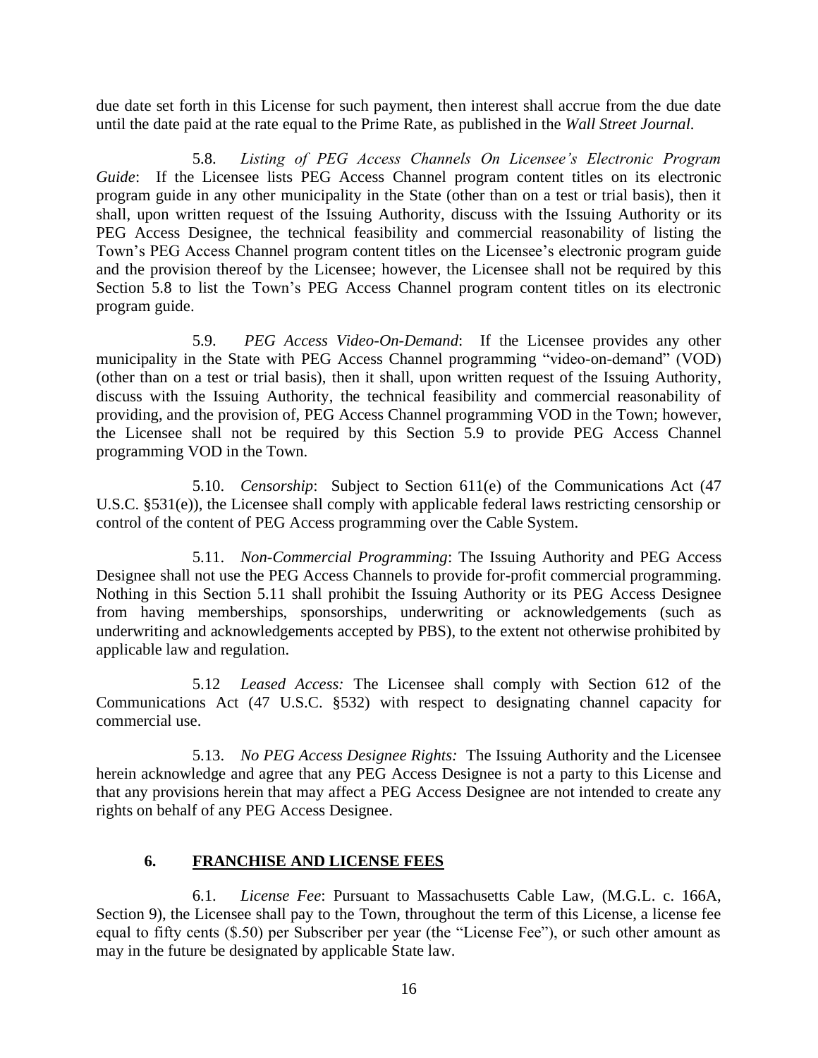due date set forth in this License for such payment, then interest shall accrue from the due date until the date paid at the rate equal to the Prime Rate, as published in the *Wall Street Journal.*

5.8. *Listing of PEG Access Channels On Licensee's Electronic Program Guide*: If the Licensee lists PEG Access Channel program content titles on its electronic program guide in any other municipality in the State (other than on a test or trial basis), then it shall, upon written request of the Issuing Authority, discuss with the Issuing Authority or its PEG Access Designee, the technical feasibility and commercial reasonability of listing the Town's PEG Access Channel program content titles on the Licensee's electronic program guide and the provision thereof by the Licensee; however, the Licensee shall not be required by this Section 5.8 to list the Town's PEG Access Channel program content titles on its electronic program guide.

5.9. *PEG Access Video-On-Demand*: If the Licensee provides any other municipality in the State with PEG Access Channel programming "video-on-demand" (VOD) (other than on a test or trial basis), then it shall, upon written request of the Issuing Authority, discuss with the Issuing Authority, the technical feasibility and commercial reasonability of providing, and the provision of, PEG Access Channel programming VOD in the Town; however, the Licensee shall not be required by this Section 5.9 to provide PEG Access Channel programming VOD in the Town.

5.10. *Censorship*: Subject to Section 611(e) of the Communications Act (47 U.S.C. §531(e)), the Licensee shall comply with applicable federal laws restricting censorship or control of the content of PEG Access programming over the Cable System.

5.11. *Non-Commercial Programming*: The Issuing Authority and PEG Access Designee shall not use the PEG Access Channels to provide for-profit commercial programming. Nothing in this Section 5.11 shall prohibit the Issuing Authority or its PEG Access Designee from having memberships, sponsorships, underwriting or acknowledgements (such as underwriting and acknowledgements accepted by PBS), to the extent not otherwise prohibited by applicable law and regulation.

5.12 *Leased Access:* The Licensee shall comply with Section 612 of the Communications Act (47 U.S.C. §532) with respect to designating channel capacity for commercial use.

5.13. *No PEG Access Designee Rights:* The Issuing Authority and the Licensee herein acknowledge and agree that any PEG Access Designee is not a party to this License and that any provisions herein that may affect a PEG Access Designee are not intended to create any rights on behalf of any PEG Access Designee.

## 6. FRANCHISE AND LICENSE FEES

6.1. *License Fee*: Pursuant to Massachusetts Cable Law, (M.G.L. c. 166A, Section 9), the Licensee shall pay to the Town, throughout the term of this License, a license fee equal to fifty cents ($.50) per Subscriber per year (the "License Fee"), or such other amount as may in the future be designated by applicable State law.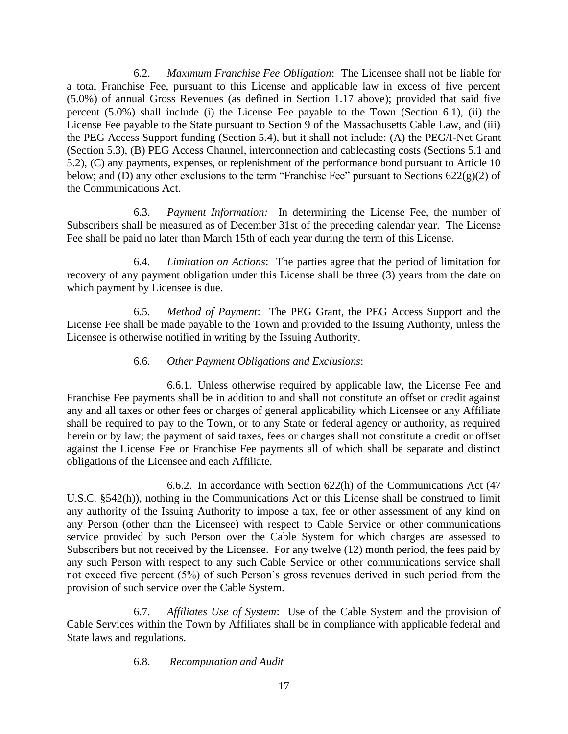6.2. *Maximum Franchise Fee Obligation*: The Licensee shall not be liable for a total Franchise Fee, pursuant to this License and applicable law in excess of five percent (5.0%) of annual Gross Revenues (as defined in Section 1.17 above); provided that said five percent (5.0%) shall include (i) the License Fee payable to the Town (Section 6.1), (ii) the License Fee payable to the State pursuant to Section 9 of the Massachusetts Cable Law, and (iii) the PEG Access Support funding (Section 5.4), but it shall not include: (A) the PEG/I-Net Grant (Section 5.3), (B) PEG Access Channel, interconnection and cablecasting costs (Sections 5.1 and 5.2), (C) any payments, expenses, or replenishment of the performance bond pursuant to Article 10 below; and (D) any other exclusions to the term "Franchise Fee" pursuant to Sections 622(g)(2) of the Communications Act.

6.3. *Payment Information:* In determining the License Fee, the number of Subscribers shall be measured as of December 31st of the preceding calendar year. The License Fee shall be paid no later than March 15th of each year during the term of this License.

6.4. *Limitation on Actions*: The parties agree that the period of limitation for recovery of any payment obligation under this License shall be three (3) years from the date on which payment by Licensee is due.

6.5. *Method of Payment*: The PEG Grant, the PEG Access Support and the License Fee shall be made payable to the Town and provided to the Issuing Authority, unless the Licensee is otherwise notified in writing by the Issuing Authority.

6.6. *Other Payment Obligations and Exclusions*:

6.6.1. Unless otherwise required by applicable law, the License Fee and Franchise Fee payments shall be in addition to and shall not constitute an offset or credit against any and all taxes or other fees or charges of general applicability which Licensee or any Affiliate shall be required to pay to the Town, or to any State or federal agency or authority, as required herein or by law; the payment of said taxes, fees or charges shall not constitute a credit or offset against the License Fee or Franchise Fee payments all of which shall be separate and distinct obligations of the Licensee and each Affiliate.

6.6.2. In accordance with Section 622(h) of the Communications Act (47 U.S.C. §542(h)), nothing in the Communications Act or this License shall be construed to limit any authority of the Issuing Authority to impose a tax, fee or other assessment of any kind on any Person (other than the Licensee) with respect to Cable Service or other communications service provided by such Person over the Cable System for which charges are assessed to Subscribers but not received by the Licensee. For any twelve (12) month period, the fees paid by any such Person with respect to any such Cable Service or other communications service shall not exceed five percent (5%) of such Person's gross revenues derived in such period from the provision of such service over the Cable System.

6.7. *Affiliates Use of System*: Use of the Cable System and the provision of Cable Services within the Town by Affiliates shall be in compliance with applicable federal and State laws and regulations.

6.8. *Recomputation and Audit*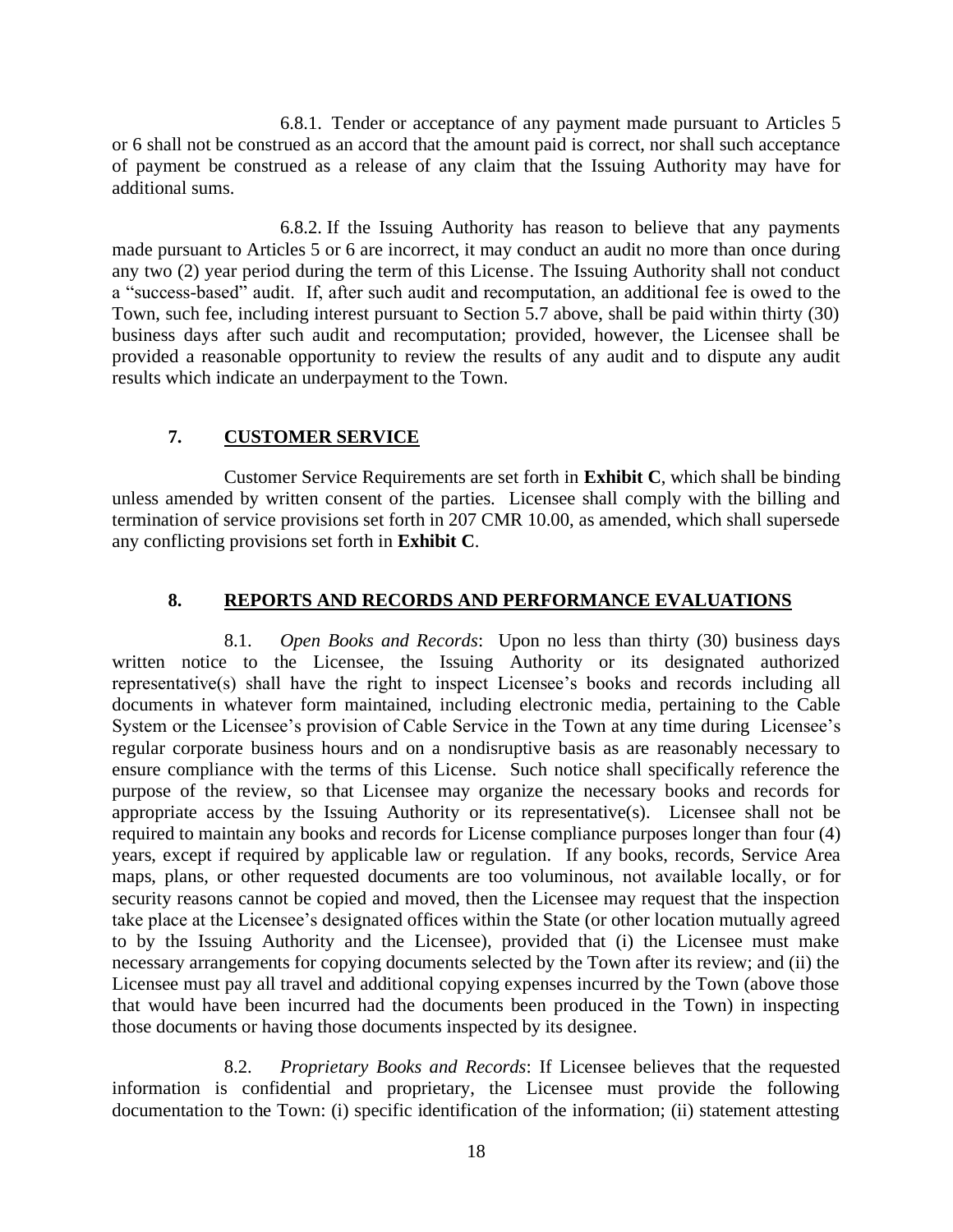6.8.1. Tender or acceptance of any payment made pursuant to Articles 5 or 6 shall not be construed as an accord that the amount paid is correct, nor shall such acceptance of payment be construed as a release of any claim that the Issuing Authority may have for additional sums.

6.8.2. If the Issuing Authority has reason to believe that any payments made pursuant to Articles 5 or 6 are incorrect, it may conduct an audit no more than once during any two (2) year period during the term of this License. The Issuing Authority shall not conduct a "success-based" audit. If, after such audit and recomputation, an additional fee is owed to the Town, such fee, including interest pursuant to Section 5.7 above, shall be paid within thirty (30) business days after such audit and recomputation; provided, however, the Licensee shall be provided a reasonable opportunity to review the results of any audit and to dispute any audit results which indicate an underpayment to the Town.

## 7. CUSTOMER SERVICE

Customer Service Requirements are set forth in **Exhibit C**, which shall be binding unless amended by written consent of the parties. Licensee shall comply with the billing and termination of service provisions set forth in 207 CMR 10.00, as amended, which shall supersede any conflicting provisions set forth in **Exhibit C**.

## 8. REPORTS AND RECORDS AND PERFORMANCE EVALUATIONS

8.1. *Open Books and Records*: Upon no less than thirty (30) business days written notice to the Licensee, the Issuing Authority or its designated authorized representative(s) shall have the right to inspect Licensee's books and records including all documents in whatever form maintained, including electronic media, pertaining to the Cable System or the Licensee's provision of Cable Service in the Town at any time during Licensee's regular corporate business hours and on a nondisruptive basis as are reasonably necessary to ensure compliance with the terms of this License. Such notice shall specifically reference the purpose of the review, so that Licensee may organize the necessary books and records for appropriate access by the Issuing Authority or its representative(s). Licensee shall not be required to maintain any books and records for License compliance purposes longer than four (4) years, except if required by applicable law or regulation. If any books, records, Service Area maps, plans, or other requested documents are too voluminous, not available locally, or for security reasons cannot be copied and moved, then the Licensee may request that the inspection take place at the Licensee's designated offices within the State (or other location mutually agreed to by the Issuing Authority and the Licensee), provided that (i) the Licensee must make necessary arrangements for copying documents selected by the Town after its review; and (ii) the Licensee must pay all travel and additional copying expenses incurred by the Town (above those that would have been incurred had the documents been produced in the Town) in inspecting those documents or having those documents inspected by its designee.

8.2. *Proprietary Books and Records*: If Licensee believes that the requested information is confidential and proprietary, the Licensee must provide the following documentation to the Town: (i) specific identification of the information; (ii) statement attesting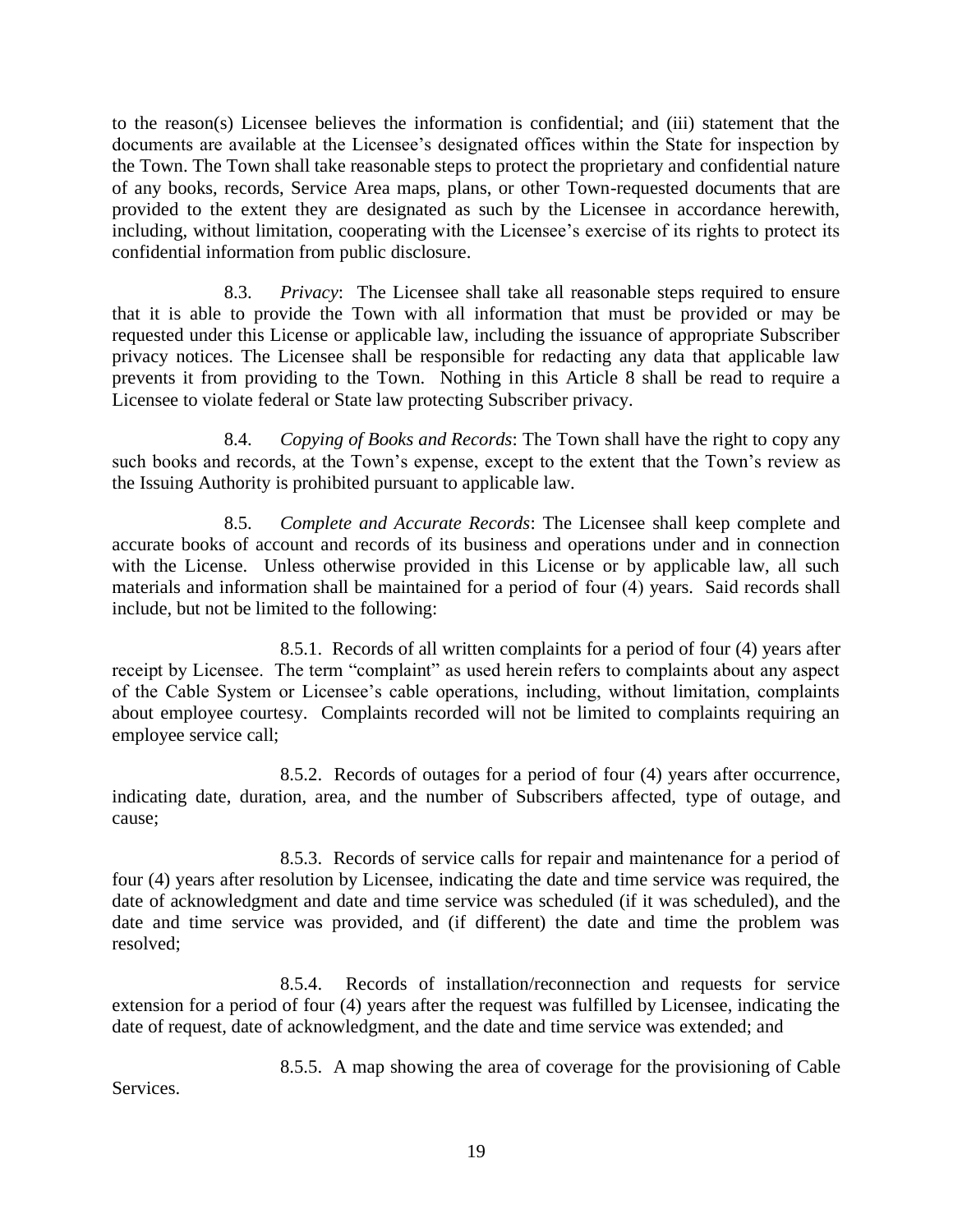to the reason(s) Licensee believes the information is confidential; and (iii) statement that the documents are available at the Licensee's designated offices within the State for inspection by the Town. The Town shall take reasonable steps to protect the proprietary and confidential nature of any books, records, Service Area maps, plans, or other Town-requested documents that are provided to the extent they are designated as such by the Licensee in accordance herewith, including, without limitation, cooperating with the Licensee's exercise of its rights to protect its confidential information from public disclosure.

8.3. *Privacy*: The Licensee shall take all reasonable steps required to ensure that it is able to provide the Town with all information that must be provided or may be requested under this License or applicable law, including the issuance of appropriate Subscriber privacy notices. The Licensee shall be responsible for redacting any data that applicable law prevents it from providing to the Town. Nothing in this Article 8 shall be read to require a Licensee to violate federal or State law protecting Subscriber privacy.

8.4. *Copying of Books and Records*: The Town shall have the right to copy any such books and records, at the Town's expense, except to the extent that the Town's review as the Issuing Authority is prohibited pursuant to applicable law.

8.5. *Complete and Accurate Records*: The Licensee shall keep complete and accurate books of account and records of its business and operations under and in connection with the License. Unless otherwise provided in this License or by applicable law, all such materials and information shall be maintained for a period of four (4) years. Said records shall include, but not be limited to the following:

8.5.1. Records of all written complaints for a period of four (4) years after receipt by Licensee. The term "complaint" as used herein refers to complaints about any aspect of the Cable System or Licensee's cable operations, including, without limitation, complaints about employee courtesy. Complaints recorded will not be limited to complaints requiring an employee service call;

8.5.2. Records of outages for a period of four (4) years after occurrence, indicating date, duration, area, and the number of Subscribers affected, type of outage, and cause;

8.5.3. Records of service calls for repair and maintenance for a period of four (4) years after resolution by Licensee, indicating the date and time service was required, the date of acknowledgment and date and time service was scheduled (if it was scheduled), and the date and time service was provided, and (if different) the date and time the problem was resolved;

8.5.4. Records of installation/reconnection and requests for service extension for a period of four (4) years after the request was fulfilled by Licensee, indicating the date of request, date of acknowledgment, and the date and time service was extended; and

8.5.5. A map showing the area of coverage for the provisioning of Cable Services.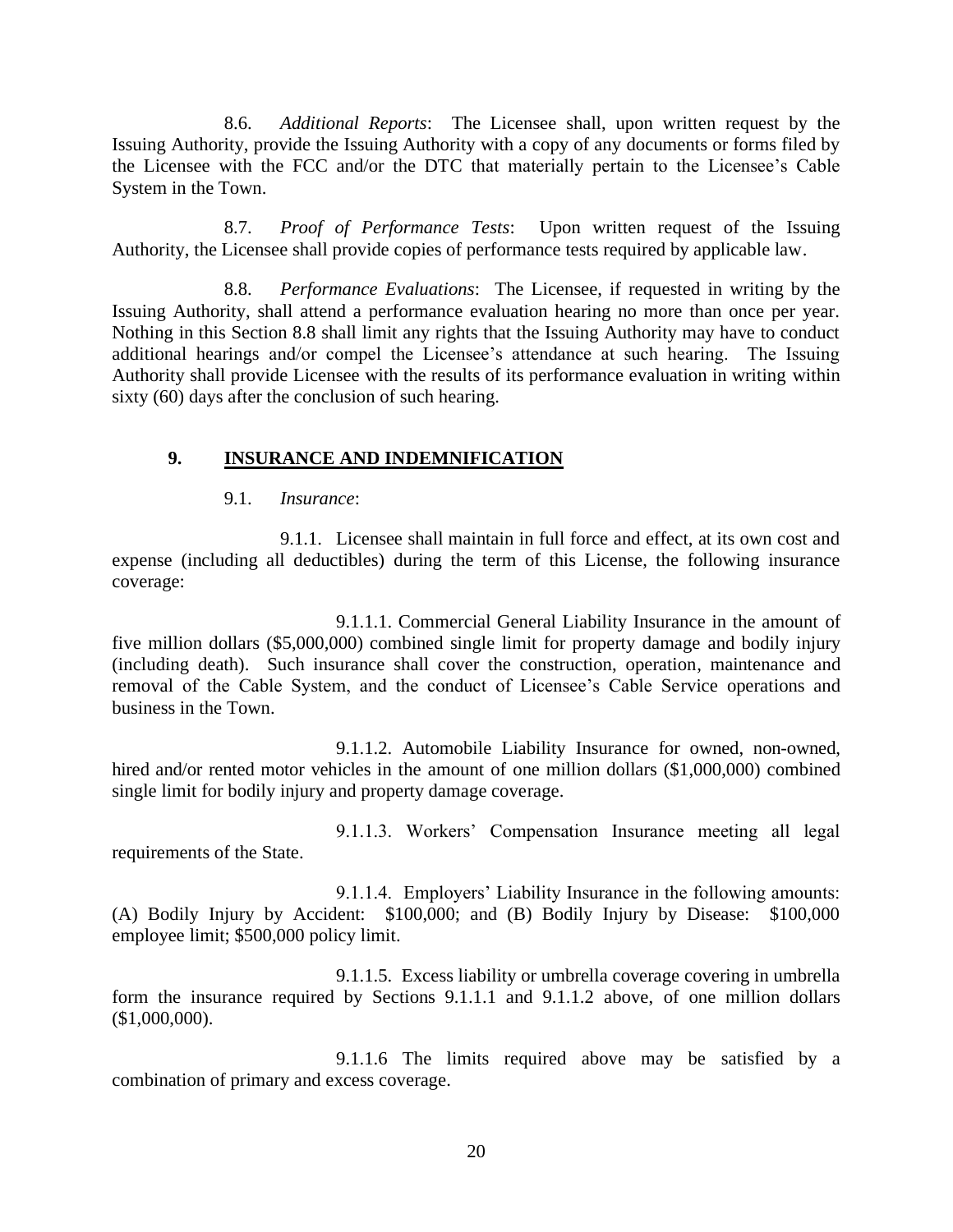8.6. *Additional Reports*: The Licensee shall, upon written request by the Issuing Authority, provide the Issuing Authority with a copy of any documents or forms filed by the Licensee with the FCC and/or the DTC that materially pertain to the Licensee's Cable System in the Town.

8.7. *Proof of Performance Tests*: Upon written request of the Issuing Authority, the Licensee shall provide copies of performance tests required by applicable law.

8.8. *Performance Evaluations*: The Licensee, if requested in writing by the Issuing Authority, shall attend a performance evaluation hearing no more than once per year. Nothing in this Section 8.8 shall limit any rights that the Issuing Authority may have to conduct additional hearings and/or compel the Licensee's attendance at such hearing. The Issuing Authority shall provide Licensee with the results of its performance evaluation in writing within sixty (60) days after the conclusion of such hearing.

## 9. INSURANCE AND INDEMNIFICATION

9.1. *Insurance*:

9.1.1. Licensee shall maintain in full force and effect, at its own cost and expense (including all deductibles) during the term of this License, the following insurance coverage:

9.1.1.1. Commercial General Liability Insurance in the amount of five million dollars ($5,000,000) combined single limit for property damage and bodily injury (including death). Such insurance shall cover the construction, operation, maintenance and removal of the Cable System, and the conduct of Licensee's Cable Service operations and business in the Town.

9.1.1.2. Automobile Liability Insurance for owned, non-owned, hired and/or rented motor vehicles in the amount of one million dollars ($1,000,000) combined single limit for bodily injury and property damage coverage.

9.1.1.3. Workers' Compensation Insurance meeting all legal requirements of the State.

9.1.1.4. Employers' Liability Insurance in the following amounts: (A) Bodily Injury by Accident: $100,000; and (B) Bodily Injury by Disease: $100,000 employee limit; $500,000 policy limit.

9.1.1.5. Excess liability or umbrella coverage covering in umbrella form the insurance required by Sections 9.1.1.1 and 9.1.1.2 above, of one million dollars ($1,000,000).

9.1.1.6 The limits required above may be satisfied by a combination of primary and excess coverage.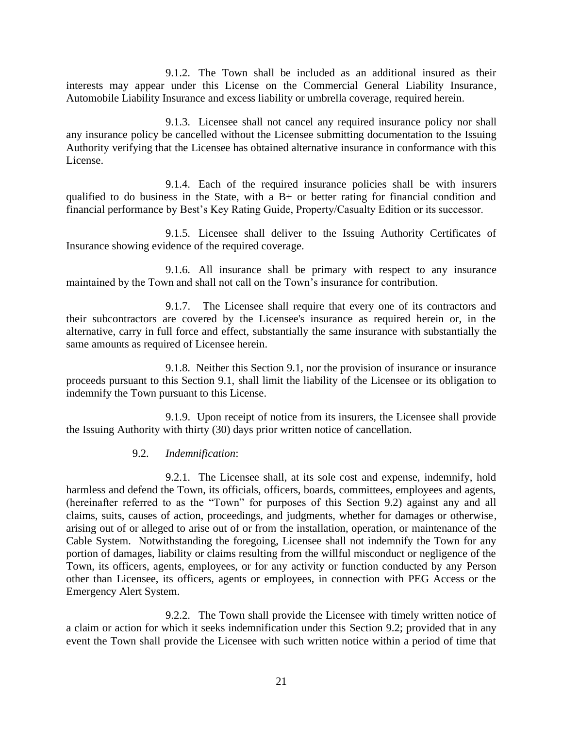9.1.2. The Town shall be included as an additional insured as their interests may appear under this License on the Commercial General Liability Insurance, Automobile Liability Insurance and excess liability or umbrella coverage, required herein.

9.1.3. Licensee shall not cancel any required insurance policy nor shall any insurance policy be cancelled without the Licensee submitting documentation to the Issuing Authority verifying that the Licensee has obtained alternative insurance in conformance with this License.

9.1.4. Each of the required insurance policies shall be with insurers qualified to do business in the State, with a B+ or better rating for financial condition and financial performance by Best's Key Rating Guide, Property/Casualty Edition or its successor.

9.1.5. Licensee shall deliver to the Issuing Authority Certificates of Insurance showing evidence of the required coverage.

9.1.6. All insurance shall be primary with respect to any insurance maintained by the Town and shall not call on the Town's insurance for contribution.

9.1.7. The Licensee shall require that every one of its contractors and their subcontractors are covered by the Licensee's insurance as required herein or, in the alternative, carry in full force and effect, substantially the same insurance with substantially the same amounts as required of Licensee herein.

9.1.8. Neither this Section 9.1, nor the provision of insurance or insurance proceeds pursuant to this Section 9.1, shall limit the liability of the Licensee or its obligation to indemnify the Town pursuant to this License.

9.1.9. Upon receipt of notice from its insurers, the Licensee shall provide the Issuing Authority with thirty (30) days prior written notice of cancellation.

9.2. *Indemnification*:

9.2.1. The Licensee shall, at its sole cost and expense, indemnify, hold harmless and defend the Town, its officials, officers, boards, committees, employees and agents, (hereinafter referred to as the "Town" for purposes of this Section 9.2) against any and all claims, suits, causes of action, proceedings, and judgments, whether for damages or otherwise, arising out of or alleged to arise out of or from the installation, operation, or maintenance of the Cable System. Notwithstanding the foregoing, Licensee shall not indemnify the Town for any portion of damages, liability or claims resulting from the willful misconduct or negligence of the Town, its officers, agents, employees, or for any activity or function conducted by any Person other than Licensee, its officers, agents or employees, in connection with PEG Access or the Emergency Alert System.

9.2.2. The Town shall provide the Licensee with timely written notice of a claim or action for which it seeks indemnification under this Section 9.2; provided that in any event the Town shall provide the Licensee with such written notice within a period of time that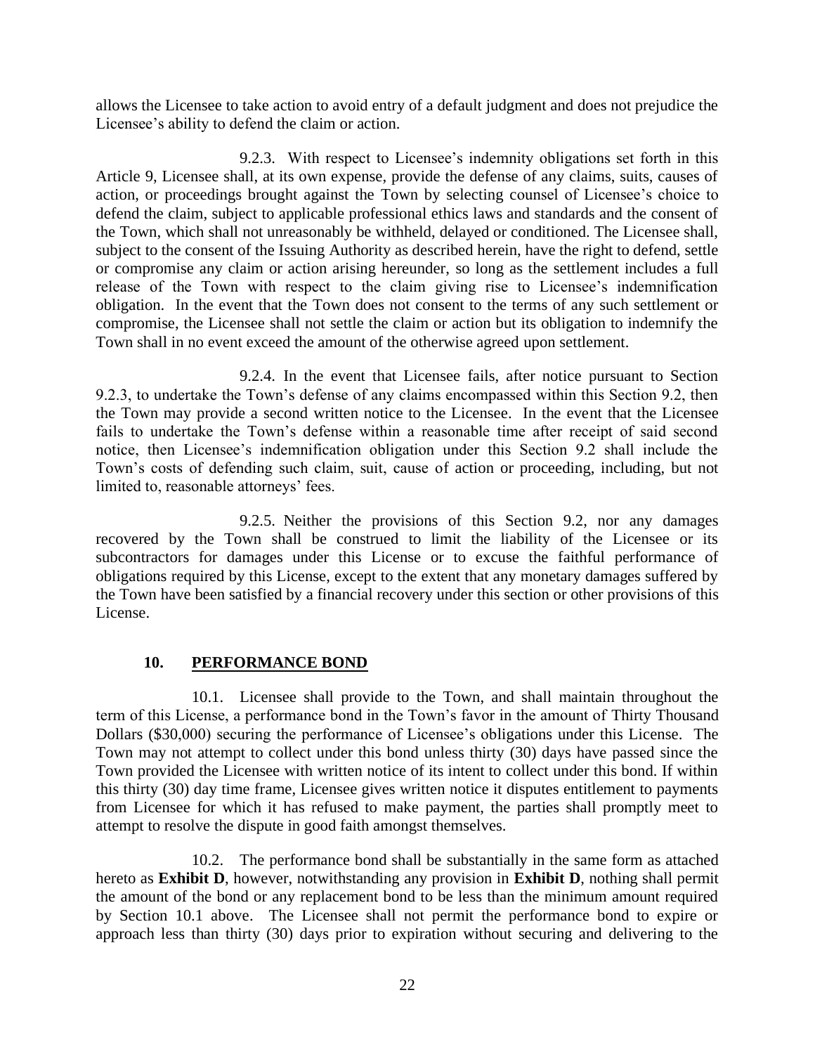allows the Licensee to take action to avoid entry of a default judgment and does not prejudice the Licensee's ability to defend the claim or action.

9.2.3. With respect to Licensee's indemnity obligations set forth in this Article 9, Licensee shall, at its own expense, provide the defense of any claims, suits, causes of action, or proceedings brought against the Town by selecting counsel of Licensee's choice to defend the claim, subject to applicable professional ethics laws and standards and the consent of the Town, which shall not unreasonably be withheld, delayed or conditioned. The Licensee shall, subject to the consent of the Issuing Authority as described herein, have the right to defend, settle or compromise any claim or action arising hereunder, so long as the settlement includes a full release of the Town with respect to the claim giving rise to Licensee's indemnification obligation. In the event that the Town does not consent to the terms of any such settlement or compromise, the Licensee shall not settle the claim or action but its obligation to indemnify the Town shall in no event exceed the amount of the otherwise agreed upon settlement.

9.2.4. In the event that Licensee fails, after notice pursuant to Section 9.2.3, to undertake the Town's defense of any claims encompassed within this Section 9.2, then the Town may provide a second written notice to the Licensee. In the event that the Licensee fails to undertake the Town's defense within a reasonable time after receipt of said second notice, then Licensee's indemnification obligation under this Section 9.2 shall include the Town's costs of defending such claim, suit, cause of action or proceeding, including, but not limited to, reasonable attorneys' fees.

9.2.5. Neither the provisions of this Section 9.2, nor any damages recovered by the Town shall be construed to limit the liability of the Licensee or its subcontractors for damages under this License or to excuse the faithful performance of obligations required by this License, except to the extent that any monetary damages suffered by the Town have been satisfied by a financial recovery under this section or other provisions of this License.

## 10. PERFORMANCE BOND

10.1. Licensee shall provide to the Town, and shall maintain throughout the term of this License, a performance bond in the Town's favor in the amount of Thirty Thousand Dollars ($30,000) securing the performance of Licensee's obligations under this License. The Town may not attempt to collect under this bond unless thirty (30) days have passed since the Town provided the Licensee with written notice of its intent to collect under this bond. If within this thirty (30) day time frame, Licensee gives written notice it disputes entitlement to payments from Licensee for which it has refused to make payment, the parties shall promptly meet to attempt to resolve the dispute in good faith amongst themselves.

10.2. The performance bond shall be substantially in the same form as attached hereto as **Exhibit D**, however, notwithstanding any provision in **Exhibit D**, nothing shall permit the amount of the bond or any replacement bond to be less than the minimum amount required by Section 10.1 above. The Licensee shall not permit the performance bond to expire or approach less than thirty (30) days prior to expiration without securing and delivering to the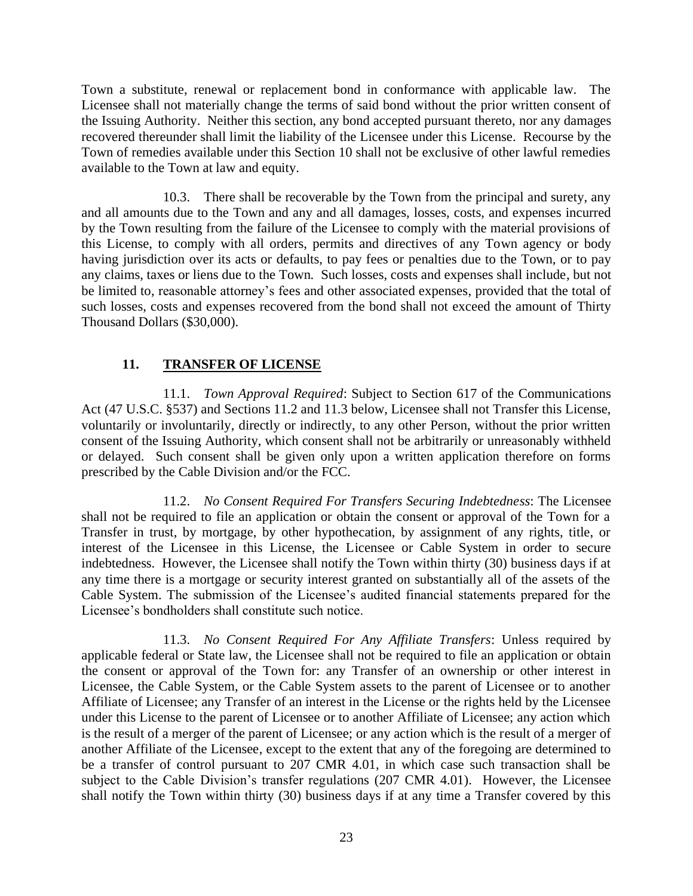Town a substitute, renewal or replacement bond in conformance with applicable law. The Licensee shall not materially change the terms of said bond without the prior written consent of the Issuing Authority. Neither this section, any bond accepted pursuant thereto, nor any damages recovered thereunder shall limit the liability of the Licensee under this License. Recourse by the Town of remedies available under this Section 10 shall not be exclusive of other lawful remedies available to the Town at law and equity.

10.3. There shall be recoverable by the Town from the principal and surety, any and all amounts due to the Town and any and all damages, losses, costs, and expenses incurred by the Town resulting from the failure of the Licensee to comply with the material provisions of this License, to comply with all orders, permits and directives of any Town agency or body having jurisdiction over its acts or defaults, to pay fees or penalties due to the Town, or to pay any claims, taxes or liens due to the Town. Such losses, costs and expenses shall include, but not be limited to, reasonable attorney's fees and other associated expenses, provided that the total of such losses, costs and expenses recovered from the bond shall not exceed the amount of Thirty Thousand Dollars ($30,000).

## 11. TRANSFER OF LICENSE

11.1. *Town Approval Required*: Subject to Section 617 of the Communications Act (47 U.S.C. §537) and Sections 11.2 and 11.3 below, Licensee shall not Transfer this License, voluntarily or involuntarily, directly or indirectly, to any other Person, without the prior written consent of the Issuing Authority, which consent shall not be arbitrarily or unreasonably withheld or delayed. Such consent shall be given only upon a written application therefore on forms prescribed by the Cable Division and/or the FCC.

11.2. *No Consent Required For Transfers Securing Indebtedness*: The Licensee shall not be required to file an application or obtain the consent or approval of the Town for a Transfer in trust, by mortgage, by other hypothecation, by assignment of any rights, title, or interest of the Licensee in this License, the Licensee or Cable System in order to secure indebtedness. However, the Licensee shall notify the Town within thirty (30) business days if at any time there is a mortgage or security interest granted on substantially all of the assets of the Cable System. The submission of the Licensee's audited financial statements prepared for the Licensee's bondholders shall constitute such notice.

11.3. *No Consent Required For Any Affiliate Transfers*: Unless required by applicable federal or State law, the Licensee shall not be required to file an application or obtain the consent or approval of the Town for: any Transfer of an ownership or other interest in Licensee, the Cable System, or the Cable System assets to the parent of Licensee or to another Affiliate of Licensee; any Transfer of an interest in the License or the rights held by the Licensee under this License to the parent of Licensee or to another Affiliate of Licensee; any action which is the result of a merger of the parent of Licensee; or any action which is the result of a merger of another Affiliate of the Licensee, except to the extent that any of the foregoing are determined to be a transfer of control pursuant to 207 CMR 4.01, in which case such transaction shall be subject to the Cable Division's transfer regulations (207 CMR 4.01). However, the Licensee shall notify the Town within thirty (30) business days if at any time a Transfer covered by this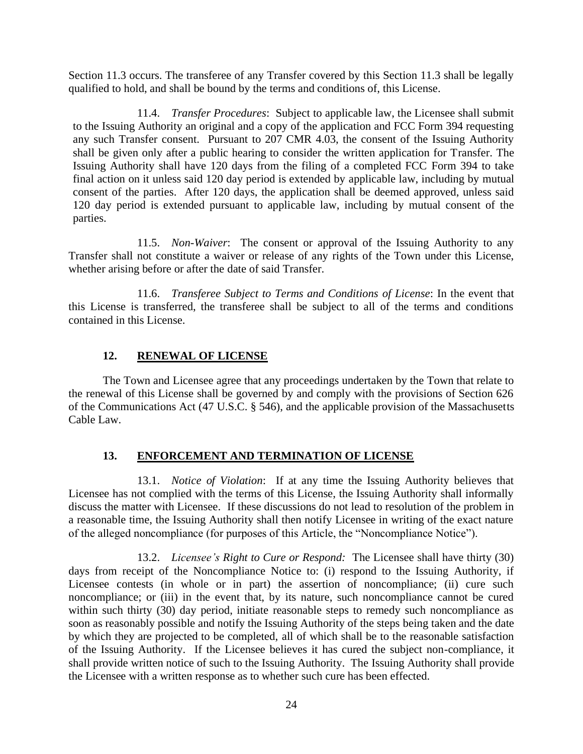Section 11.3 occurs. The transferee of any Transfer covered by this Section 11.3 shall be legally qualified to hold, and shall be bound by the terms and conditions of, this License.

11.4. *Transfer Procedures*: Subject to applicable law, the Licensee shall submit to the Issuing Authority an original and a copy of the application and FCC Form 394 requesting any such Transfer consent. Pursuant to 207 CMR 4.03, the consent of the Issuing Authority shall be given only after a public hearing to consider the written application for Transfer. The Issuing Authority shall have 120 days from the filing of a completed FCC Form 394 to take final action on it unless said 120 day period is extended by applicable law, including by mutual consent of the parties. After 120 days, the application shall be deemed approved, unless said 120 day period is extended pursuant to applicable law, including by mutual consent of the parties.

11.5. *Non-Waiver*: The consent or approval of the Issuing Authority to any Transfer shall not constitute a waiver or release of any rights of the Town under this License, whether arising before or after the date of said Transfer.

11.6. *Transferee Subject to Terms and Conditions of License*: In the event that this License is transferred, the transferee shall be subject to all of the terms and conditions contained in this License.

## 12. RENEWAL OF LICENSE

The Town and Licensee agree that any proceedings undertaken by the Town that relate to the renewal of this License shall be governed by and comply with the provisions of Section 626 of the Communications Act (47 U.S.C. § 546), and the applicable provision of the Massachusetts Cable Law.

## 13. ENFORCEMENT AND TERMINATION OF LICENSE

13.1. *Notice of Violation*: If at any time the Issuing Authority believes that Licensee has not complied with the terms of this License, the Issuing Authority shall informally discuss the matter with Licensee. If these discussions do not lead to resolution of the problem in a reasonable time, the Issuing Authority shall then notify Licensee in writing of the exact nature of the alleged noncompliance (for purposes of this Article, the "Noncompliance Notice").

13.2. *Licensee's Right to Cure or Respond:* The Licensee shall have thirty (30) days from receipt of the Noncompliance Notice to: (i) respond to the Issuing Authority, if Licensee contests (in whole or in part) the assertion of noncompliance; (ii) cure such noncompliance; or (iii) in the event that, by its nature, such noncompliance cannot be cured within such thirty (30) day period, initiate reasonable steps to remedy such noncompliance as soon as reasonably possible and notify the Issuing Authority of the steps being taken and the date by which they are projected to be completed, all of which shall be to the reasonable satisfaction of the Issuing Authority. If the Licensee believes it has cured the subject non-compliance, it shall provide written notice of such to the Issuing Authority. The Issuing Authority shall provide the Licensee with a written response as to whether such cure has been effected.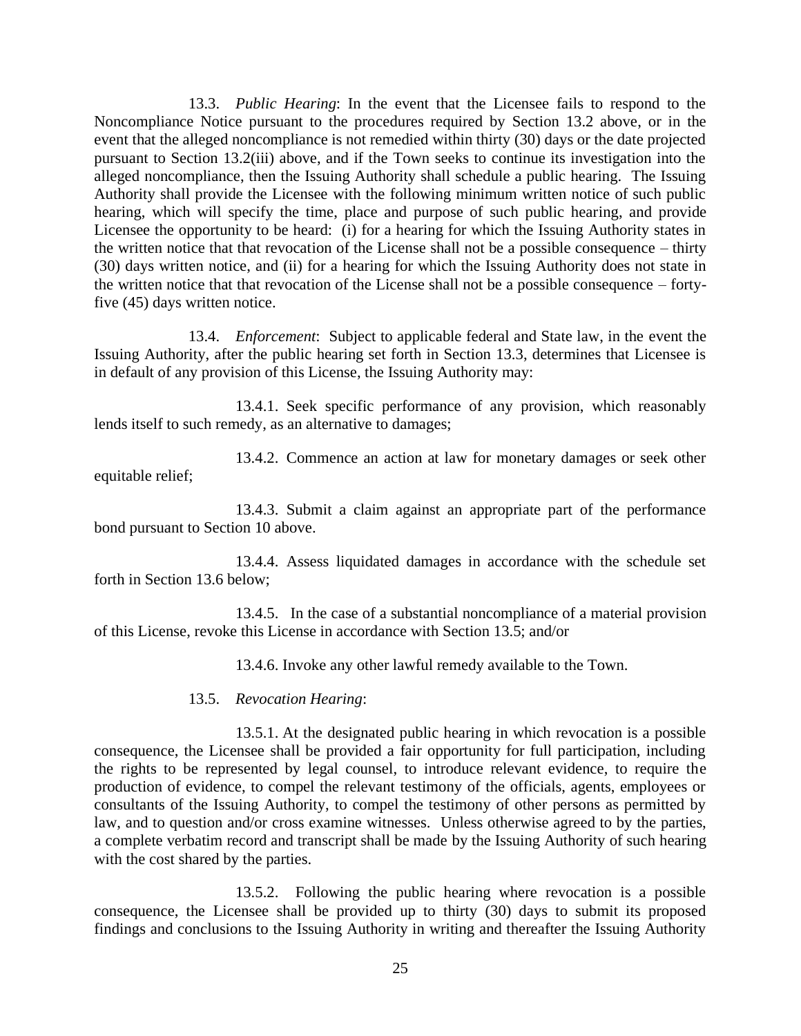13.3. *Public Hearing*: In the event that the Licensee fails to respond to the Noncompliance Notice pursuant to the procedures required by Section 13.2 above, or in the event that the alleged noncompliance is not remedied within thirty (30) days or the date projected pursuant to Section 13.2(iii) above, and if the Town seeks to continue its investigation into the alleged noncompliance, then the Issuing Authority shall schedule a public hearing. The Issuing Authority shall provide the Licensee with the following minimum written notice of such public hearing, which will specify the time, place and purpose of such public hearing, and provide Licensee the opportunity to be heard: (i) for a hearing for which the Issuing Authority states in the written notice that that revocation of the License shall not be a possible consequence – thirty (30) days written notice, and (ii) for a hearing for which the Issuing Authority does not state in the written notice that that revocation of the License shall not be a possible consequence – forty-five (45) days written notice.

13.4. *Enforcement*: Subject to applicable federal and State law, in the event the Issuing Authority, after the public hearing set forth in Section 13.3, determines that Licensee is in default of any provision of this License, the Issuing Authority may:

13.4.1. Seek specific performance of any provision, which reasonably lends itself to such remedy, as an alternative to damages;

13.4.2. Commence an action at law for monetary damages or seek other equitable relief;

13.4.3. Submit a claim against an appropriate part of the performance bond pursuant to Section 10 above.

13.4.4. Assess liquidated damages in accordance with the schedule set forth in Section 13.6 below;

13.4.5. In the case of a substantial noncompliance of a material provision of this License, revoke this License in accordance with Section 13.5; and/or

13.4.6. Invoke any other lawful remedy available to the Town.

13.5. *Revocation Hearing*:

13.5.1. At the designated public hearing in which revocation is a possible consequence, the Licensee shall be provided a fair opportunity for full participation, including the rights to be represented by legal counsel, to introduce relevant evidence, to require the production of evidence, to compel the relevant testimony of the officials, agents, employees or consultants of the Issuing Authority, to compel the testimony of other persons as permitted by law, and to question and/or cross examine witnesses. Unless otherwise agreed to by the parties, a complete verbatim record and transcript shall be made by the Issuing Authority of such hearing with the cost shared by the parties.

13.5.2. Following the public hearing where revocation is a possible consequence, the Licensee shall be provided up to thirty (30) days to submit its proposed findings and conclusions to the Issuing Authority in writing and thereafter the Issuing Authority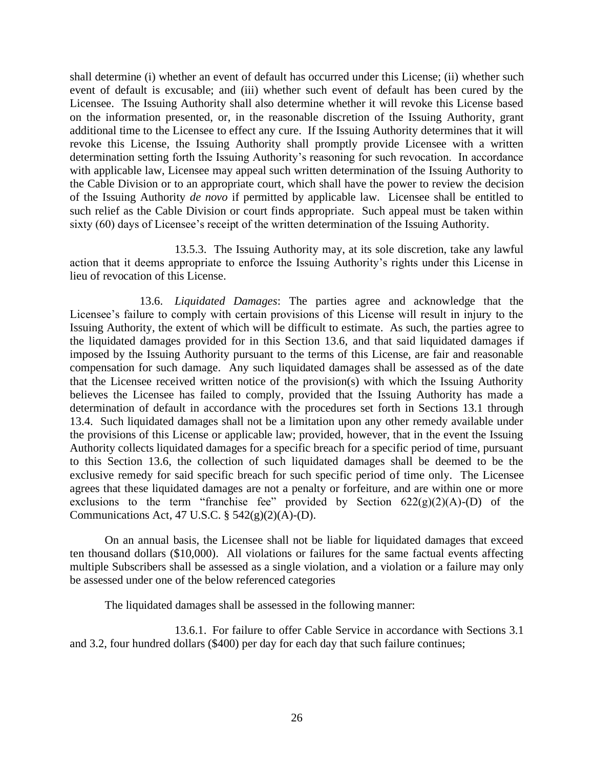shall determine (i) whether an event of default has occurred under this License; (ii) whether such event of default is excusable; and (iii) whether such event of default has been cured by the Licensee. The Issuing Authority shall also determine whether it will revoke this License based on the information presented, or, in the reasonable discretion of the Issuing Authority, grant additional time to the Licensee to effect any cure. If the Issuing Authority determines that it will revoke this License, the Issuing Authority shall promptly provide Licensee with a written determination setting forth the Issuing Authority's reasoning for such revocation. In accordance with applicable law, Licensee may appeal such written determination of the Issuing Authority to the Cable Division or to an appropriate court, which shall have the power to review the decision of the Issuing Authority *de novo* if permitted by applicable law. Licensee shall be entitled to such relief as the Cable Division or court finds appropriate. Such appeal must be taken within sixty (60) days of Licensee's receipt of the written determination of the Issuing Authority.

13.5.3. The Issuing Authority may, at its sole discretion, take any lawful action that it deems appropriate to enforce the Issuing Authority's rights under this License in lieu of revocation of this License.

13.6. *Liquidated Damages*: The parties agree and acknowledge that the Licensee's failure to comply with certain provisions of this License will result in injury to the Issuing Authority, the extent of which will be difficult to estimate. As such, the parties agree to the liquidated damages provided for in this Section 13.6, and that said liquidated damages if imposed by the Issuing Authority pursuant to the terms of this License, are fair and reasonable compensation for such damage. Any such liquidated damages shall be assessed as of the date that the Licensee received written notice of the provision(s) with which the Issuing Authority believes the Licensee has failed to comply, provided that the Issuing Authority has made a determination of default in accordance with the procedures set forth in Sections 13.1 through 13.4. Such liquidated damages shall not be a limitation upon any other remedy available under the provisions of this License or applicable law; provided, however, that in the event the Issuing Authority collects liquidated damages for a specific breach for a specific period of time, pursuant to this Section 13.6, the collection of such liquidated damages shall be deemed to be the exclusive remedy for said specific breach for such specific period of time only. The Licensee agrees that these liquidated damages are not a penalty or forfeiture, and are within one or more exclusions to the term "franchise fee" provided by Section 622(g)(2)(A)-(D) of the Communications Act, 47 U.S.C. § 542(g)(2)(A)-(D).

On an annual basis, the Licensee shall not be liable for liquidated damages that exceed ten thousand dollars ($10,000). All violations or failures for the same factual events affecting multiple Subscribers shall be assessed as a single violation, and a violation or a failure may only be assessed under one of the below referenced categories

The liquidated damages shall be assessed in the following manner:

13.6.1. For failure to offer Cable Service in accordance with Sections 3.1 and 3.2, four hundred dollars ($400) per day for each day that such failure continues;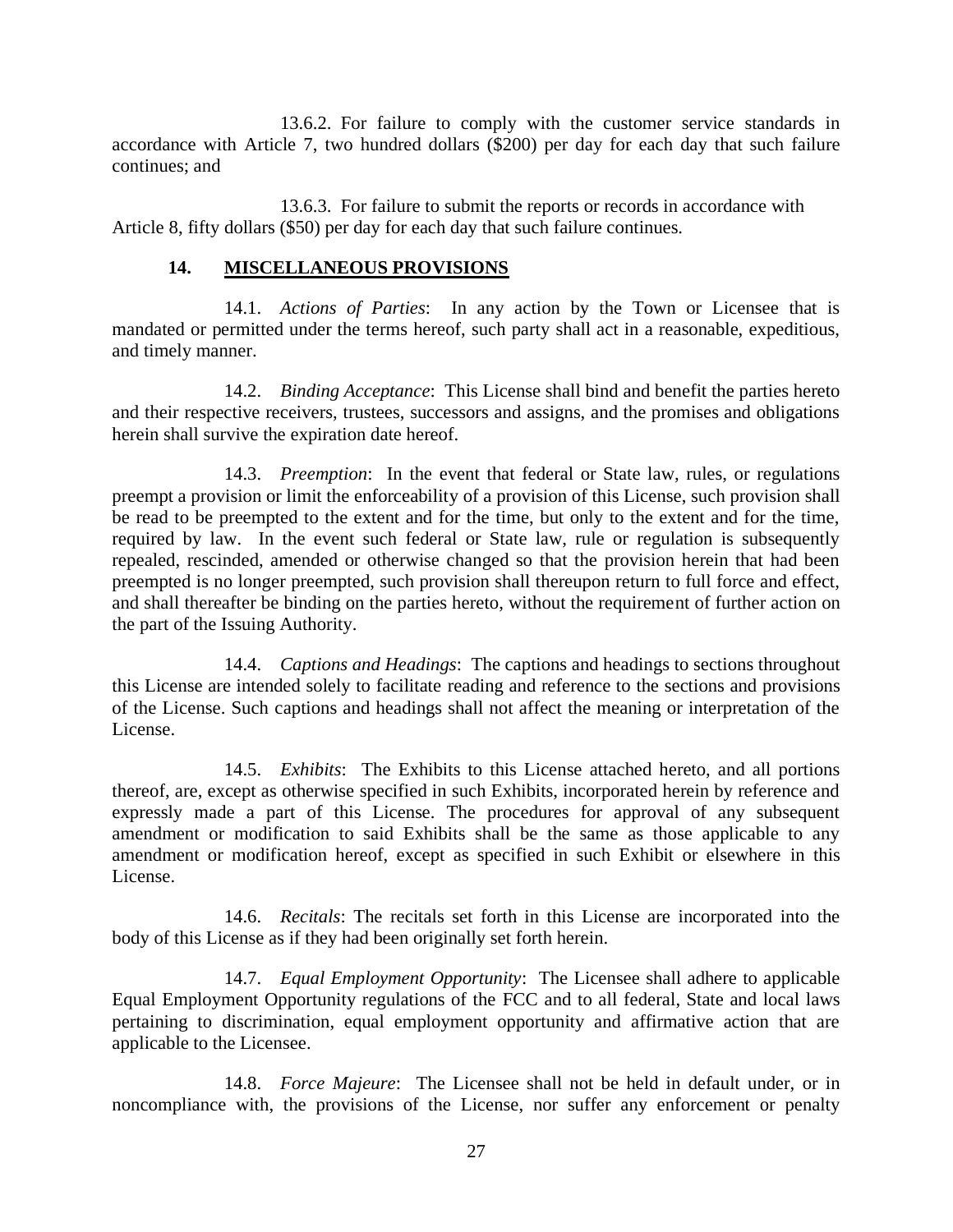13.6.2. For failure to comply with the customer service standards in accordance with Article 7, two hundred dollars ($200) per day for each day that such failure continues; and

13.6.3. For failure to submit the reports or records in accordance with Article 8, fifty dollars ($50) per day for each day that such failure continues.

## 14. MISCELLANEOUS PROVISIONS

14.1. *Actions of Parties*: In any action by the Town or Licensee that is mandated or permitted under the terms hereof, such party shall act in a reasonable, expeditious, and timely manner.

14.2. *Binding Acceptance*: This License shall bind and benefit the parties hereto and their respective receivers, trustees, successors and assigns, and the promises and obligations herein shall survive the expiration date hereof.

14.3. *Preemption*: In the event that federal or State law, rules, or regulations preempt a provision or limit the enforceability of a provision of this License, such provision shall be read to be preempted to the extent and for the time, but only to the extent and for the time, required by law. In the event such federal or State law, rule or regulation is subsequently repealed, rescinded, amended or otherwise changed so that the provision herein that had been preempted is no longer preempted, such provision shall thereupon return to full force and effect, and shall thereafter be binding on the parties hereto, without the requirement of further action on the part of the Issuing Authority.

14.4. *Captions and Headings*: The captions and headings to sections throughout this License are intended solely to facilitate reading and reference to the sections and provisions of the License. Such captions and headings shall not affect the meaning or interpretation of the License.

14.5. *Exhibits*: The Exhibits to this License attached hereto, and all portions thereof, are, except as otherwise specified in such Exhibits, incorporated herein by reference and expressly made a part of this License. The procedures for approval of any subsequent amendment or modification to said Exhibits shall be the same as those applicable to any amendment or modification hereof, except as specified in such Exhibit or elsewhere in this License.

14.6. *Recitals*: The recitals set forth in this License are incorporated into the body of this License as if they had been originally set forth herein.

14.7. *Equal Employment Opportunity*: The Licensee shall adhere to applicable Equal Employment Opportunity regulations of the FCC and to all federal, State and local laws pertaining to discrimination, equal employment opportunity and affirmative action that are applicable to the Licensee.

14.8. *Force Majeure*: The Licensee shall not be held in default under, or in noncompliance with, the provisions of the License, nor suffer any enforcement or penalty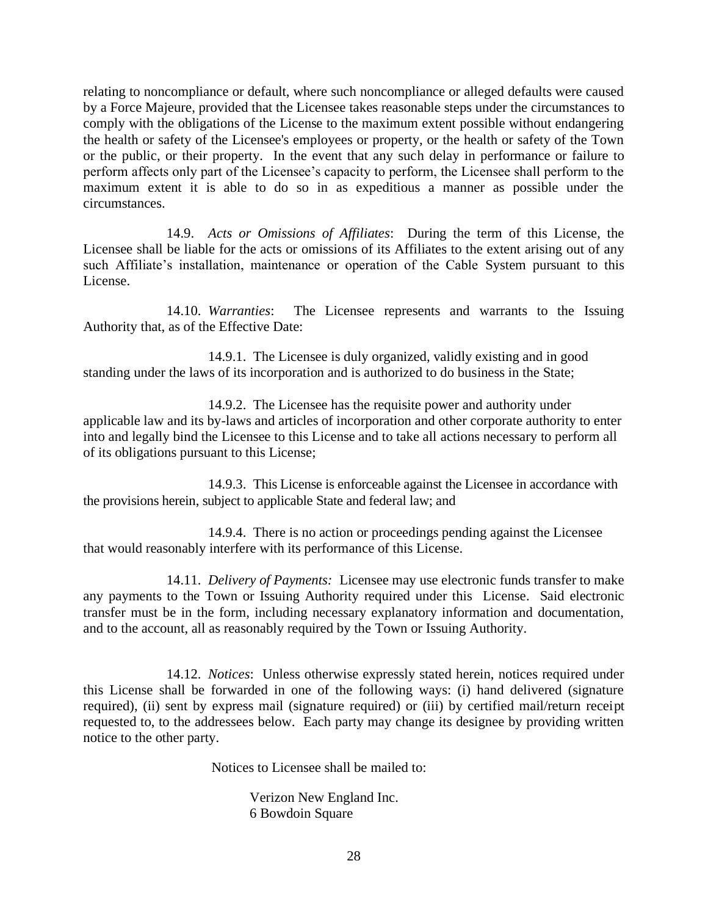relating to noncompliance or default, where such noncompliance or alleged defaults were caused by a Force Majeure, provided that the Licensee takes reasonable steps under the circumstances to comply with the obligations of the License to the maximum extent possible without endangering the health or safety of the Licensee's employees or property, or the health or safety of the Town or the public, or their property. In the event that any such delay in performance or failure to perform affects only part of the Licensee's capacity to perform, the Licensee shall perform to the maximum extent it is able to do so in as expeditious a manner as possible under the circumstances.

14.9. *Acts or Omissions of Affiliates*: During the term of this License, the Licensee shall be liable for the acts or omissions of its Affiliates to the extent arising out of any such Affiliate's installation, maintenance or operation of the Cable System pursuant to this License.

14.10. *Warranties*: The Licensee represents and warrants to the Issuing Authority that, as of the Effective Date:

14.9.1. The Licensee is duly organized, validly existing and in good standing under the laws of its incorporation and is authorized to do business in the State;

14.9.2. The Licensee has the requisite power and authority under applicable law and its by-laws and articles of incorporation and other corporate authority to enter into and legally bind the Licensee to this License and to take all actions necessary to perform all of its obligations pursuant to this License;

14.9.3. This License is enforceable against the Licensee in accordance with the provisions herein, subject to applicable State and federal law; and

14.9.4. There is no action or proceedings pending against the Licensee that would reasonably interfere with its performance of this License.

14.11. *Delivery of Payments:* Licensee may use electronic funds transfer to make any payments to the Town or Issuing Authority required under this License. Said electronic transfer must be in the form, including necessary explanatory information and documentation, and to the account, all as reasonably required by the Town or Issuing Authority.

14.12. *Notices*: Unless otherwise expressly stated herein, notices required under this License shall be forwarded in one of the following ways: (i) hand delivered (signature required), (ii) sent by express mail (signature required) or (iii) by certified mail/return receipt requested to, to the addressees below. Each party may change its designee by providing written notice to the other party.

Notices to Licensee shall be mailed to:

Verizon New England Inc.
6 Bowdoin Square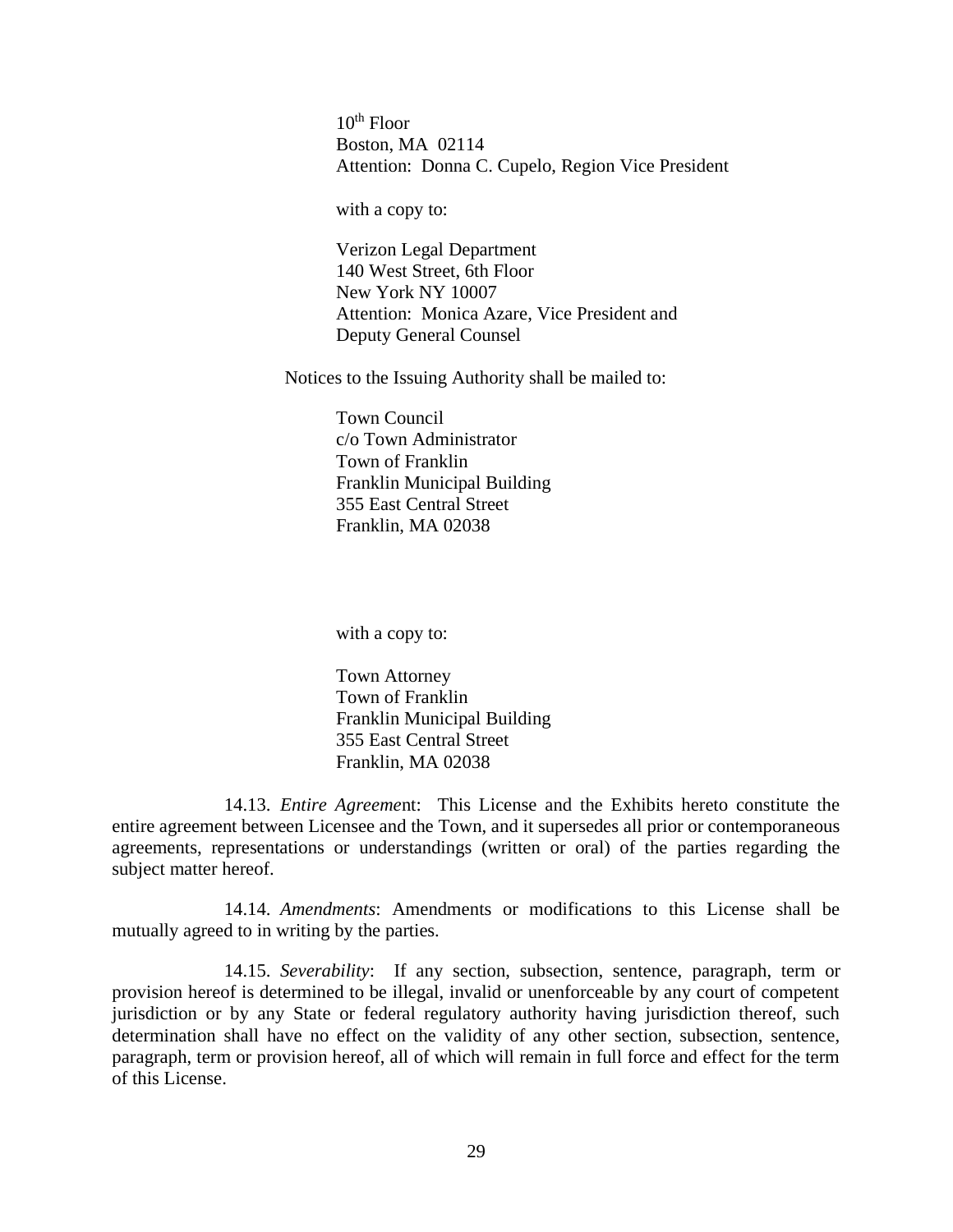10th Floor
Boston, MA 02114
Attention: Donna C. Cupelo, Region Vice President

with a copy to:

Verizon Legal Department
140 West Street, 6th Floor
New York NY 10007
Attention: Monica Azare, Vice President and
Deputy General Counsel

Notices to the Issuing Authority shall be mailed to:

Town Council
c/o Town Administrator
Town of Franklin
Franklin Municipal Building
355 East Central Street
Franklin, MA 02038

with a copy to:

Town Attorney
Town of Franklin
Franklin Municipal Building
355 East Central Street
Franklin, MA 02038

14.13. *Entire Agreement*: This License and the Exhibits hereto constitute the entire agreement between Licensee and the Town, and it supersedes all prior or contemporaneous agreements, representations or understandings (written or oral) of the parties regarding the subject matter hereof.

14.14. *Amendments*: Amendments or modifications to this License shall be mutually agreed to in writing by the parties.

14.15. *Severability*: If any section, subsection, sentence, paragraph, term or provision hereof is determined to be illegal, invalid or unenforceable by any court of competent jurisdiction or by any State or federal regulatory authority having jurisdiction thereof, such determination shall have no effect on the validity of any other section, subsection, sentence, paragraph, term or provision hereof, all of which will remain in full force and effect for the term of this License.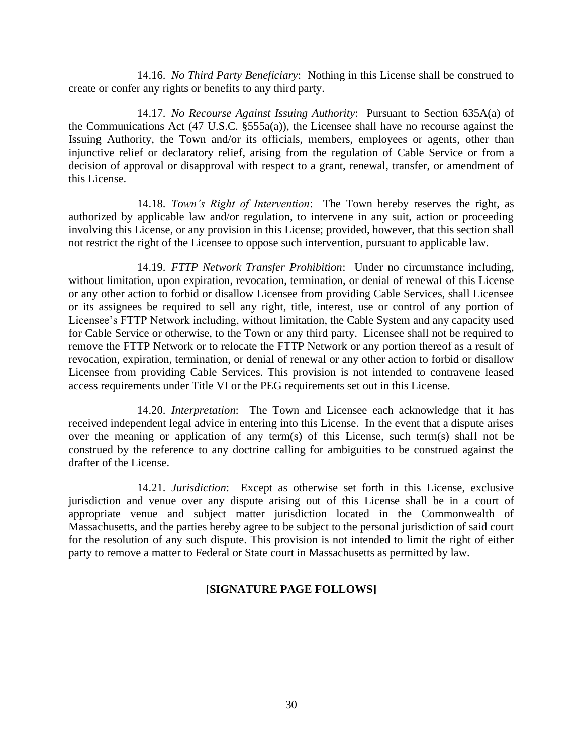14.16. *No Third Party Beneficiary*: Nothing in this License shall be construed to create or confer any rights or benefits to any third party.

14.17. *No Recourse Against Issuing Authority*: Pursuant to Section 635A(a) of the Communications Act (47 U.S.C. §555a(a)), the Licensee shall have no recourse against the Issuing Authority, the Town and/or its officials, members, employees or agents, other than injunctive relief or declaratory relief, arising from the regulation of Cable Service or from a decision of approval or disapproval with respect to a grant, renewal, transfer, or amendment of this License.

14.18. *Town's Right of Intervention*: The Town hereby reserves the right, as authorized by applicable law and/or regulation, to intervene in any suit, action or proceeding involving this License, or any provision in this License; provided, however, that this section shall not restrict the right of the Licensee to oppose such intervention, pursuant to applicable law.

14.19. *FTTP Network Transfer Prohibition*: Under no circumstance including, without limitation, upon expiration, revocation, termination, or denial of renewal of this License or any other action to forbid or disallow Licensee from providing Cable Services, shall Licensee or its assignees be required to sell any right, title, interest, use or control of any portion of Licensee's FTTP Network including, without limitation, the Cable System and any capacity used for Cable Service or otherwise, to the Town or any third party. Licensee shall not be required to remove the FTTP Network or to relocate the FTTP Network or any portion thereof as a result of revocation, expiration, termination, or denial of renewal or any other action to forbid or disallow Licensee from providing Cable Services. This provision is not intended to contravene leased access requirements under Title VI or the PEG requirements set out in this License.

14.20. *Interpretation*: The Town and Licensee each acknowledge that it has received independent legal advice in entering into this License. In the event that a dispute arises over the meaning or application of any term(s) of this License, such term(s) shall not be construed by the reference to any doctrine calling for ambiguities to be construed against the drafter of the License.

14.21. *Jurisdiction*: Except as otherwise set forth in this License, exclusive jurisdiction and venue over any dispute arising out of this License shall be in a court of appropriate venue and subject matter jurisdiction located in the Commonwealth of Massachusetts, and the parties hereby agree to be subject to the personal jurisdiction of said court for the resolution of any such dispute. This provision is not intended to limit the right of either party to remove a matter to Federal or State court in Massachusetts as permitted by law.

**[SIGNATURE PAGE FOLLOWS]**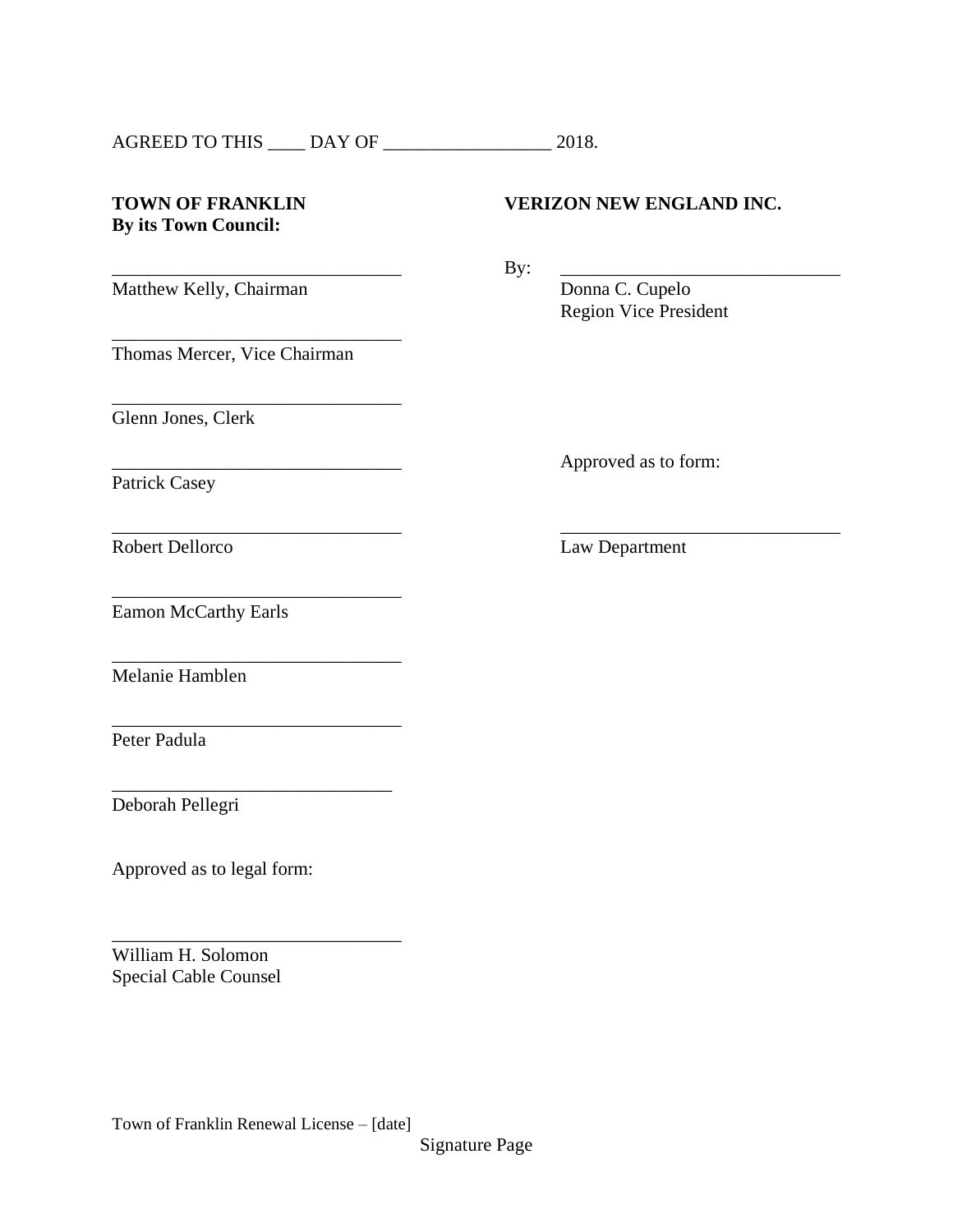AGREED TO THIS ____ DAY OF __________________ 2018.

**TOWN OF FRANKLIN**
**By its Town Council:**

_______________________________
Matthew Kelly, Chairman

_______________________________
Thomas Mercer, Vice Chairman

_______________________________
Glenn Jones, Clerk

_______________________________
Patrick Casey

_______________________________
Robert Dellorco

_______________________________
Eamon McCarthy Earls

_______________________________
Melanie Hamblen

_______________________________
Peter Padula

_______________________________
Deborah Pellegri

Approved as to legal form:

_______________________________
William H. Solomon
Special Cable Counsel

**VERIZON NEW ENGLAND INC.**

By: _______________________________
Donna C. Cupelo
Region Vice President

Approved as to form:

_______________________________
Law Department

Signature Page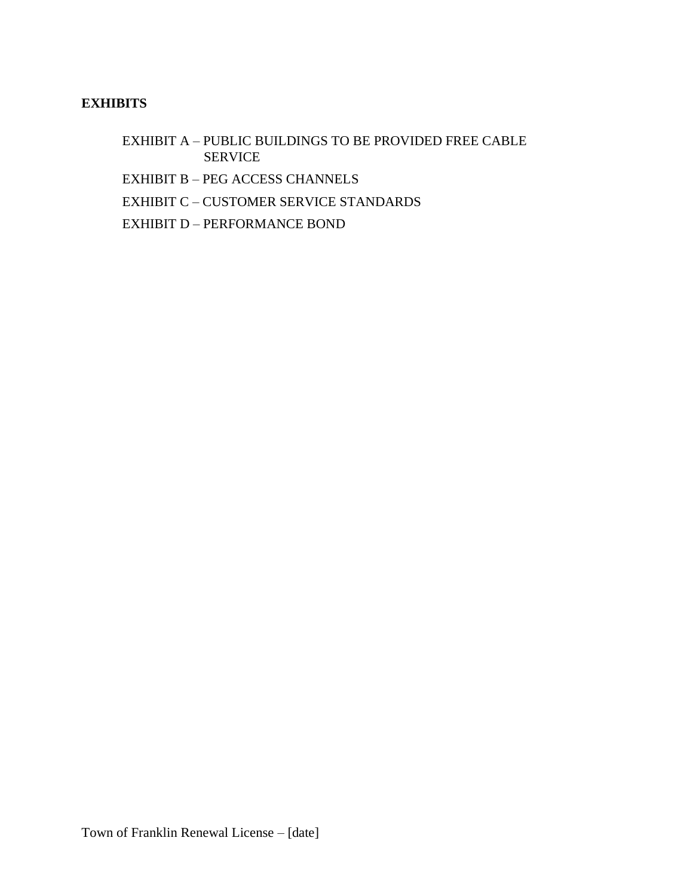**EXHIBITS**

EXHIBIT A – PUBLIC BUILDINGS TO BE PROVIDED FREE CABLE SERVICE

EXHIBIT B – PEG ACCESS CHANNELS

EXHIBIT C – CUSTOMER SERVICE STANDARDS

EXHIBIT D – PERFORMANCE BOND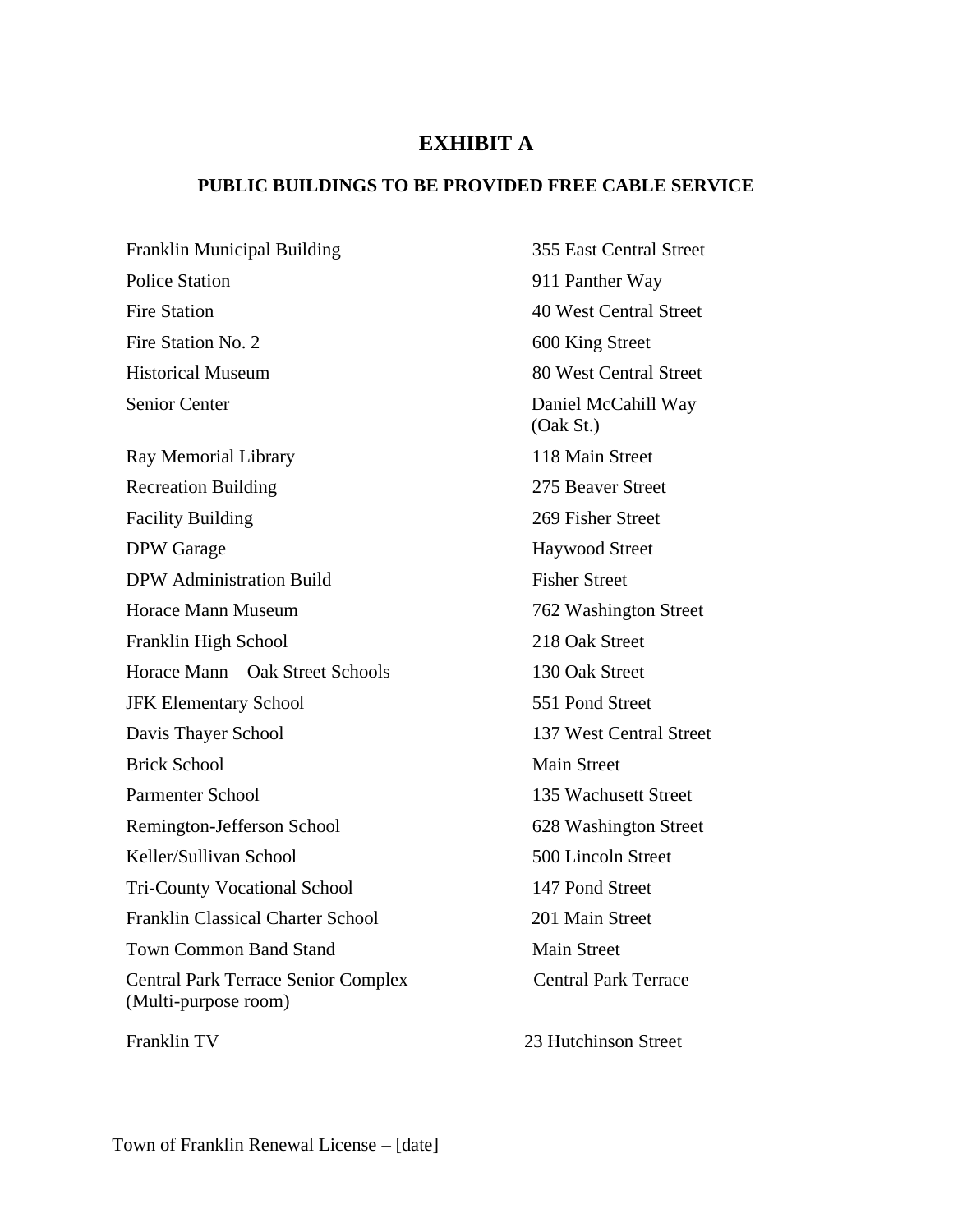# EXHIBIT A

## PUBLIC BUILDINGS TO BE PROVIDED FREE CABLE SERVICE

| | |
|---|---|
| Franklin Municipal Building | 355 East Central Street |
| Police Station | 911 Panther Way |
| Fire Station | 40 West Central Street |
| Fire Station No. 2 | 600 King Street |
| Historical Museum | 80 West Central Street |
| Senior Center | Daniel McCahill Way (Oak St.) |
| Ray Memorial Library | 118 Main Street |
| Recreation Building | 275 Beaver Street |
| Facility Building | 269 Fisher Street |
| DPW Garage | Haywood Street |
| DPW Administration Build | Fisher Street |
| Horace Mann Museum | 762 Washington Street |
| Franklin High School | 218 Oak Street |
| Horace Mann – Oak Street Schools | 130 Oak Street |
| JFK Elementary School | 551 Pond Street |
| Davis Thayer School | 137 West Central Street |
| Brick School | Main Street |
| Parmenter School | 135 Wachusett Street |
| Remington-Jefferson School | 628 Washington Street |
| Keller/Sullivan School | 500 Lincoln Street |
| Tri-County Vocational School | 147 Pond Street |
| Franklin Classical Charter School | 201 Main Street |
| Town Common Band Stand | Main Street |
| Central Park Terrace Senior Complex (Multi-purpose room) | Central Park Terrace |
| Franklin TV | 23 Hutchinson Street |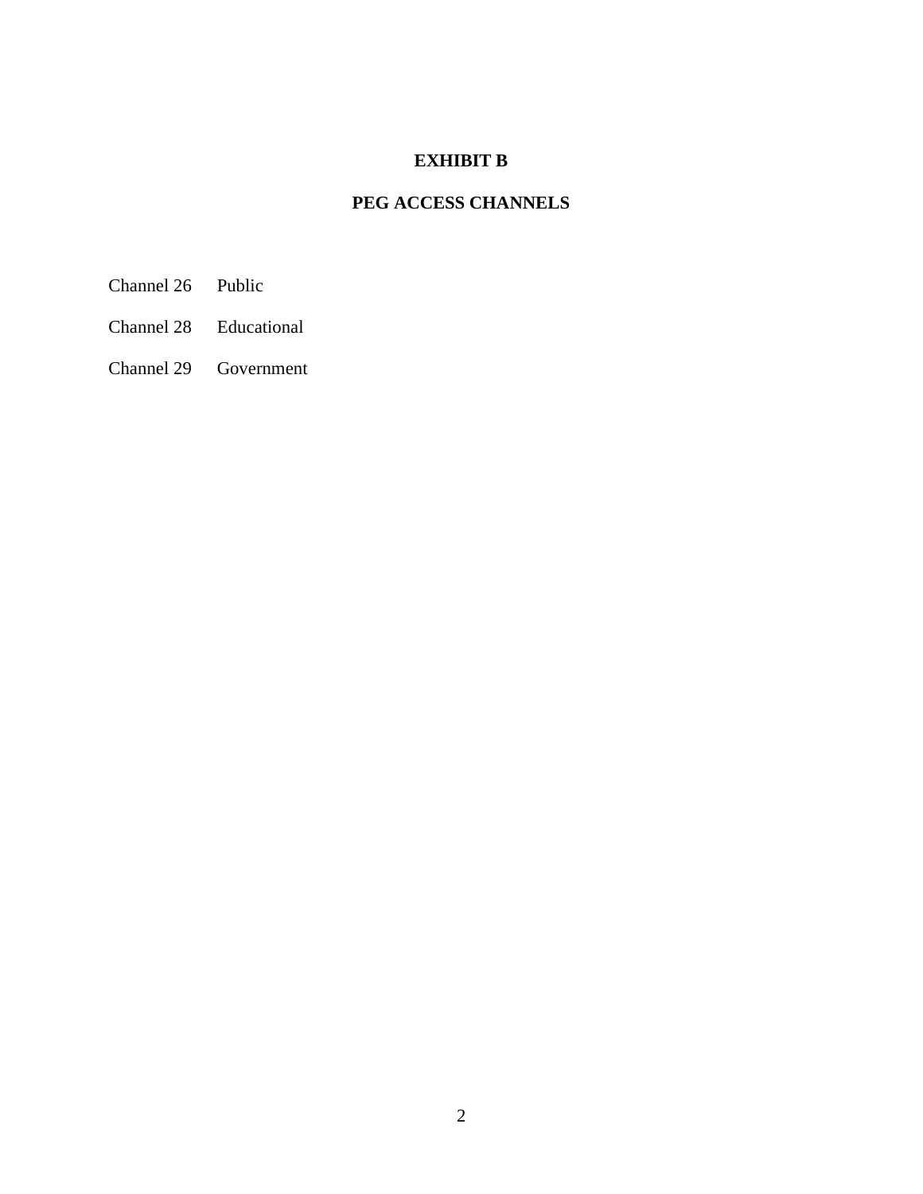# EXHIBIT B

## PEG ACCESS CHANNELS

Channel 26 Public

Channel 28 Educational

Channel 29 Government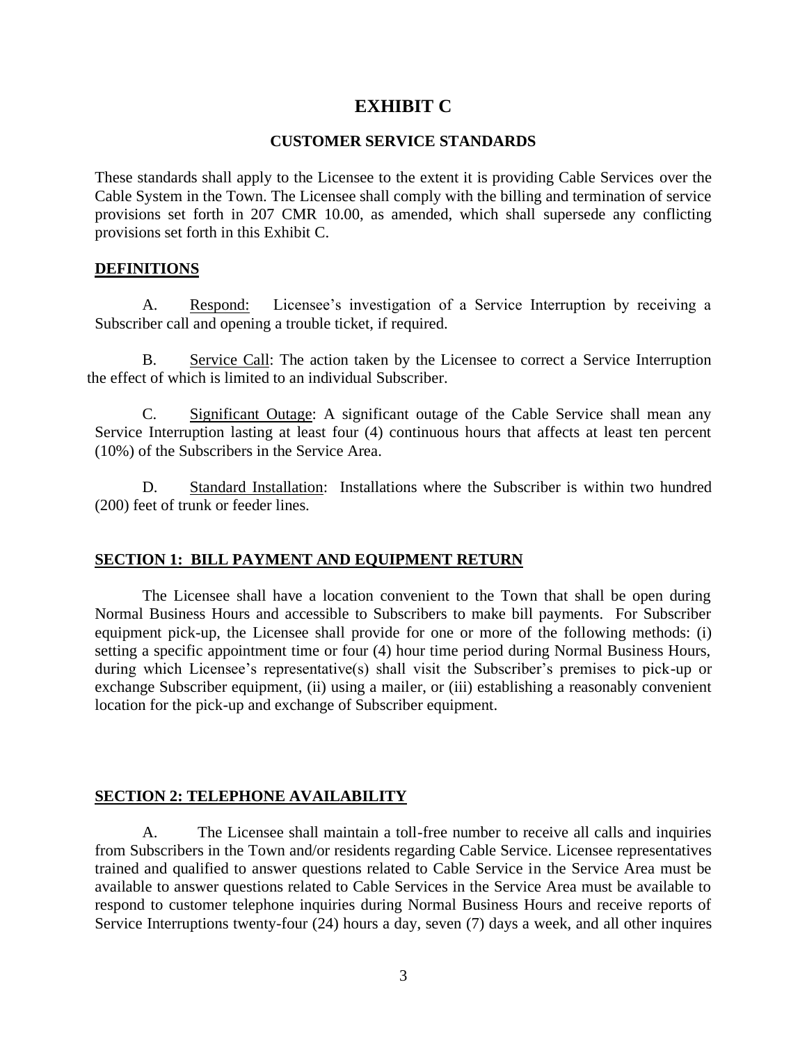# EXHIBIT C

## CUSTOMER SERVICE STANDARDS

These standards shall apply to the Licensee to the extent it is providing Cable Services over the Cable System in the Town. The Licensee shall comply with the billing and termination of service provisions set forth in 207 CMR 10.00, as amended, which shall supersede any conflicting provisions set forth in this Exhibit C.

**DEFINITIONS**

A. Respond: Licensee's investigation of a Service Interruption by receiving a Subscriber call and opening a trouble ticket, if required.

B. Service Call: The action taken by the Licensee to correct a Service Interruption the effect of which is limited to an individual Subscriber.

C. Significant Outage: A significant outage of the Cable Service shall mean any Service Interruption lasting at least four (4) continuous hours that affects at least ten percent (10%) of the Subscribers in the Service Area.

D. Standard Installation: Installations where the Subscriber is within two hundred (200) feet of trunk or feeder lines.

**SECTION 1: BILL PAYMENT AND EQUIPMENT RETURN**

The Licensee shall have a location convenient to the Town that shall be open during Normal Business Hours and accessible to Subscribers to make bill payments. For Subscriber equipment pick-up, the Licensee shall provide for one or more of the following methods: (i) setting a specific appointment time or four (4) hour time period during Normal Business Hours, during which Licensee's representative(s) shall visit the Subscriber's premises to pick-up or exchange Subscriber equipment, (ii) using a mailer, or (iii) establishing a reasonably convenient location for the pick-up and exchange of Subscriber equipment.

**SECTION 2: TELEPHONE AVAILABILITY**

A. The Licensee shall maintain a toll-free number to receive all calls and inquiries from Subscribers in the Town and/or residents regarding Cable Service. Licensee representatives trained and qualified to answer questions related to Cable Service in the Service Area must be available to answer questions related to Cable Services in the Service Area must be available to respond to customer telephone inquiries during Normal Business Hours and receive reports of Service Interruptions twenty-four (24) hours a day, seven (7) days a week, and all other inquires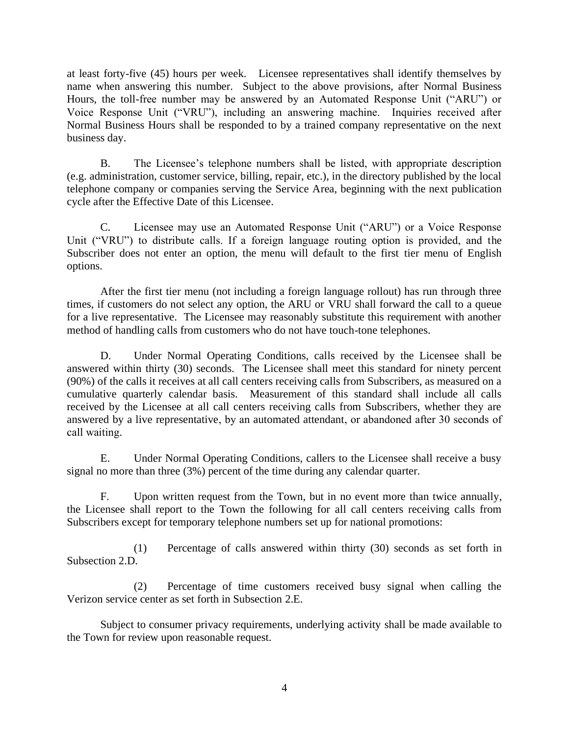at least forty-five (45) hours per week. Licensee representatives shall identify themselves by name when answering this number. Subject to the above provisions, after Normal Business Hours, the toll-free number may be answered by an Automated Response Unit ("ARU") or Voice Response Unit ("VRU"), including an answering machine. Inquiries received after Normal Business Hours shall be responded to by a trained company representative on the next business day.

B. The Licensee's telephone numbers shall be listed, with appropriate description (e.g. administration, customer service, billing, repair, etc.), in the directory published by the local telephone company or companies serving the Service Area, beginning with the next publication cycle after the Effective Date of this Licensee.

C. Licensee may use an Automated Response Unit ("ARU") or a Voice Response Unit ("VRU") to distribute calls. If a foreign language routing option is provided, and the Subscriber does not enter an option, the menu will default to the first tier menu of English options.

After the first tier menu (not including a foreign language rollout) has run through three times, if customers do not select any option, the ARU or VRU shall forward the call to a queue for a live representative. The Licensee may reasonably substitute this requirement with another method of handling calls from customers who do not have touch-tone telephones.

D. Under Normal Operating Conditions, calls received by the Licensee shall be answered within thirty (30) seconds. The Licensee shall meet this standard for ninety percent (90%) of the calls it receives at all call centers receiving calls from Subscribers, as measured on a cumulative quarterly calendar basis. Measurement of this standard shall include all calls received by the Licensee at all call centers receiving calls from Subscribers, whether they are answered by a live representative, by an automated attendant, or abandoned after 30 seconds of call waiting.

E. Under Normal Operating Conditions, callers to the Licensee shall receive a busy signal no more than three (3%) percent of the time during any calendar quarter.

F. Upon written request from the Town, but in no event more than twice annually, the Licensee shall report to the Town the following for all call centers receiving calls from Subscribers except for temporary telephone numbers set up for national promotions:

(1) Percentage of calls answered within thirty (30) seconds as set forth in Subsection 2.D.

(2) Percentage of time customers received busy signal when calling the Verizon service center as set forth in Subsection 2.E.

Subject to consumer privacy requirements, underlying activity shall be made available to the Town for review upon reasonable request.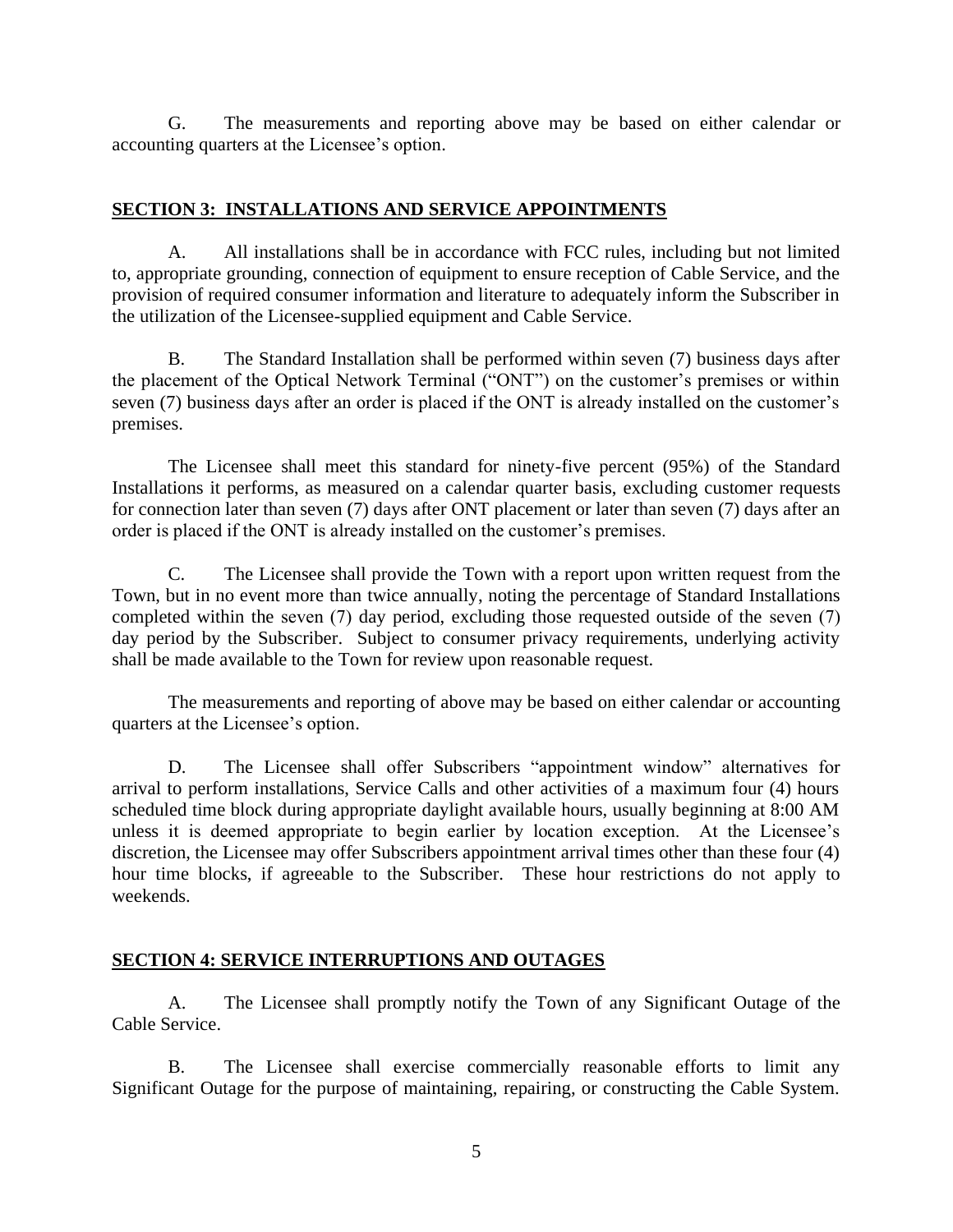G. The measurements and reporting above may be based on either calendar or accounting quarters at the Licensee's option.

## SECTION 3: INSTALLATIONS AND SERVICE APPOINTMENTS

A. All installations shall be in accordance with FCC rules, including but not limited to, appropriate grounding, connection of equipment to ensure reception of Cable Service, and the provision of required consumer information and literature to adequately inform the Subscriber in the utilization of the Licensee-supplied equipment and Cable Service.

B. The Standard Installation shall be performed within seven (7) business days after the placement of the Optical Network Terminal ("ONT") on the customer's premises or within seven (7) business days after an order is placed if the ONT is already installed on the customer's premises.

The Licensee shall meet this standard for ninety-five percent (95%) of the Standard Installations it performs, as measured on a calendar quarter basis, excluding customer requests for connection later than seven (7) days after ONT placement or later than seven (7) days after an order is placed if the ONT is already installed on the customer's premises.

C. The Licensee shall provide the Town with a report upon written request from the Town, but in no event more than twice annually, noting the percentage of Standard Installations completed within the seven (7) day period, excluding those requested outside of the seven (7) day period by the Subscriber. Subject to consumer privacy requirements, underlying activity shall be made available to the Town for review upon reasonable request.

The measurements and reporting of above may be based on either calendar or accounting quarters at the Licensee's option.

D. The Licensee shall offer Subscribers "appointment window" alternatives for arrival to perform installations, Service Calls and other activities of a maximum four (4) hours scheduled time block during appropriate daylight available hours, usually beginning at 8:00 AM unless it is deemed appropriate to begin earlier by location exception. At the Licensee's discretion, the Licensee may offer Subscribers appointment arrival times other than these four (4) hour time blocks, if agreeable to the Subscriber. These hour restrictions do not apply to weekends.

## SECTION 4: SERVICE INTERRUPTIONS AND OUTAGES

A. The Licensee shall promptly notify the Town of any Significant Outage of the Cable Service.

B. The Licensee shall exercise commercially reasonable efforts to limit any Significant Outage for the purpose of maintaining, repairing, or constructing the Cable System.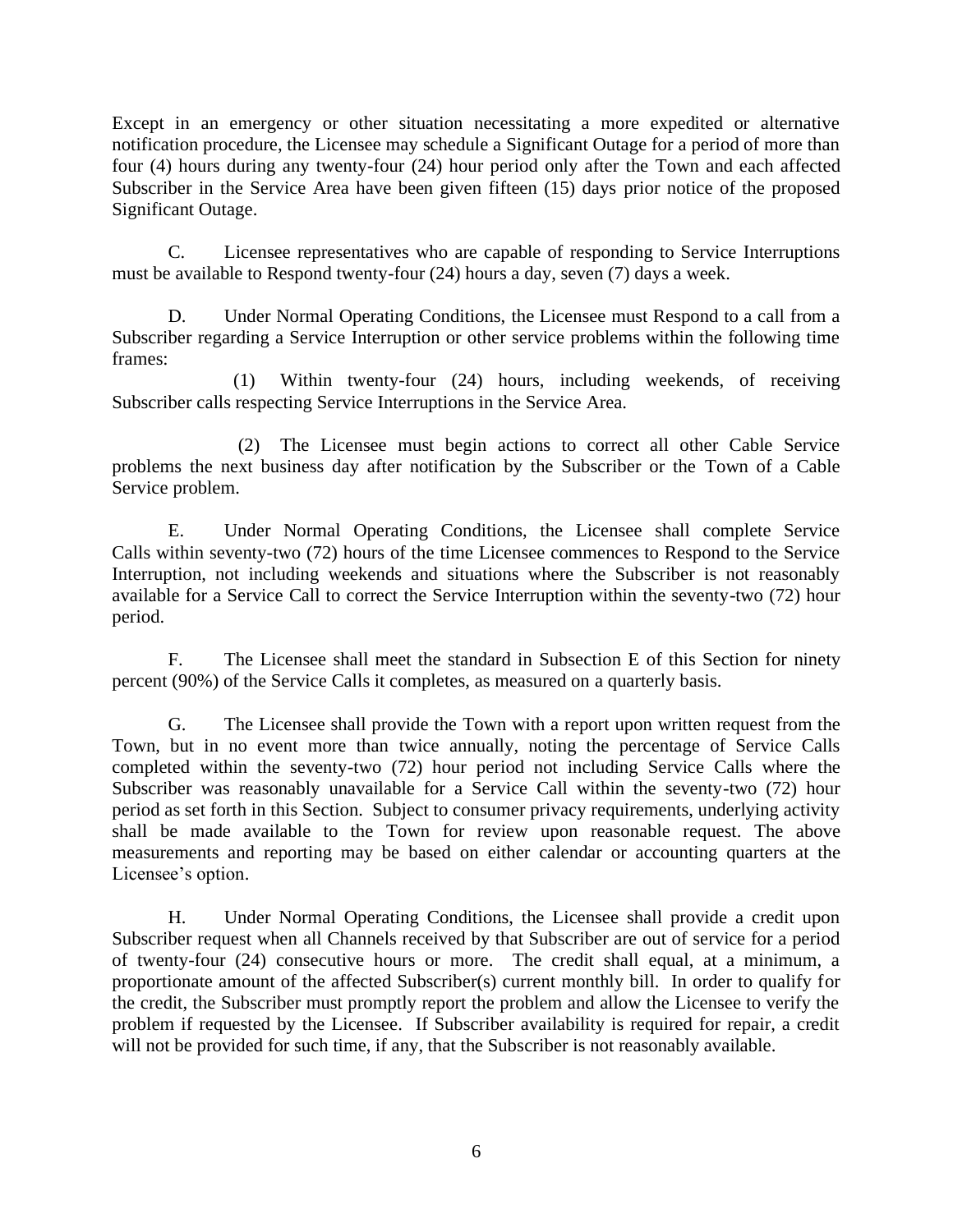Except in an emergency or other situation necessitating a more expedited or alternative notification procedure, the Licensee may schedule a Significant Outage for a period of more than four (4) hours during any twenty-four (24) hour period only after the Town and each affected Subscriber in the Service Area have been given fifteen (15) days prior notice of the proposed Significant Outage.

C. Licensee representatives who are capable of responding to Service Interruptions must be available to Respond twenty-four (24) hours a day, seven (7) days a week.

D. Under Normal Operating Conditions, the Licensee must Respond to a call from a Subscriber regarding a Service Interruption or other service problems within the following time frames:

(1) Within twenty-four (24) hours, including weekends, of receiving Subscriber calls respecting Service Interruptions in the Service Area.

(2) The Licensee must begin actions to correct all other Cable Service problems the next business day after notification by the Subscriber or the Town of a Cable Service problem.

E. Under Normal Operating Conditions, the Licensee shall complete Service Calls within seventy-two (72) hours of the time Licensee commences to Respond to the Service Interruption, not including weekends and situations where the Subscriber is not reasonably available for a Service Call to correct the Service Interruption within the seventy-two (72) hour period.

F. The Licensee shall meet the standard in Subsection E of this Section for ninety percent (90%) of the Service Calls it completes, as measured on a quarterly basis.

G. The Licensee shall provide the Town with a report upon written request from the Town, but in no event more than twice annually, noting the percentage of Service Calls completed within the seventy-two (72) hour period not including Service Calls where the Subscriber was reasonably unavailable for a Service Call within the seventy-two (72) hour period as set forth in this Section. Subject to consumer privacy requirements, underlying activity shall be made available to the Town for review upon reasonable request. The above measurements and reporting may be based on either calendar or accounting quarters at the Licensee's option.

H. Under Normal Operating Conditions, the Licensee shall provide a credit upon Subscriber request when all Channels received by that Subscriber are out of service for a period of twenty-four (24) consecutive hours or more. The credit shall equal, at a minimum, a proportionate amount of the affected Subscriber(s) current monthly bill. In order to qualify for the credit, the Subscriber must promptly report the problem and allow the Licensee to verify the problem if requested by the Licensee. If Subscriber availability is required for repair, a credit will not be provided for such time, if any, that the Subscriber is not reasonably available.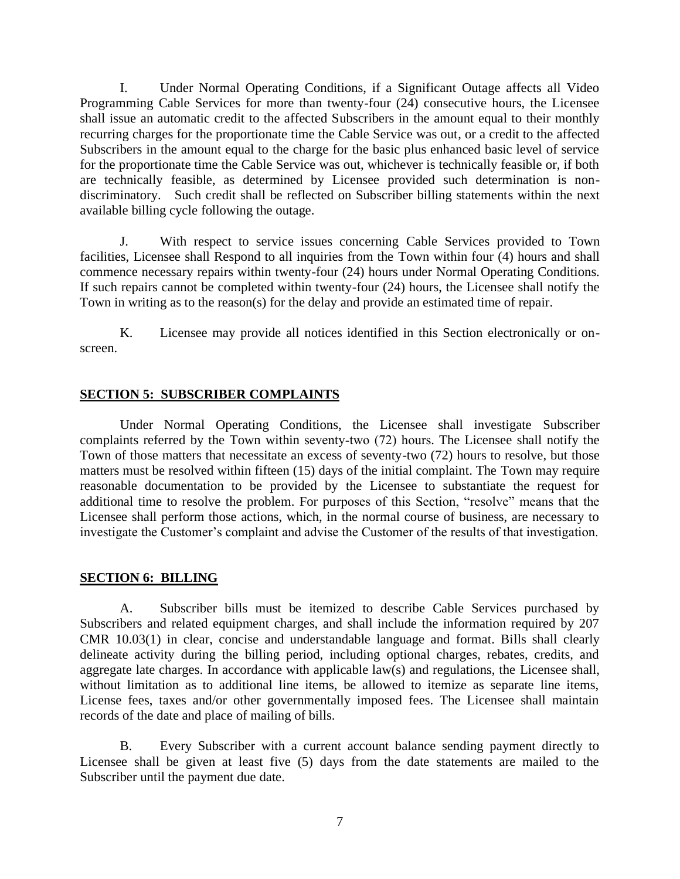I. Under Normal Operating Conditions, if a Significant Outage affects all Video Programming Cable Services for more than twenty-four (24) consecutive hours, the Licensee shall issue an automatic credit to the affected Subscribers in the amount equal to their monthly recurring charges for the proportionate time the Cable Service was out, or a credit to the affected Subscribers in the amount equal to the charge for the basic plus enhanced basic level of service for the proportionate time the Cable Service was out, whichever is technically feasible or, if both are technically feasible, as determined by Licensee provided such determination is non-discriminatory. Such credit shall be reflected on Subscriber billing statements within the next available billing cycle following the outage.

J. With respect to service issues concerning Cable Services provided to Town facilities, Licensee shall Respond to all inquiries from the Town within four (4) hours and shall commence necessary repairs within twenty-four (24) hours under Normal Operating Conditions. If such repairs cannot be completed within twenty-four (24) hours, the Licensee shall notify the Town in writing as to the reason(s) for the delay and provide an estimated time of repair.

K. Licensee may provide all notices identified in this Section electronically or on-screen.

## SECTION 5: SUBSCRIBER COMPLAINTS

Under Normal Operating Conditions, the Licensee shall investigate Subscriber complaints referred by the Town within seventy-two (72) hours. The Licensee shall notify the Town of those matters that necessitate an excess of seventy-two (72) hours to resolve, but those matters must be resolved within fifteen (15) days of the initial complaint. The Town may require reasonable documentation to be provided by the Licensee to substantiate the request for additional time to resolve the problem. For purposes of this Section, "resolve" means that the Licensee shall perform those actions, which, in the normal course of business, are necessary to investigate the Customer's complaint and advise the Customer of the results of that investigation.

## SECTION 6: BILLING

A. Subscriber bills must be itemized to describe Cable Services purchased by Subscribers and related equipment charges, and shall include the information required by 207 CMR 10.03(1) in clear, concise and understandable language and format. Bills shall clearly delineate activity during the billing period, including optional charges, rebates, credits, and aggregate late charges. In accordance with applicable law(s) and regulations, the Licensee shall, without limitation as to additional line items, be allowed to itemize as separate line items, License fees, taxes and/or other governmentally imposed fees. The Licensee shall maintain records of the date and place of mailing of bills.

B. Every Subscriber with a current account balance sending payment directly to Licensee shall be given at least five (5) days from the date statements are mailed to the Subscriber until the payment due date.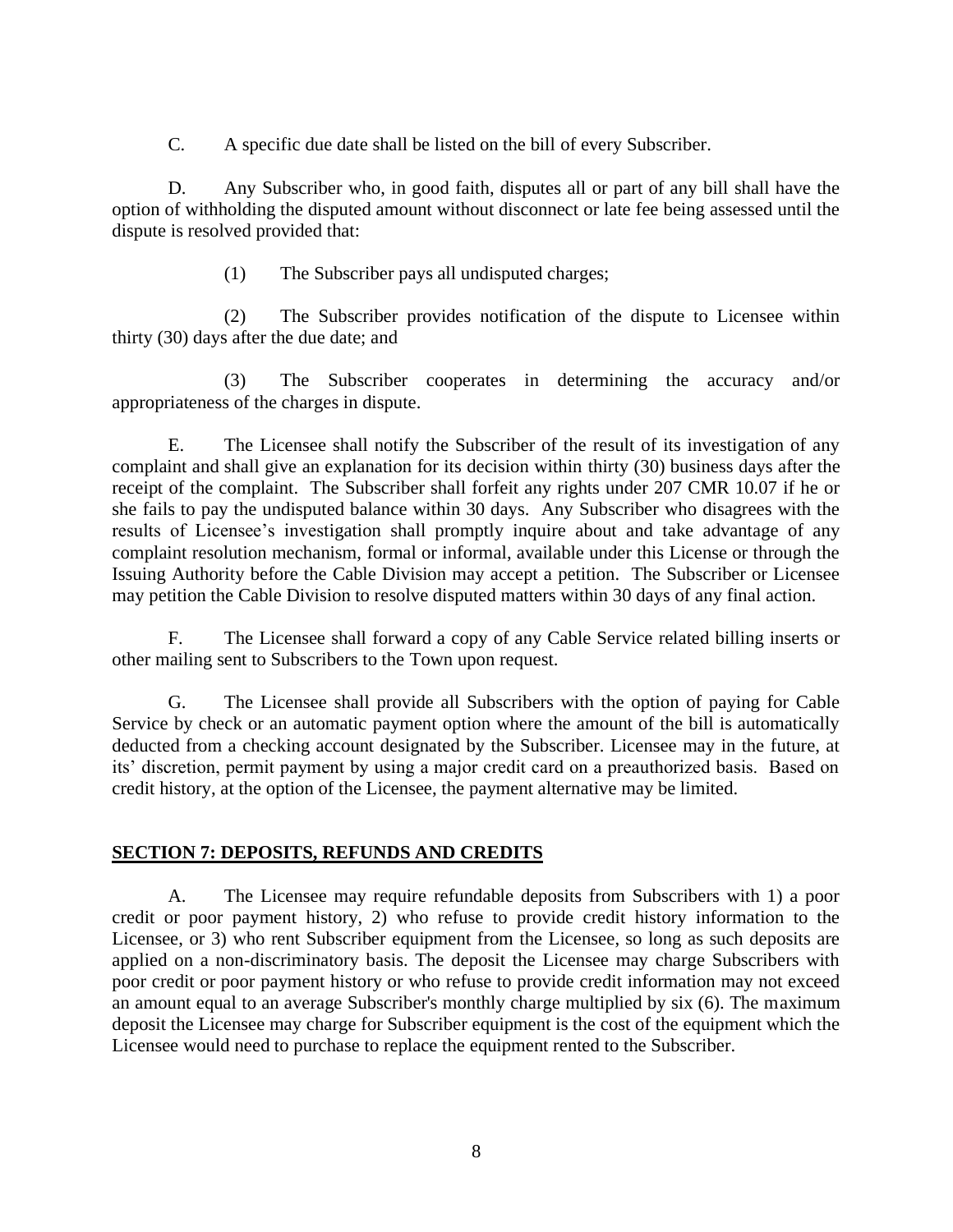C. A specific due date shall be listed on the bill of every Subscriber.

D. Any Subscriber who, in good faith, disputes all or part of any bill shall have the option of withholding the disputed amount without disconnect or late fee being assessed until the dispute is resolved provided that:

(1) The Subscriber pays all undisputed charges;

(2) The Subscriber provides notification of the dispute to Licensee within thirty (30) days after the due date; and

(3) The Subscriber cooperates in determining the accuracy and/or appropriateness of the charges in dispute.

E. The Licensee shall notify the Subscriber of the result of its investigation of any complaint and shall give an explanation for its decision within thirty (30) business days after the receipt of the complaint. The Subscriber shall forfeit any rights under 207 CMR 10.07 if he or she fails to pay the undisputed balance within 30 days. Any Subscriber who disagrees with the results of Licensee's investigation shall promptly inquire about and take advantage of any complaint resolution mechanism, formal or informal, available under this License or through the Issuing Authority before the Cable Division may accept a petition. The Subscriber or Licensee may petition the Cable Division to resolve disputed matters within 30 days of any final action.

F. The Licensee shall forward a copy of any Cable Service related billing inserts or other mailing sent to Subscribers to the Town upon request.

G. The Licensee shall provide all Subscribers with the option of paying for Cable Service by check or an automatic payment option where the amount of the bill is automatically deducted from a checking account designated by the Subscriber. Licensee may in the future, at its' discretion, permit payment by using a major credit card on a preauthorized basis. Based on credit history, at the option of the Licensee, the payment alternative may be limited.

## SECTION 7: DEPOSITS, REFUNDS AND CREDITS

A. The Licensee may require refundable deposits from Subscribers with 1) a poor credit or poor payment history, 2) who refuse to provide credit history information to the Licensee, or 3) who rent Subscriber equipment from the Licensee, so long as such deposits are applied on a non-discriminatory basis. The deposit the Licensee may charge Subscribers with poor credit or poor payment history or who refuse to provide credit information may not exceed an amount equal to an average Subscriber's monthly charge multiplied by six (6). The maximum deposit the Licensee may charge for Subscriber equipment is the cost of the equipment which the Licensee would need to purchase to replace the equipment rented to the Subscriber.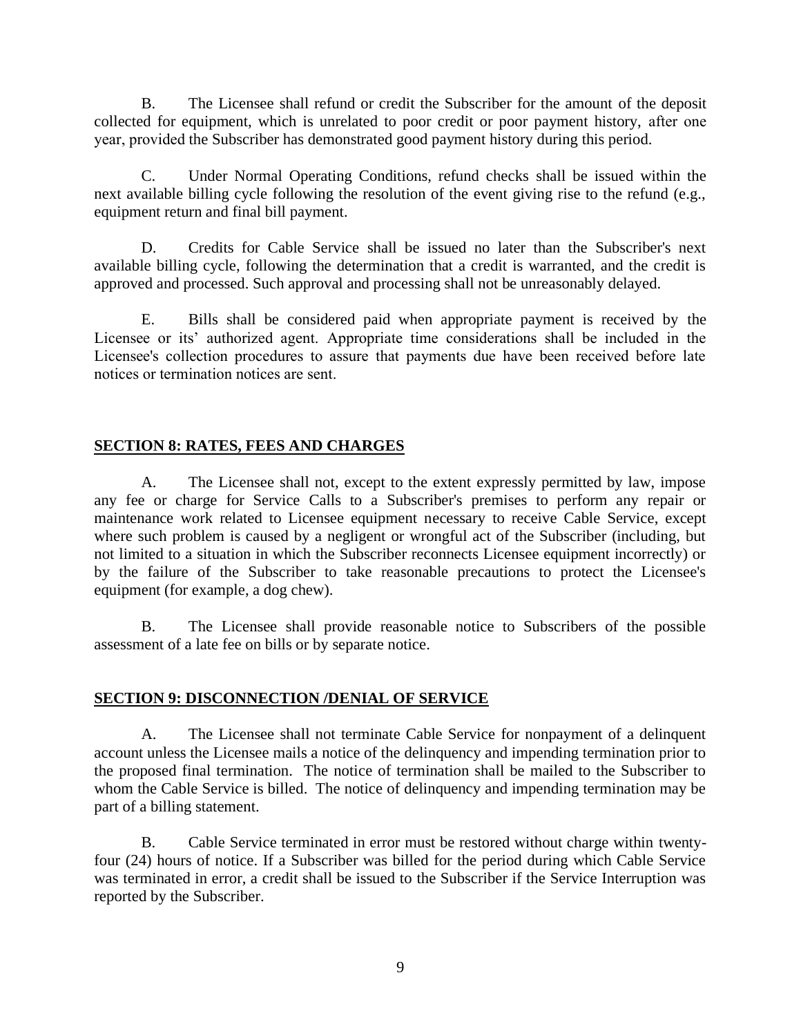B. The Licensee shall refund or credit the Subscriber for the amount of the deposit collected for equipment, which is unrelated to poor credit or poor payment history, after one year, provided the Subscriber has demonstrated good payment history during this period.

C. Under Normal Operating Conditions, refund checks shall be issued within the next available billing cycle following the resolution of the event giving rise to the refund (e.g., equipment return and final bill payment.

D. Credits for Cable Service shall be issued no later than the Subscriber's next available billing cycle, following the determination that a credit is warranted, and the credit is approved and processed. Such approval and processing shall not be unreasonably delayed.

E. Bills shall be considered paid when appropriate payment is received by the Licensee or its' authorized agent. Appropriate time considerations shall be included in the Licensee's collection procedures to assure that payments due have been received before late notices or termination notices are sent.

## SECTION 8: RATES, FEES AND CHARGES

A. The Licensee shall not, except to the extent expressly permitted by law, impose any fee or charge for Service Calls to a Subscriber's premises to perform any repair or maintenance work related to Licensee equipment necessary to receive Cable Service, except where such problem is caused by a negligent or wrongful act of the Subscriber (including, but not limited to a situation in which the Subscriber reconnects Licensee equipment incorrectly) or by the failure of the Subscriber to take reasonable precautions to protect the Licensee's equipment (for example, a dog chew).

B. The Licensee shall provide reasonable notice to Subscribers of the possible assessment of a late fee on bills or by separate notice.

## SECTION 9: DISCONNECTION /DENIAL OF SERVICE

A. The Licensee shall not terminate Cable Service for nonpayment of a delinquent account unless the Licensee mails a notice of the delinquency and impending termination prior to the proposed final termination. The notice of termination shall be mailed to the Subscriber to whom the Cable Service is billed. The notice of delinquency and impending termination may be part of a billing statement.

B. Cable Service terminated in error must be restored without charge within twenty-four (24) hours of notice. If a Subscriber was billed for the period during which Cable Service was terminated in error, a credit shall be issued to the Subscriber if the Service Interruption was reported by the Subscriber.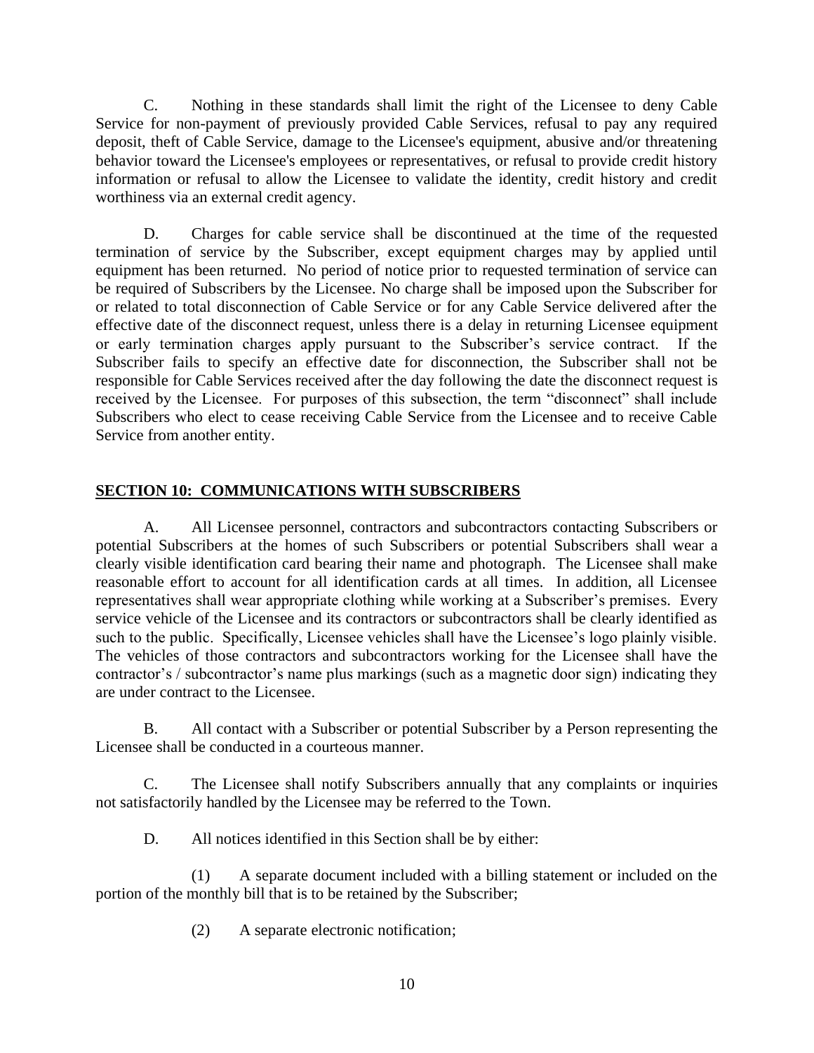C. Nothing in these standards shall limit the right of the Licensee to deny Cable Service for non-payment of previously provided Cable Services, refusal to pay any required deposit, theft of Cable Service, damage to the Licensee's equipment, abusive and/or threatening behavior toward the Licensee's employees or representatives, or refusal to provide credit history information or refusal to allow the Licensee to validate the identity, credit history and credit worthiness via an external credit agency.

D. Charges for cable service shall be discontinued at the time of the requested termination of service by the Subscriber, except equipment charges may by applied until equipment has been returned. No period of notice prior to requested termination of service can be required of Subscribers by the Licensee. No charge shall be imposed upon the Subscriber for or related to total disconnection of Cable Service or for any Cable Service delivered after the effective date of the disconnect request, unless there is a delay in returning Licensee equipment or early termination charges apply pursuant to the Subscriber's service contract. If the Subscriber fails to specify an effective date for disconnection, the Subscriber shall not be responsible for Cable Services received after the day following the date the disconnect request is received by the Licensee. For purposes of this subsection, the term "disconnect" shall include Subscribers who elect to cease receiving Cable Service from the Licensee and to receive Cable Service from another entity.

## SECTION 10: COMMUNICATIONS WITH SUBSCRIBERS

A. All Licensee personnel, contractors and subcontractors contacting Subscribers or potential Subscribers at the homes of such Subscribers or potential Subscribers shall wear a clearly visible identification card bearing their name and photograph. The Licensee shall make reasonable effort to account for all identification cards at all times. In addition, all Licensee representatives shall wear appropriate clothing while working at a Subscriber's premises. Every service vehicle of the Licensee and its contractors or subcontractors shall be clearly identified as such to the public. Specifically, Licensee vehicles shall have the Licensee's logo plainly visible. The vehicles of those contractors and subcontractors working for the Licensee shall have the contractor's / subcontractor's name plus markings (such as a magnetic door sign) indicating they are under contract to the Licensee.

B. All contact with a Subscriber or potential Subscriber by a Person representing the Licensee shall be conducted in a courteous manner.

C. The Licensee shall notify Subscribers annually that any complaints or inquiries not satisfactorily handled by the Licensee may be referred to the Town.

D. All notices identified in this Section shall be by either:

(1) A separate document included with a billing statement or included on the portion of the monthly bill that is to be retained by the Subscriber;

(2) A separate electronic notification;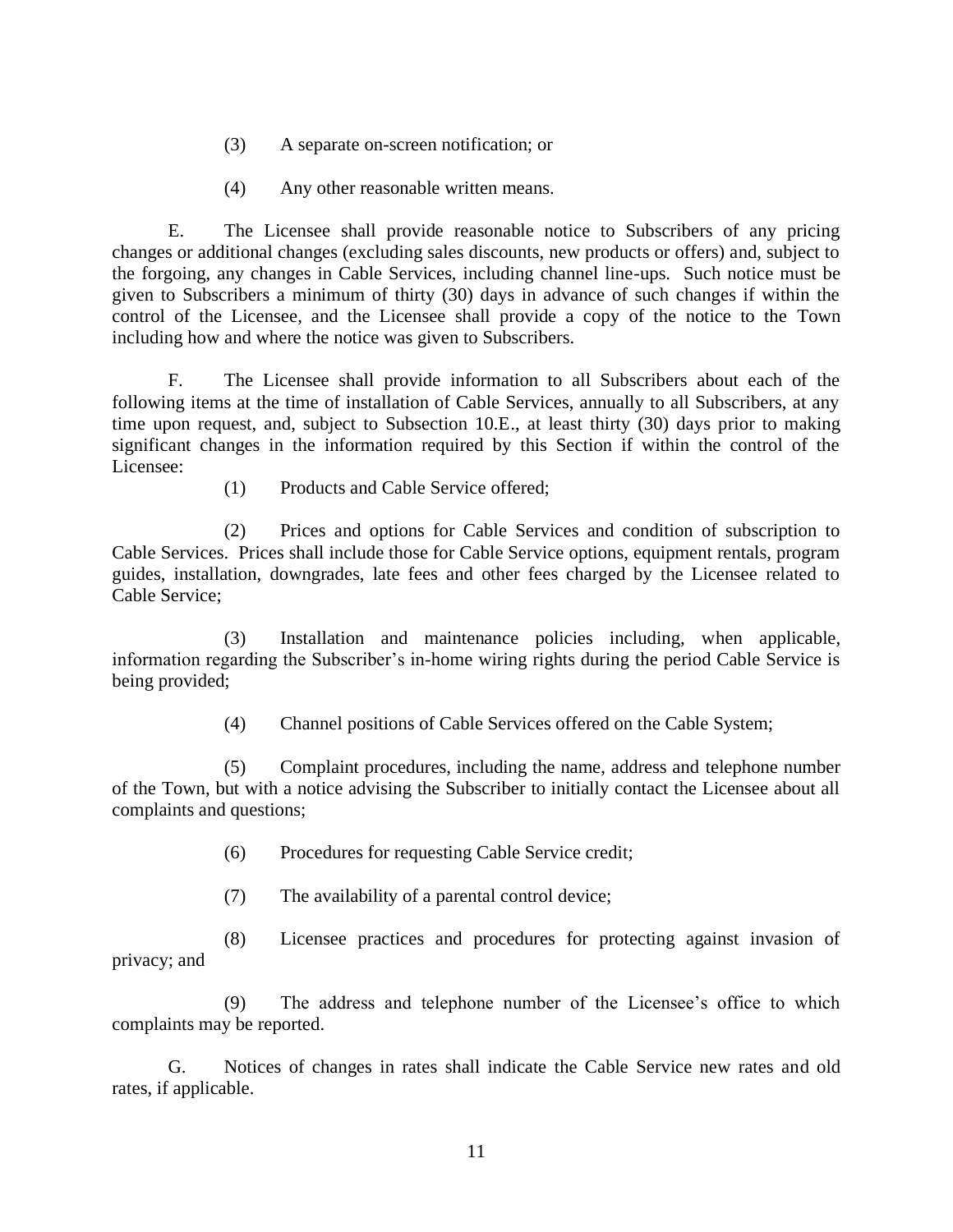(3) A separate on-screen notification; or

(4) Any other reasonable written means.

E. The Licensee shall provide reasonable notice to Subscribers of any pricing changes or additional changes (excluding sales discounts, new products or offers) and, subject to the forgoing, any changes in Cable Services, including channel line-ups. Such notice must be given to Subscribers a minimum of thirty (30) days in advance of such changes if within the control of the Licensee, and the Licensee shall provide a copy of the notice to the Town including how and where the notice was given to Subscribers.

F. The Licensee shall provide information to all Subscribers about each of the following items at the time of installation of Cable Services, annually to all Subscribers, at any time upon request, and, subject to Subsection 10.E., at least thirty (30) days prior to making significant changes in the information required by this Section if within the control of the Licensee:

(1) Products and Cable Service offered;

(2) Prices and options for Cable Services and condition of subscription to Cable Services. Prices shall include those for Cable Service options, equipment rentals, program guides, installation, downgrades, late fees and other fees charged by the Licensee related to Cable Service;

(3) Installation and maintenance policies including, when applicable, information regarding the Subscriber's in-home wiring rights during the period Cable Service is being provided;

(4) Channel positions of Cable Services offered on the Cable System;

(5) Complaint procedures, including the name, address and telephone number of the Town, but with a notice advising the Subscriber to initially contact the Licensee about all complaints and questions;

(6) Procedures for requesting Cable Service credit;

(7) The availability of a parental control device;

(8) Licensee practices and procedures for protecting against invasion of privacy; and

(9) The address and telephone number of the Licensee's office to which complaints may be reported.

G. Notices of changes in rates shall indicate the Cable Service new rates and old rates, if applicable.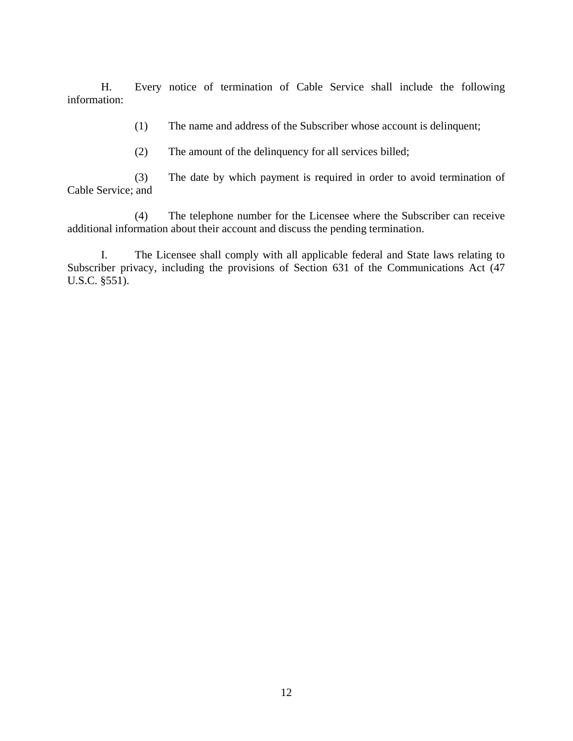H. Every notice of termination of Cable Service shall include the following information:

(1) The name and address of the Subscriber whose account is delinquent;

(2) The amount of the delinquency for all services billed;

(3) The date by which payment is required in order to avoid termination of Cable Service; and

(4) The telephone number for the Licensee where the Subscriber can receive additional information about their account and discuss the pending termination.

I. The Licensee shall comply with all applicable federal and State laws relating to Subscriber privacy, including the provisions of Section 631 of the Communications Act (47 U.S.C. §551).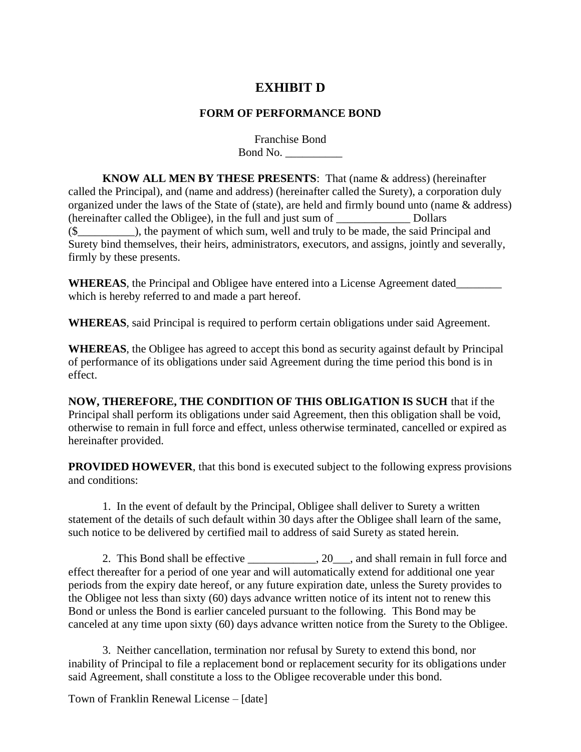# EXHIBIT D

## FORM OF PERFORMANCE BOND

Franchise Bond
Bond No. __________

**KNOW ALL MEN BY THESE PRESENTS**: That (name & address) (hereinafter called the Principal), and (name and address) (hereinafter called the Surety), a corporation duly organized under the laws of the State of (state), are held and firmly bound unto (name & address) (hereinafter called the Obligee), in the full and just sum of _____________ Dollars ($__________), the payment of which sum, well and truly to be made, the said Principal and Surety bind themselves, their heirs, administrators, executors, and assigns, jointly and severally, firmly by these presents.

**WHEREAS**, the Principal and Obligee have entered into a License Agreement dated________ which is hereby referred to and made a part hereof.

**WHEREAS**, said Principal is required to perform certain obligations under said Agreement.

**WHEREAS**, the Obligee has agreed to accept this bond as security against default by Principal of performance of its obligations under said Agreement during the time period this bond is in effect.

**NOW, THEREFORE, THE CONDITION OF THIS OBLIGATION IS SUCH** that if the Principal shall perform its obligations under said Agreement, then this obligation shall be void, otherwise to remain in full force and effect, unless otherwise terminated, cancelled or expired as hereinafter provided.

**PROVIDED HOWEVER**, that this bond is executed subject to the following express provisions and conditions:

1. In the event of default by the Principal, Obligee shall deliver to Surety a written statement of the details of such default within 30 days after the Obligee shall learn of the same, such notice to be delivered by certified mail to address of said Surety as stated herein.

2. This Bond shall be effective ____________, 20___, and shall remain in full force and effect thereafter for a period of one year and will automatically extend for additional one year periods from the expiry date hereof, or any future expiration date, unless the Surety provides to the Obligee not less than sixty (60) days advance written notice of its intent not to renew this Bond or unless the Bond is earlier canceled pursuant to the following. This Bond may be canceled at any time upon sixty (60) days advance written notice from the Surety to the Obligee.

3. Neither cancellation, termination nor refusal by Surety to extend this bond, nor inability of Principal to file a replacement bond or replacement security for its obligations under said Agreement, shall constitute a loss to the Obligee recoverable under this bond.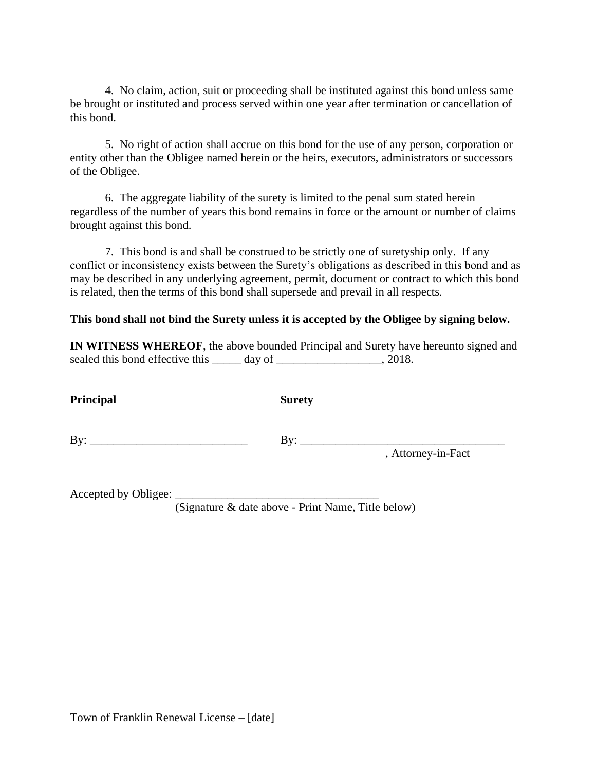4. No claim, action, suit or proceeding shall be instituted against this bond unless same be brought or instituted and process served within one year after termination or cancellation of this bond.

5. No right of action shall accrue on this bond for the use of any person, corporation or entity other than the Obligee named herein or the heirs, executors, administrators or successors of the Obligee.

6. The aggregate liability of the surety is limited to the penal sum stated herein regardless of the number of years this bond remains in force or the amount or number of claims brought against this bond.

7. This bond is and shall be construed to be strictly one of suretyship only. If any conflict or inconsistency exists between the Surety's obligations as described in this bond and as may be described in any underlying agreement, permit, document or contract to which this bond is related, then the terms of this bond shall supersede and prevail in all respects.

**This bond shall not bind the Surety unless it is accepted by the Obligee by signing below.**

**IN WITNESS WHEREOF**, the above bounded Principal and Surety have hereunto signed and sealed this bond effective this _____ day of __________________, 2018.

**Principal**

By: __________________________

**Surety**

By: ___________________________________
, Attorney-in-Fact

Accepted by Obligee: ___________________________________
(Signature & date above - Print Name, Title below)

Town of Franklin Renewal License – [date]